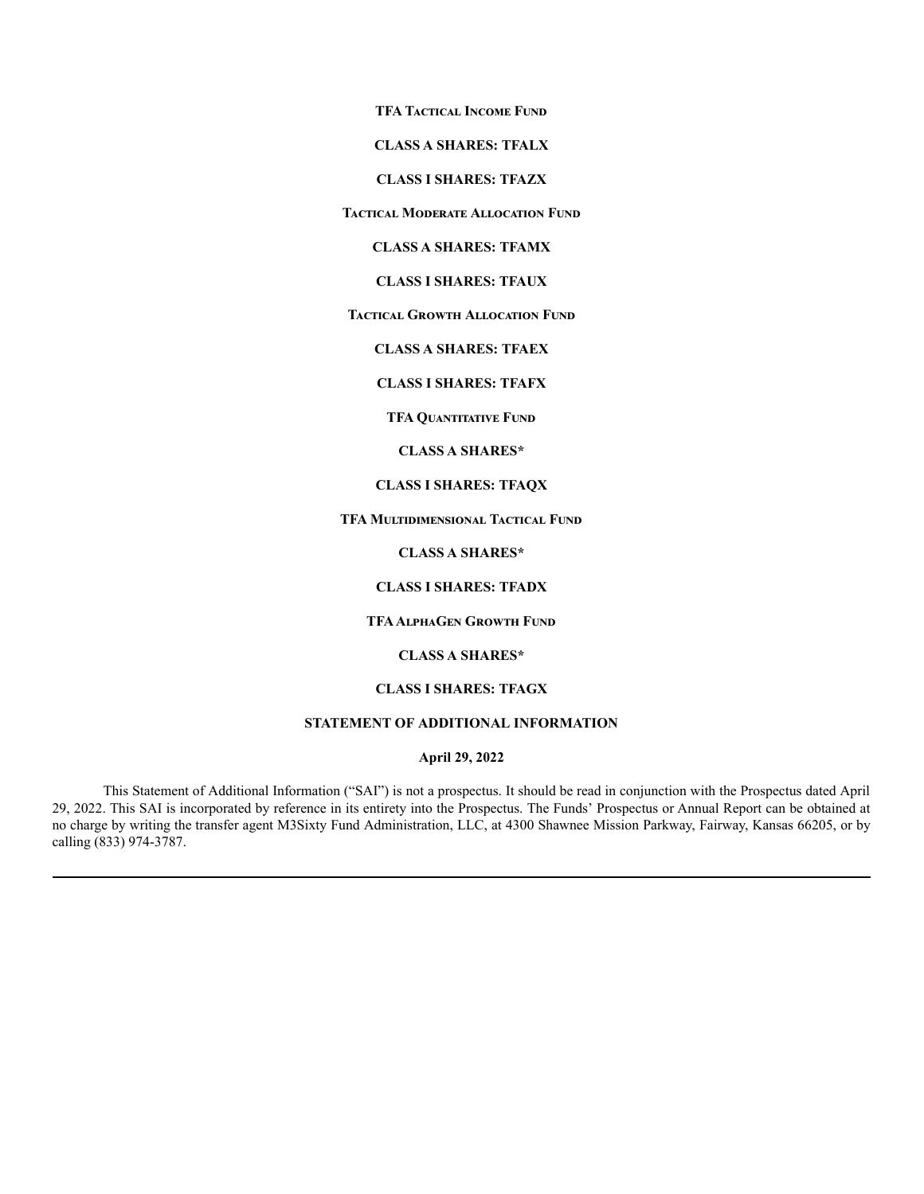**TFA Tactical Income Fund**

**CLASS A SHARES: TFALX**

**CLASS I SHARES: TFAZX**

**Tactical Moderate Allocation Fund**

**CLASS A SHARES: TFAMX**

**CLASS I SHARES: TFAUX**

**Tactical Growth Allocation Fund**

**CLASS A SHARES: TFAEX**

**CLASS I SHARES: TFAFX**

**TFA Quantitative Fund**

**CLASS A SHARES***

**CLASS I SHARES: TFAQX**

**TFA Multidimensional Tactical Fund**

**CLASS A SHARES***

**CLASS I SHARES: TFADX**

**TFA AlphaGen Growth Fund**

**CLASS A SHARES***

**CLASS I SHARES: TFAGX**

# STATEMENT OF ADDITIONAL INFORMATION

**April 29, 2022**

This Statement of Additional Information ("SAI") is not a prospectus. It should be read in conjunction with the Prospectus dated April 29, 2022. This SAI is incorporated by reference in its entirety into the Prospectus. The Funds' Prospectus or Annual Report can be obtained at no charge by writing the transfer agent M3Sixty Fund Administration, LLC, at 4300 Shawnee Mission Parkway, Fairway, Kansas 66205, or by calling (833) 974-3787.

---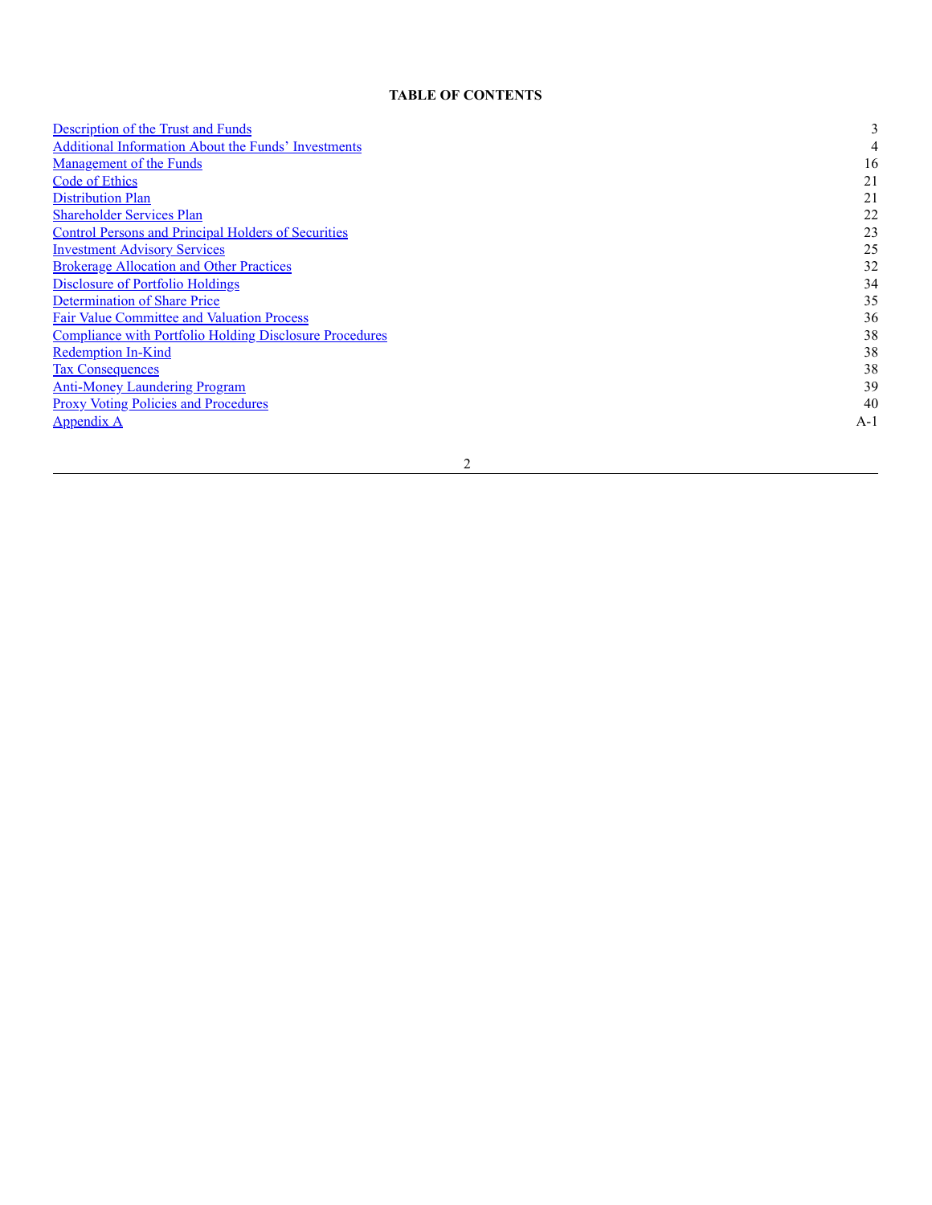**TABLE OF CONTENTS**

| | |
|---|---|
| Description of the Trust and Funds | 3 |
| Additional Information About the Funds' Investments | 4 |
| Management of the Funds | 16 |
| Code of Ethics | 21 |
| Distribution Plan | 21 |
| Shareholder Services Plan | 22 |
| Control Persons and Principal Holders of Securities | 23 |
| Investment Advisory Services | 25 |
| Brokerage Allocation and Other Practices | 32 |
| Disclosure of Portfolio Holdings | 34 |
| Determination of Share Price | 35 |
| Fair Value Committee and Valuation Process | 36 |
| Compliance with Portfolio Holding Disclosure Procedures | 38 |
| Redemption In-Kind | 38 |
| Tax Consequences | 38 |
| Anti-Money Laundering Program | 39 |
| Proxy Voting Policies and Procedures | 40 |
| Appendix A | A-1 |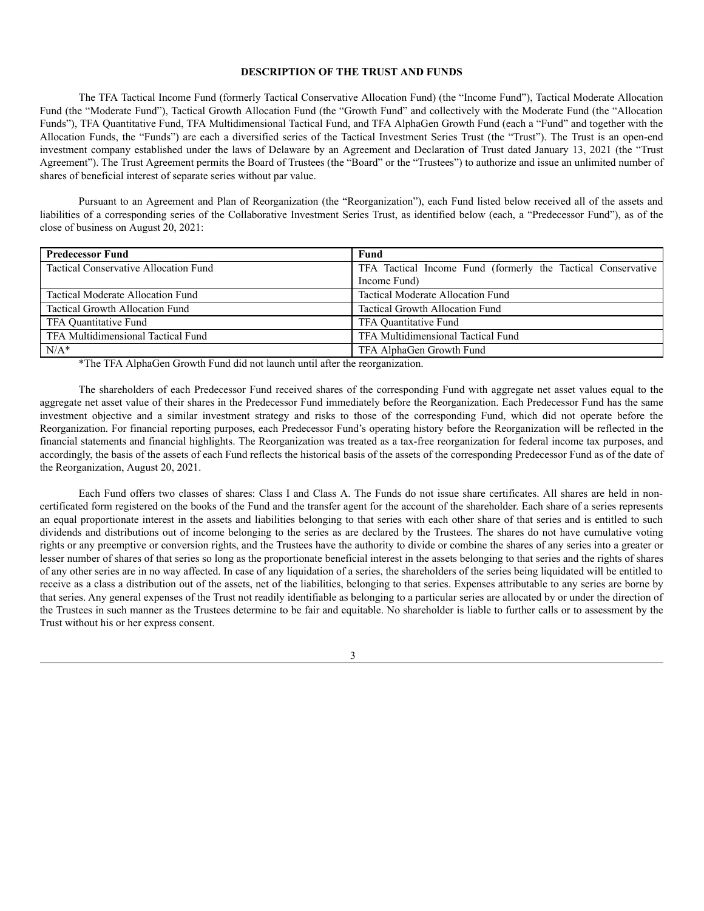## DESCRIPTION OF THE TRUST AND FUNDS

The TFA Tactical Income Fund (formerly Tactical Conservative Allocation Fund) (the "Income Fund"), Tactical Moderate Allocation Fund (the "Moderate Fund"), Tactical Growth Allocation Fund (the "Growth Fund" and collectively with the Moderate Fund (the "Allocation Funds"), TFA Quantitative Fund, TFA Multidimensional Tactical Fund, and TFA AlphaGen Growth Fund (each a "Fund" and together with the Allocation Funds, the "Funds") are each a diversified series of the Tactical Investment Series Trust (the "Trust"). The Trust is an open-end investment company established under the laws of Delaware by an Agreement and Declaration of Trust dated January 13, 2021 (the "Trust Agreement"). The Trust Agreement permits the Board of Trustees (the "Board" or the "Trustees") to authorize and issue an unlimited number of shares of beneficial interest of separate series without par value.

Pursuant to an Agreement and Plan of Reorganization (the "Reorganization"), each Fund listed below received all of the assets and liabilities of a corresponding series of the Collaborative Investment Series Trust, as identified below (each, a "Predecessor Fund"), as of the close of business on August 20, 2021:

| Predecessor Fund | Fund |
|---|---|
| Tactical Conservative Allocation Fund | TFA Tactical Income Fund (formerly the Tactical Conservative Income Fund) |
| Tactical Moderate Allocation Fund | Tactical Moderate Allocation Fund |
| Tactical Growth Allocation Fund | Tactical Growth Allocation Fund |
| TFA Quantitative Fund | TFA Quantitative Fund |
| TFA Multidimensional Tactical Fund | TFA Multidimensional Tactical Fund |
| N/A* | TFA AlphaGen Growth Fund |

*The TFA AlphaGen Growth Fund did not launch until after the reorganization.

The shareholders of each Predecessor Fund received shares of the corresponding Fund with aggregate net asset values equal to the aggregate net asset value of their shares in the Predecessor Fund immediately before the Reorganization. Each Predecessor Fund has the same investment objective and a similar investment strategy and risks to those of the corresponding Fund, which did not operate before the Reorganization. For financial reporting purposes, each Predecessor Fund's operating history before the Reorganization will be reflected in the financial statements and financial highlights. The Reorganization was treated as a tax-free reorganization for federal income tax purposes, and accordingly, the basis of the assets of each Fund reflects the historical basis of the assets of the corresponding Predecessor Fund as of the date of the Reorganization, August 20, 2021.

Each Fund offers two classes of shares: Class I and Class A. The Funds do not issue share certificates. All shares are held in non-certificated form registered on the books of the Fund and the transfer agent for the account of the shareholder. Each share of a series represents an equal proportionate interest in the assets and liabilities belonging to that series with each other share of that series and is entitled to such dividends and distributions out of income belonging to the series as are declared by the Trustees. The shares do not have cumulative voting rights or any preemptive or conversion rights, and the Trustees have the authority to divide or combine the shares of any series into a greater or lesser number of shares of that series so long as the proportionate beneficial interest in the assets belonging to that series and the rights of shares of any other series are in no way affected. In case of any liquidation of a series, the shareholders of the series being liquidated will be entitled to receive as a class a distribution out of the assets, net of the liabilities, belonging to that series. Expenses attributable to any series are borne by that series. Any general expenses of the Trust not readily identifiable as belonging to a particular series are allocated by or under the direction of the Trustees in such manner as the Trustees determine to be fair and equitable. No shareholder is liable to further calls or to assessment by the Trust without his or her express consent.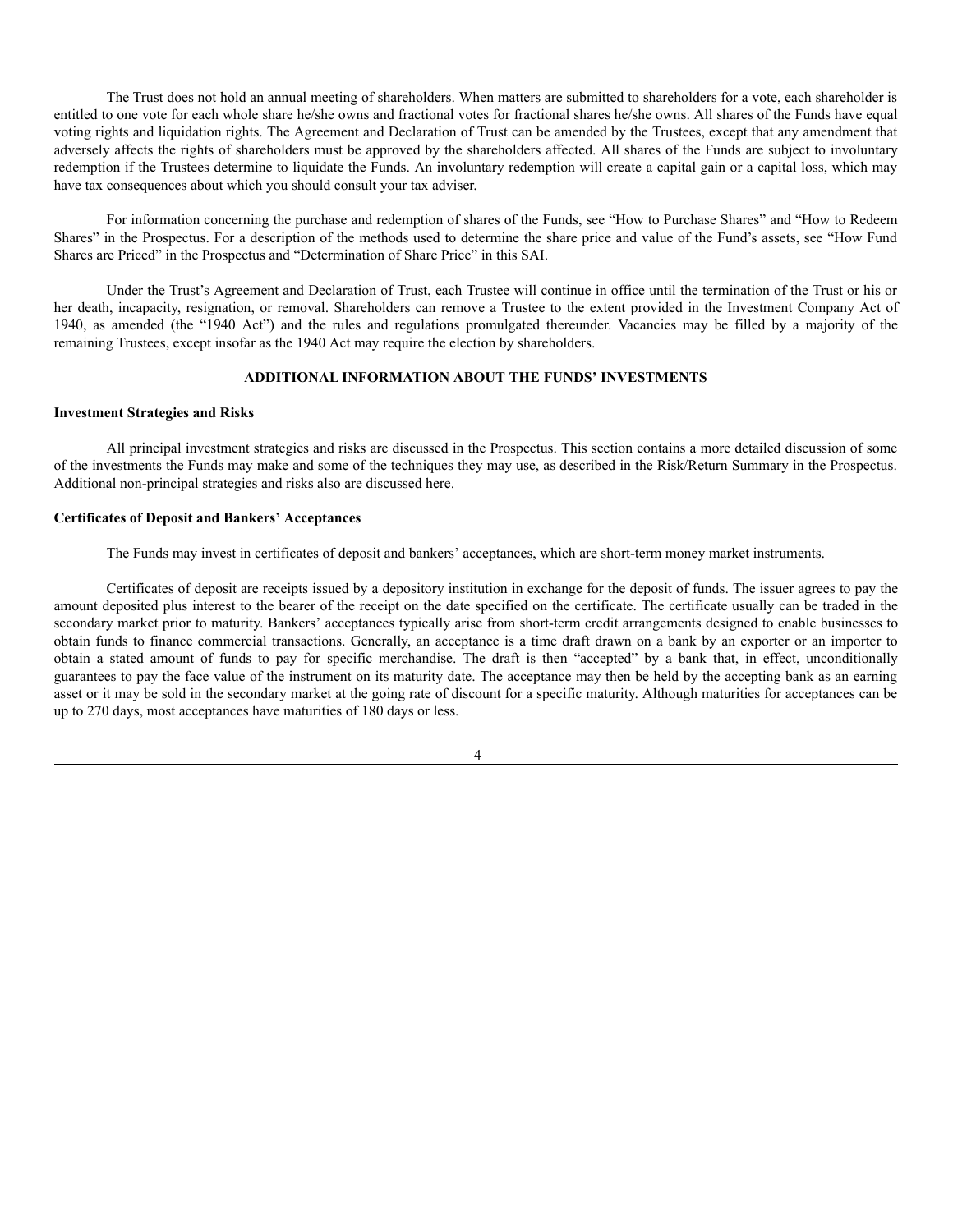The Trust does not hold an annual meeting of shareholders. When matters are submitted to shareholders for a vote, each shareholder is entitled to one vote for each whole share he/she owns and fractional votes for fractional shares he/she owns. All shares of the Funds have equal voting rights and liquidation rights. The Agreement and Declaration of Trust can be amended by the Trustees, except that any amendment that adversely affects the rights of shareholders must be approved by the shareholders affected. All shares of the Funds are subject to involuntary redemption if the Trustees determine to liquidate the Funds. An involuntary redemption will create a capital gain or a capital loss, which may have tax consequences about which you should consult your tax adviser.

For information concerning the purchase and redemption of shares of the Funds, see "How to Purchase Shares" and "How to Redeem Shares" in the Prospectus. For a description of the methods used to determine the share price and value of the Fund's assets, see "How Fund Shares are Priced" in the Prospectus and "Determination of Share Price" in this SAI.

Under the Trust's Agreement and Declaration of Trust, each Trustee will continue in office until the termination of the Trust or his or her death, incapacity, resignation, or removal. Shareholders can remove a Trustee to the extent provided in the Investment Company Act of 1940, as amended (the "1940 Act") and the rules and regulations promulgated thereunder. Vacancies may be filled by a majority of the remaining Trustees, except insofar as the 1940 Act may require the election by shareholders.

## ADDITIONAL INFORMATION ABOUT THE FUNDS' INVESTMENTS

### Investment Strategies and Risks

All principal investment strategies and risks are discussed in the Prospectus. This section contains a more detailed discussion of some of the investments the Funds may make and some of the techniques they may use, as described in the Risk/Return Summary in the Prospectus. Additional non-principal strategies and risks also are discussed here.

### Certificates of Deposit and Bankers' Acceptances

The Funds may invest in certificates of deposit and bankers' acceptances, which are short-term money market instruments.

Certificates of deposit are receipts issued by a depository institution in exchange for the deposit of funds. The issuer agrees to pay the amount deposited plus interest to the bearer of the receipt on the date specified on the certificate. The certificate usually can be traded in the secondary market prior to maturity. Bankers' acceptances typically arise from short-term credit arrangements designed to enable businesses to obtain funds to finance commercial transactions. Generally, an acceptance is a time draft drawn on a bank by an exporter or an importer to obtain a stated amount of funds to pay for specific merchandise. The draft is then "accepted" by a bank that, in effect, unconditionally guarantees to pay the face value of the instrument on its maturity date. The acceptance may then be held by the accepting bank as an earning asset or it may be sold in the secondary market at the going rate of discount for a specific maturity. Although maturities for acceptances can be up to 270 days, most acceptances have maturities of 180 days or less.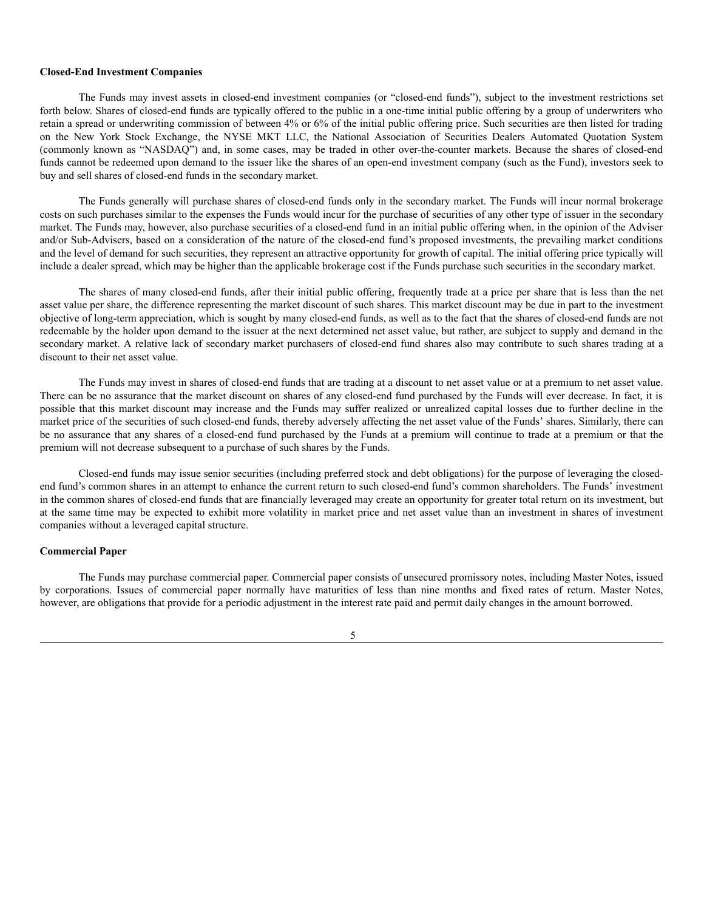**Closed-End Investment Companies**

The Funds may invest assets in closed-end investment companies (or "closed-end funds"), subject to the investment restrictions set forth below. Shares of closed-end funds are typically offered to the public in a one-time initial public offering by a group of underwriters who retain a spread or underwriting commission of between 4% or 6% of the initial public offering price. Such securities are then listed for trading on the New York Stock Exchange, the NYSE MKT LLC, the National Association of Securities Dealers Automated Quotation System (commonly known as "NASDAQ") and, in some cases, may be traded in other over-the-counter markets. Because the shares of closed-end funds cannot be redeemed upon demand to the issuer like the shares of an open-end investment company (such as the Fund), investors seek to buy and sell shares of closed-end funds in the secondary market.

The Funds generally will purchase shares of closed-end funds only in the secondary market. The Funds will incur normal brokerage costs on such purchases similar to the expenses the Funds would incur for the purchase of securities of any other type of issuer in the secondary market. The Funds may, however, also purchase securities of a closed-end fund in an initial public offering when, in the opinion of the Adviser and/or Sub-Advisers, based on a consideration of the nature of the closed-end fund's proposed investments, the prevailing market conditions and the level of demand for such securities, they represent an attractive opportunity for growth of capital. The initial offering price typically will include a dealer spread, which may be higher than the applicable brokerage cost if the Funds purchase such securities in the secondary market.

The shares of many closed-end funds, after their initial public offering, frequently trade at a price per share that is less than the net asset value per share, the difference representing the market discount of such shares. This market discount may be due in part to the investment objective of long-term appreciation, which is sought by many closed-end funds, as well as to the fact that the shares of closed-end funds are not redeemable by the holder upon demand to the issuer at the next determined net asset value, but rather, are subject to supply and demand in the secondary market. A relative lack of secondary market purchasers of closed-end fund shares also may contribute to such shares trading at a discount to their net asset value.

The Funds may invest in shares of closed-end funds that are trading at a discount to net asset value or at a premium to net asset value. There can be no assurance that the market discount on shares of any closed-end fund purchased by the Funds will ever decrease. In fact, it is possible that this market discount may increase and the Funds may suffer realized or unrealized capital losses due to further decline in the market price of the securities of such closed-end funds, thereby adversely affecting the net asset value of the Funds' shares. Similarly, there can be no assurance that any shares of a closed-end fund purchased by the Funds at a premium will continue to trade at a premium or that the premium will not decrease subsequent to a purchase of such shares by the Funds.

Closed-end funds may issue senior securities (including preferred stock and debt obligations) for the purpose of leveraging the closed-end fund's common shares in an attempt to enhance the current return to such closed-end fund's common shareholders. The Funds' investment in the common shares of closed-end funds that are financially leveraged may create an opportunity for greater total return on its investment, but at the same time may be expected to exhibit more volatility in market price and net asset value than an investment in shares of investment companies without a leveraged capital structure.

**Commercial Paper**

The Funds may purchase commercial paper. Commercial paper consists of unsecured promissory notes, including Master Notes, issued by corporations. Issues of commercial paper normally have maturities of less than nine months and fixed rates of return. Master Notes, however, are obligations that provide for a periodic adjustment in the interest rate paid and permit daily changes in the amount borrowed.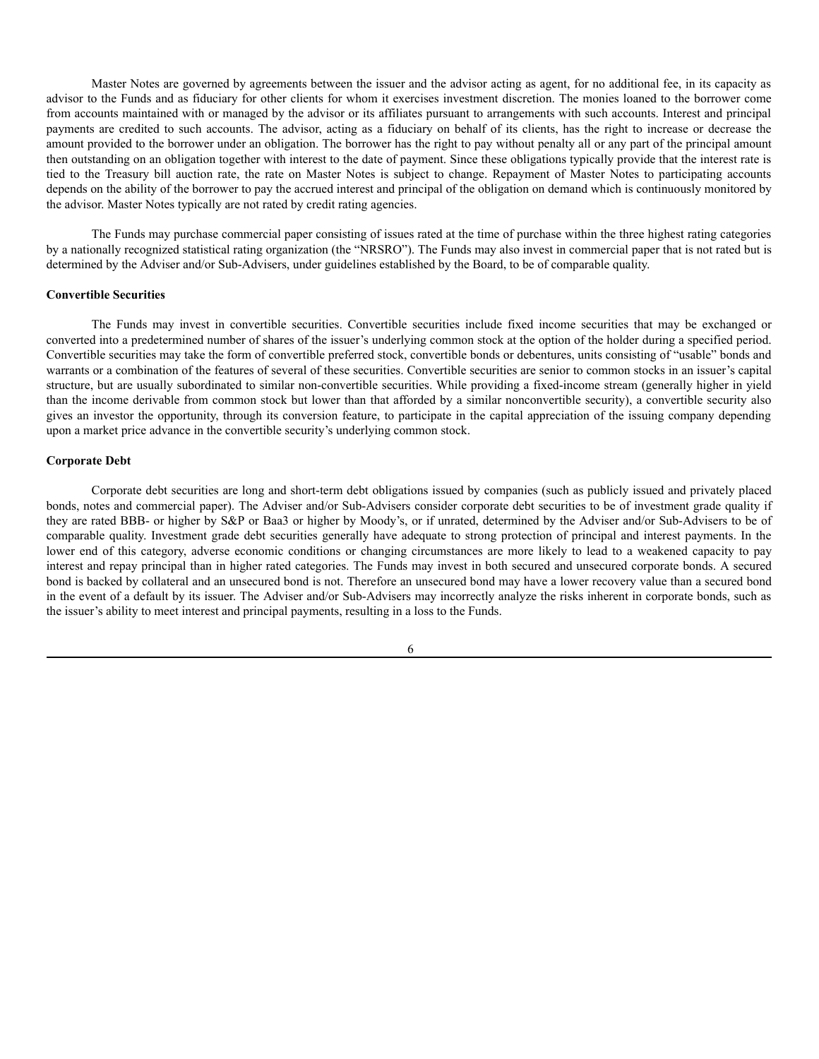Master Notes are governed by agreements between the issuer and the advisor acting as agent, for no additional fee, in its capacity as advisor to the Funds and as fiduciary for other clients for whom it exercises investment discretion. The monies loaned to the borrower come from accounts maintained with or managed by the advisor or its affiliates pursuant to arrangements with such accounts. Interest and principal payments are credited to such accounts. The advisor, acting as a fiduciary on behalf of its clients, has the right to increase or decrease the amount provided to the borrower under an obligation. The borrower has the right to pay without penalty all or any part of the principal amount then outstanding on an obligation together with interest to the date of payment. Since these obligations typically provide that the interest rate is tied to the Treasury bill auction rate, the rate on Master Notes is subject to change. Repayment of Master Notes to participating accounts depends on the ability of the borrower to pay the accrued interest and principal of the obligation on demand which is continuously monitored by the advisor. Master Notes typically are not rated by credit rating agencies.

The Funds may purchase commercial paper consisting of issues rated at the time of purchase within the three highest rating categories by a nationally recognized statistical rating organization (the "NRSRO"). The Funds may also invest in commercial paper that is not rated but is determined by the Adviser and/or Sub-Advisers, under guidelines established by the Board, to be of comparable quality.

**Convertible Securities**

The Funds may invest in convertible securities. Convertible securities include fixed income securities that may be exchanged or converted into a predetermined number of shares of the issuer's underlying common stock at the option of the holder during a specified period. Convertible securities may take the form of convertible preferred stock, convertible bonds or debentures, units consisting of "usable" bonds and warrants or a combination of the features of several of these securities. Convertible securities are senior to common stocks in an issuer's capital structure, but are usually subordinated to similar non-convertible securities. While providing a fixed-income stream (generally higher in yield than the income derivable from common stock but lower than that afforded by a similar nonconvertible security), a convertible security also gives an investor the opportunity, through its conversion feature, to participate in the capital appreciation of the issuing company depending upon a market price advance in the convertible security's underlying common stock.

**Corporate Debt**

Corporate debt securities are long and short-term debt obligations issued by companies (such as publicly issued and privately placed bonds, notes and commercial paper). The Adviser and/or Sub-Advisers consider corporate debt securities to be of investment grade quality if they are rated BBB- or higher by S&P or Baa3 or higher by Moody's, or if unrated, determined by the Adviser and/or Sub-Advisers to be of comparable quality. Investment grade debt securities generally have adequate to strong protection of principal and interest payments. In the lower end of this category, adverse economic conditions or changing circumstances are more likely to lead to a weakened capacity to pay interest and repay principal than in higher rated categories. The Funds may invest in both secured and unsecured corporate bonds. A secured bond is backed by collateral and an unsecured bond is not. Therefore an unsecured bond may have a lower recovery value than a secured bond in the event of a default by its issuer. The Adviser and/or Sub-Advisers may incorrectly analyze the risks inherent in corporate bonds, such as the issuer's ability to meet interest and principal payments, resulting in a loss to the Funds.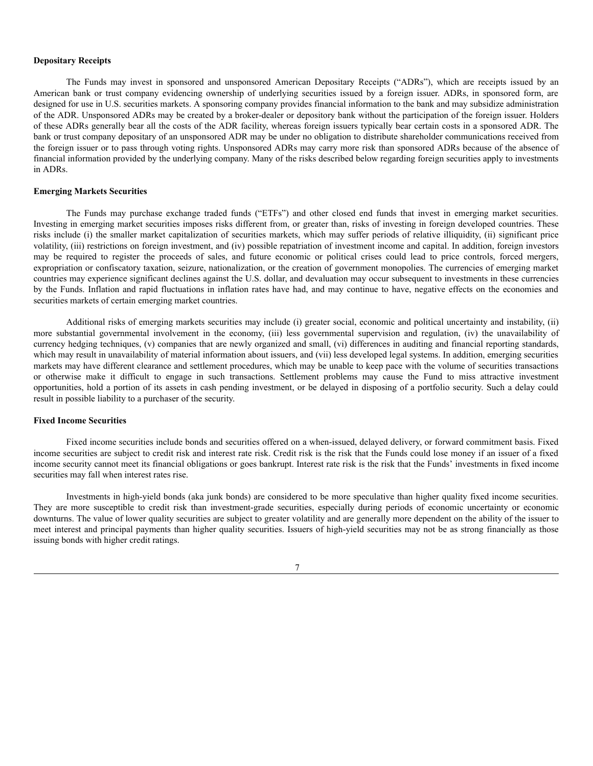**Depositary Receipts**

The Funds may invest in sponsored and unsponsored American Depositary Receipts ("ADRs"), which are receipts issued by an American bank or trust company evidencing ownership of underlying securities issued by a foreign issuer. ADRs, in sponsored form, are designed for use in U.S. securities markets. A sponsoring company provides financial information to the bank and may subsidize administration of the ADR. Unsponsored ADRs may be created by a broker-dealer or depository bank without the participation of the foreign issuer. Holders of these ADRs generally bear all the costs of the ADR facility, whereas foreign issuers typically bear certain costs in a sponsored ADR. The bank or trust company depositary of an unsponsored ADR may be under no obligation to distribute shareholder communications received from the foreign issuer or to pass through voting rights. Unsponsored ADRs may carry more risk than sponsored ADRs because of the absence of financial information provided by the underlying company. Many of the risks described below regarding foreign securities apply to investments in ADRs.

**Emerging Markets Securities**

The Funds may purchase exchange traded funds ("ETFs") and other closed end funds that invest in emerging market securities. Investing in emerging market securities imposes risks different from, or greater than, risks of investing in foreign developed countries. These risks include (i) the smaller market capitalization of securities markets, which may suffer periods of relative illiquidity, (ii) significant price volatility, (iii) restrictions on foreign investment, and (iv) possible repatriation of investment income and capital. In addition, foreign investors may be required to register the proceeds of sales, and future economic or political crises could lead to price controls, forced mergers, expropriation or confiscatory taxation, seizure, nationalization, or the creation of government monopolies. The currencies of emerging market countries may experience significant declines against the U.S. dollar, and devaluation may occur subsequent to investments in these currencies by the Funds. Inflation and rapid fluctuations in inflation rates have had, and may continue to have, negative effects on the economies and securities markets of certain emerging market countries.

Additional risks of emerging markets securities may include (i) greater social, economic and political uncertainty and instability, (ii) more substantial governmental involvement in the economy, (iii) less governmental supervision and regulation, (iv) the unavailability of currency hedging techniques, (v) companies that are newly organized and small, (vi) differences in auditing and financial reporting standards, which may result in unavailability of material information about issuers, and (vii) less developed legal systems. In addition, emerging securities markets may have different clearance and settlement procedures, which may be unable to keep pace with the volume of securities transactions or otherwise make it difficult to engage in such transactions. Settlement problems may cause the Fund to miss attractive investment opportunities, hold a portion of its assets in cash pending investment, or be delayed in disposing of a portfolio security. Such a delay could result in possible liability to a purchaser of the security.

**Fixed Income Securities**

Fixed income securities include bonds and securities offered on a when-issued, delayed delivery, or forward commitment basis. Fixed income securities are subject to credit risk and interest rate risk. Credit risk is the risk that the Funds could lose money if an issuer of a fixed income security cannot meet its financial obligations or goes bankrupt. Interest rate risk is the risk that the Funds' investments in fixed income securities may fall when interest rates rise.

Investments in high-yield bonds (aka junk bonds) are considered to be more speculative than higher quality fixed income securities. They are more susceptible to credit risk than investment-grade securities, especially during periods of economic uncertainty or economic downturns. The value of lower quality securities are subject to greater volatility and are generally more dependent on the ability of the issuer to meet interest and principal payments than higher quality securities. Issuers of high-yield securities may not be as strong financially as those issuing bonds with higher credit ratings.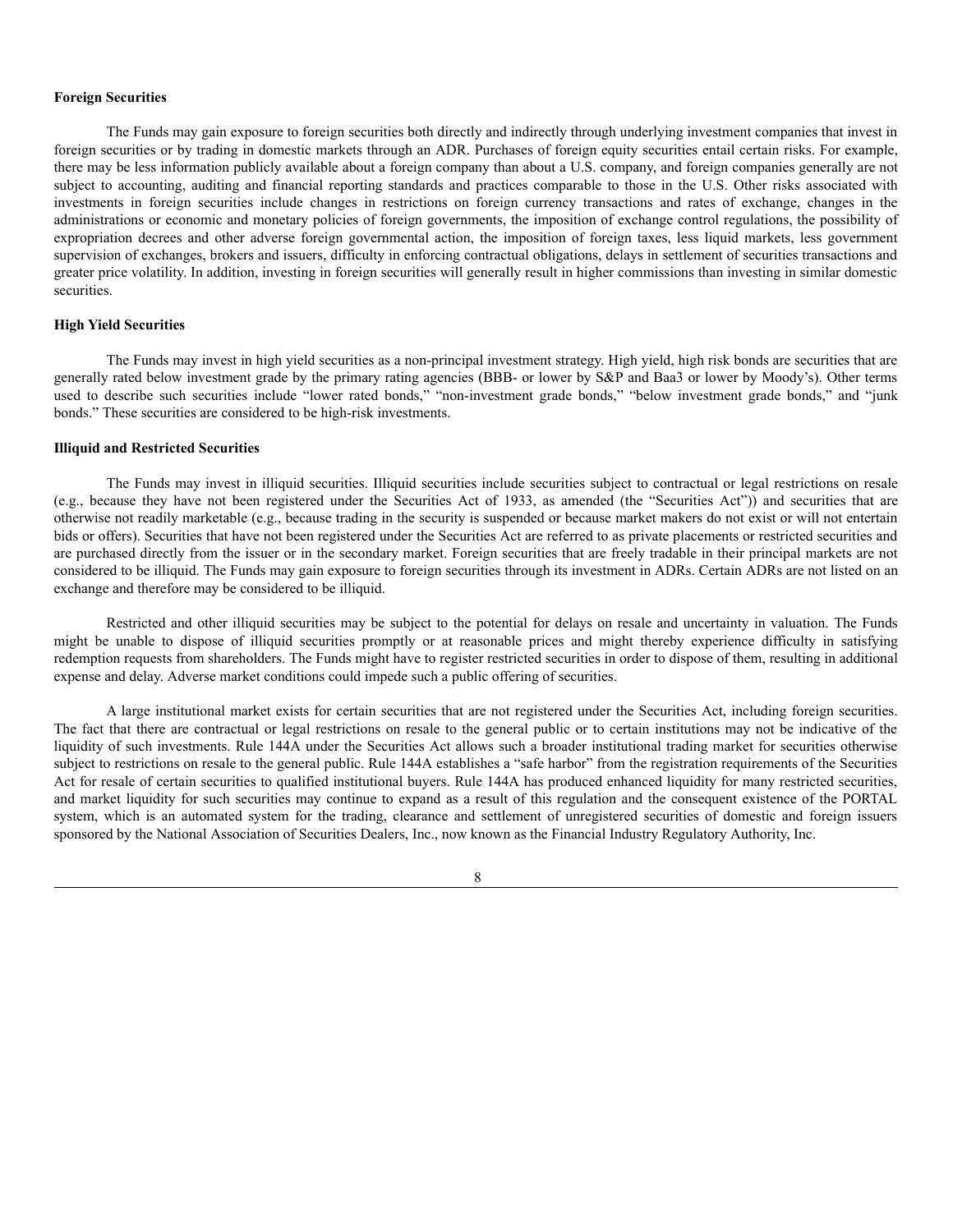### Foreign Securities

The Funds may gain exposure to foreign securities both directly and indirectly through underlying investment companies that invest in foreign securities or by trading in domestic markets through an ADR. Purchases of foreign equity securities entail certain risks. For example, there may be less information publicly available about a foreign company than about a U.S. company, and foreign companies generally are not subject to accounting, auditing and financial reporting standards and practices comparable to those in the U.S. Other risks associated with investments in foreign securities include changes in restrictions on foreign currency transactions and rates of exchange, changes in the administrations or economic and monetary policies of foreign governments, the imposition of exchange control regulations, the possibility of expropriation decrees and other adverse foreign governmental action, the imposition of foreign taxes, less liquid markets, less government supervision of exchanges, brokers and issuers, difficulty in enforcing contractual obligations, delays in settlement of securities transactions and greater price volatility. In addition, investing in foreign securities will generally result in higher commissions than investing in similar domestic securities.

### High Yield Securities

The Funds may invest in high yield securities as a non-principal investment strategy. High yield, high risk bonds are securities that are generally rated below investment grade by the primary rating agencies (BBB- or lower by S&P and Baa3 or lower by Moody's). Other terms used to describe such securities include "lower rated bonds," "non-investment grade bonds," "below investment grade bonds," and "junk bonds." These securities are considered to be high-risk investments.

### Illiquid and Restricted Securities

The Funds may invest in illiquid securities. Illiquid securities include securities subject to contractual or legal restrictions on resale (e.g., because they have not been registered under the Securities Act of 1933, as amended (the "Securities Act")) and securities that are otherwise not readily marketable (e.g., because trading in the security is suspended or because market makers do not exist or will not entertain bids or offers). Securities that have not been registered under the Securities Act are referred to as private placements or restricted securities and are purchased directly from the issuer or in the secondary market. Foreign securities that are freely tradable in their principal markets are not considered to be illiquid. The Funds may gain exposure to foreign securities through its investment in ADRs. Certain ADRs are not listed on an exchange and therefore may be considered to be illiquid.

Restricted and other illiquid securities may be subject to the potential for delays on resale and uncertainty in valuation. The Funds might be unable to dispose of illiquid securities promptly or at reasonable prices and might thereby experience difficulty in satisfying redemption requests from shareholders. The Funds might have to register restricted securities in order to dispose of them, resulting in additional expense and delay. Adverse market conditions could impede such a public offering of securities.

A large institutional market exists for certain securities that are not registered under the Securities Act, including foreign securities. The fact that there are contractual or legal restrictions on resale to the general public or to certain institutions may not be indicative of the liquidity of such investments. Rule 144A under the Securities Act allows such a broader institutional trading market for securities otherwise subject to restrictions on resale to the general public. Rule 144A establishes a "safe harbor" from the registration requirements of the Securities Act for resale of certain securities to qualified institutional buyers. Rule 144A has produced enhanced liquidity for many restricted securities, and market liquidity for such securities may continue to expand as a result of this regulation and the consequent existence of the PORTAL system, which is an automated system for the trading, clearance and settlement of unregistered securities of domestic and foreign issuers sponsored by the National Association of Securities Dealers, Inc., now known as the Financial Industry Regulatory Authority, Inc.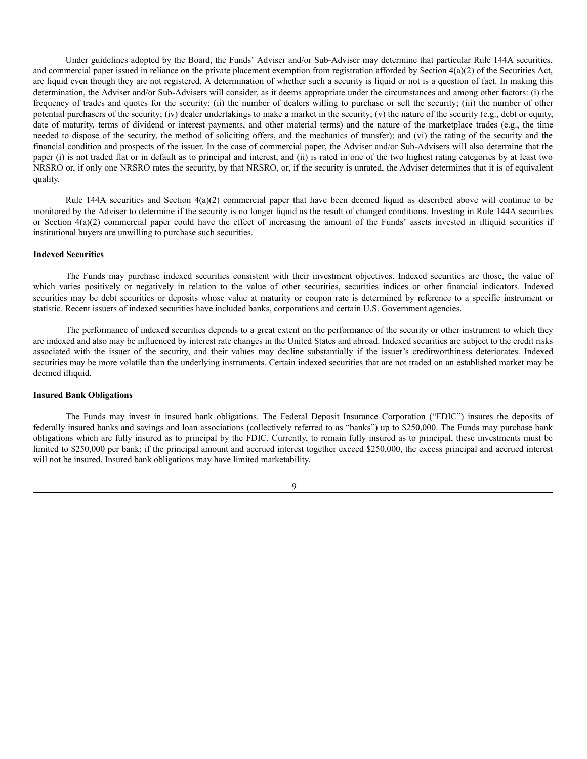Under guidelines adopted by the Board, the Funds' Adviser and/or Sub-Adviser may determine that particular Rule 144A securities, and commercial paper issued in reliance on the private placement exemption from registration afforded by Section 4(a)(2) of the Securities Act, are liquid even though they are not registered. A determination of whether such a security is liquid or not is a question of fact. In making this determination, the Adviser and/or Sub-Advisers will consider, as it deems appropriate under the circumstances and among other factors: (i) the frequency of trades and quotes for the security; (ii) the number of dealers willing to purchase or sell the security; (iii) the number of other potential purchasers of the security; (iv) dealer undertakings to make a market in the security; (v) the nature of the security (e.g., debt or equity, date of maturity, terms of dividend or interest payments, and other material terms) and the nature of the marketplace trades (e.g., the time needed to dispose of the security, the method of soliciting offers, and the mechanics of transfer); and (vi) the rating of the security and the financial condition and prospects of the issuer. In the case of commercial paper, the Adviser and/or Sub-Advisers will also determine that the paper (i) is not traded flat or in default as to principal and interest, and (ii) is rated in one of the two highest rating categories by at least two NRSRO or, if only one NRSRO rates the security, by that NRSRO, or, if the security is unrated, the Adviser determines that it is of equivalent quality.

Rule 144A securities and Section 4(a)(2) commercial paper that have been deemed liquid as described above will continue to be monitored by the Adviser to determine if the security is no longer liquid as the result of changed conditions. Investing in Rule 144A securities or Section 4(a)(2) commercial paper could have the effect of increasing the amount of the Funds' assets invested in illiquid securities if institutional buyers are unwilling to purchase such securities.

**Indexed Securities**

The Funds may purchase indexed securities consistent with their investment objectives. Indexed securities are those, the value of which varies positively or negatively in relation to the value of other securities, securities indices or other financial indicators. Indexed securities may be debt securities or deposits whose value at maturity or coupon rate is determined by reference to a specific instrument or statistic. Recent issuers of indexed securities have included banks, corporations and certain U.S. Government agencies.

The performance of indexed securities depends to a great extent on the performance of the security or other instrument to which they are indexed and also may be influenced by interest rate changes in the United States and abroad. Indexed securities are subject to the credit risks associated with the issuer of the security, and their values may decline substantially if the issuer's creditworthiness deteriorates. Indexed securities may be more volatile than the underlying instruments. Certain indexed securities that are not traded on an established market may be deemed illiquid.

**Insured Bank Obligations**

The Funds may invest in insured bank obligations. The Federal Deposit Insurance Corporation ("FDIC") insures the deposits of federally insured banks and savings and loan associations (collectively referred to as "banks") up to $250,000. The Funds may purchase bank obligations which are fully insured as to principal by the FDIC. Currently, to remain fully insured as to principal, these investments must be limited to $250,000 per bank; if the principal amount and accrued interest together exceed $250,000, the excess principal and accrued interest will not be insured. Insured bank obligations may have limited marketability.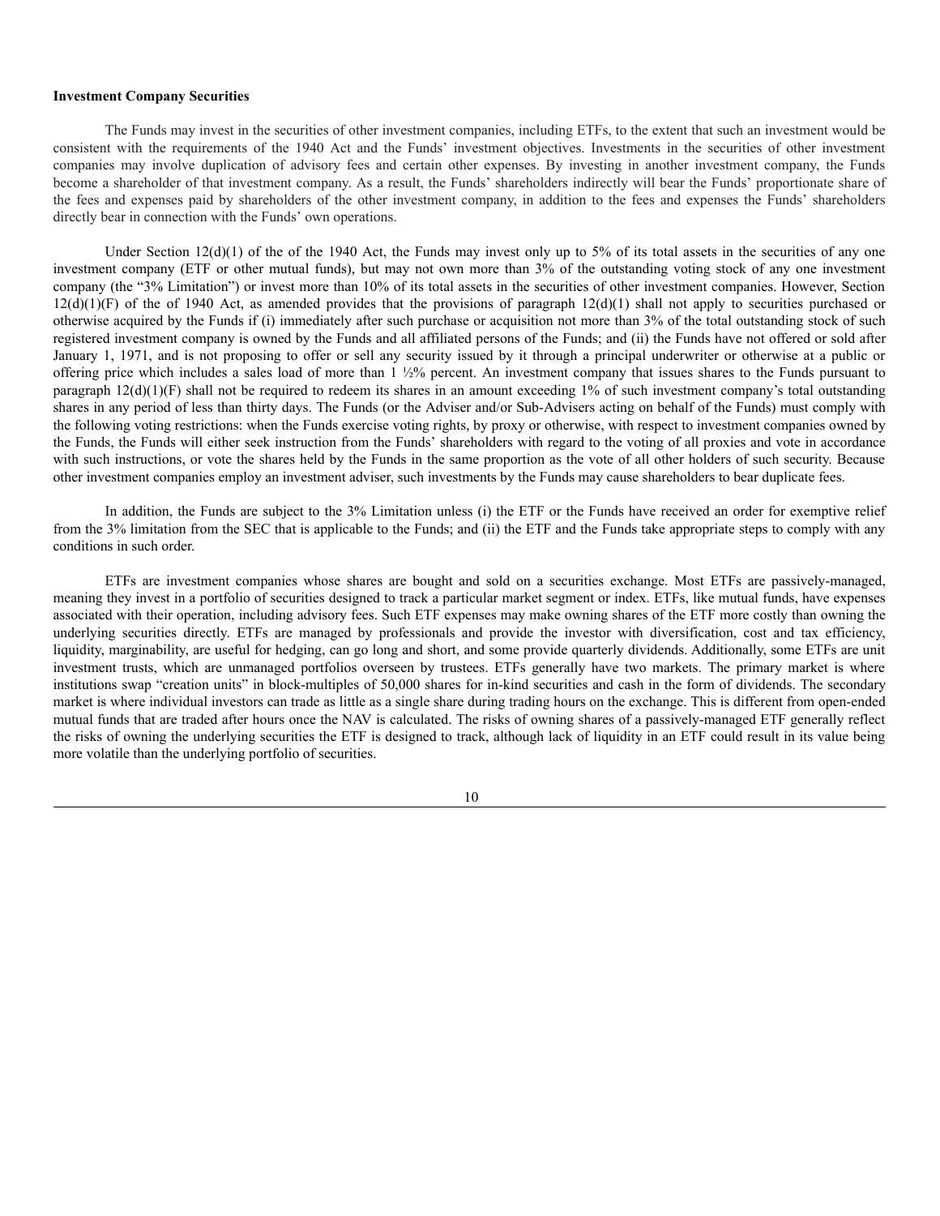**Investment Company Securities**

The Funds may invest in the securities of other investment companies, including ETFs, to the extent that such an investment would be consistent with the requirements of the 1940 Act and the Funds' investment objectives. Investments in the securities of other investment companies may involve duplication of advisory fees and certain other expenses. By investing in another investment company, the Funds become a shareholder of that investment company. As a result, the Funds' shareholders indirectly will bear the Funds' proportionate share of the fees and expenses paid by shareholders of the other investment company, in addition to the fees and expenses the Funds' shareholders directly bear in connection with the Funds' own operations.

Under Section 12(d)(1) of the of the 1940 Act, the Funds may invest only up to 5% of its total assets in the securities of any one investment company (ETF or other mutual funds), but may not own more than 3% of the outstanding voting stock of any one investment company (the "3% Limitation") or invest more than 10% of its total assets in the securities of other investment companies. However, Section 12(d)(1)(F) of the of 1940 Act, as amended provides that the provisions of paragraph 12(d)(1) shall not apply to securities purchased or otherwise acquired by the Funds if (i) immediately after such purchase or acquisition not more than 3% of the total outstanding stock of such registered investment company is owned by the Funds and all affiliated persons of the Funds; and (ii) the Funds have not offered or sold after January 1, 1971, and is not proposing to offer or sell any security issued by it through a principal underwriter or otherwise at a public or offering price which includes a sales load of more than 1 ½% percent. An investment company that issues shares to the Funds pursuant to paragraph 12(d)(1)(F) shall not be required to redeem its shares in an amount exceeding 1% of such investment company's total outstanding shares in any period of less than thirty days. The Funds (or the Adviser and/or Sub-Advisers acting on behalf of the Funds) must comply with the following voting restrictions: when the Funds exercise voting rights, by proxy or otherwise, with respect to investment companies owned by the Funds, the Funds will either seek instruction from the Funds' shareholders with regard to the voting of all proxies and vote in accordance with such instructions, or vote the shares held by the Funds in the same proportion as the vote of all other holders of such security. Because other investment companies employ an investment adviser, such investments by the Funds may cause shareholders to bear duplicate fees.

In addition, the Funds are subject to the 3% Limitation unless (i) the ETF or the Funds have received an order for exemptive relief from the 3% limitation from the SEC that is applicable to the Funds; and (ii) the ETF and the Funds take appropriate steps to comply with any conditions in such order.

ETFs are investment companies whose shares are bought and sold on a securities exchange. Most ETFs are passively-managed, meaning they invest in a portfolio of securities designed to track a particular market segment or index. ETFs, like mutual funds, have expenses associated with their operation, including advisory fees. Such ETF expenses may make owning shares of the ETF more costly than owning the underlying securities directly. ETFs are managed by professionals and provide the investor with diversification, cost and tax efficiency, liquidity, marginability, are useful for hedging, can go long and short, and some provide quarterly dividends. Additionally, some ETFs are unit investment trusts, which are unmanaged portfolios overseen by trustees. ETFs generally have two markets. The primary market is where institutions swap "creation units" in block-multiples of 50,000 shares for in-kind securities and cash in the form of dividends. The secondary market is where individual investors can trade as little as a single share during trading hours on the exchange. This is different from open-ended mutual funds that are traded after hours once the NAV is calculated. The risks of owning shares of a passively-managed ETF generally reflect the risks of owning the underlying securities the ETF is designed to track, although lack of liquidity in an ETF could result in its value being more volatile than the underlying portfolio of securities.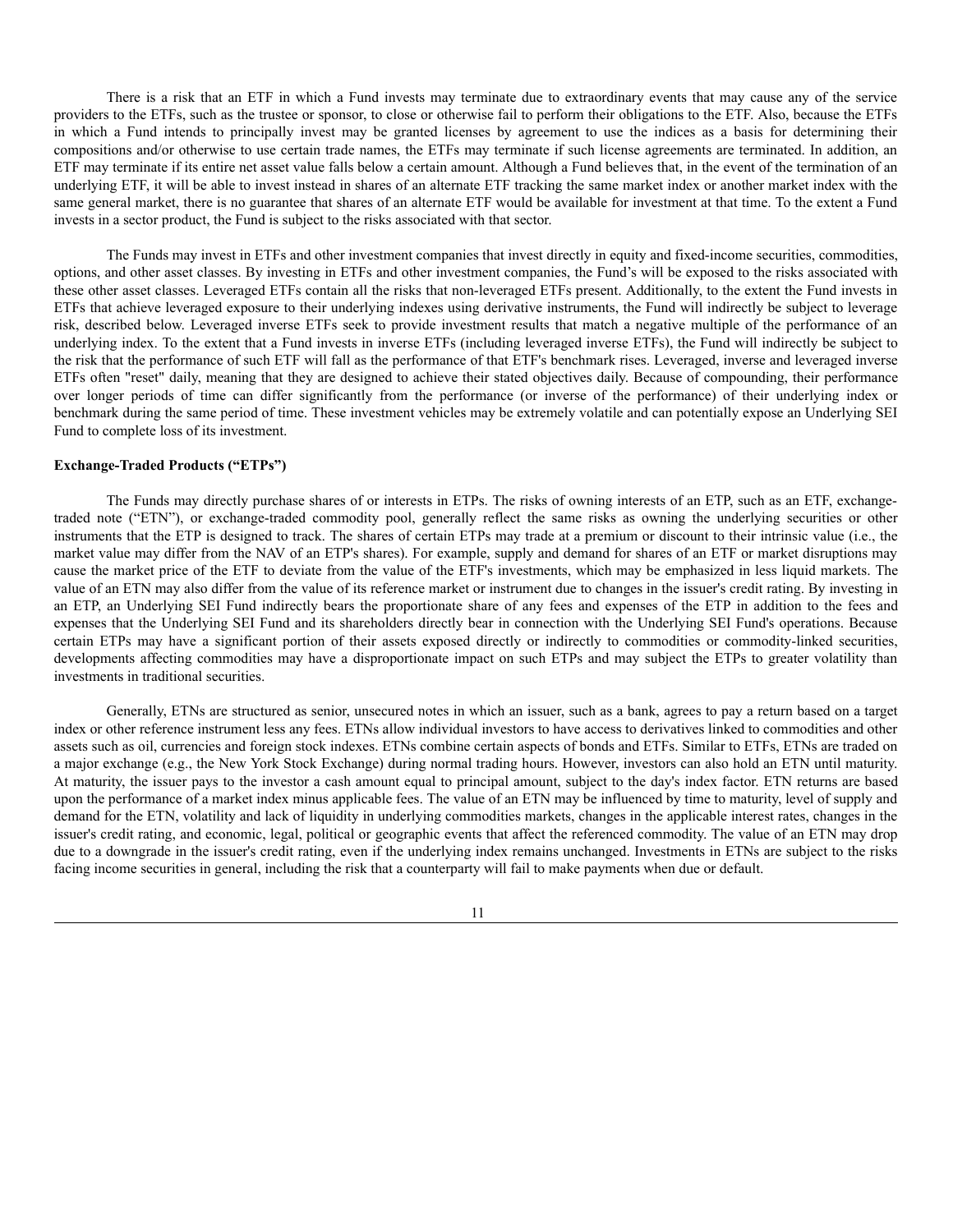There is a risk that an ETF in which a Fund invests may terminate due to extraordinary events that may cause any of the service providers to the ETFs, such as the trustee or sponsor, to close or otherwise fail to perform their obligations to the ETF. Also, because the ETFs in which a Fund intends to principally invest may be granted licenses by agreement to use the indices as a basis for determining their compositions and/or otherwise to use certain trade names, the ETFs may terminate if such license agreements are terminated. In addition, an ETF may terminate if its entire net asset value falls below a certain amount. Although a Fund believes that, in the event of the termination of an underlying ETF, it will be able to invest instead in shares of an alternate ETF tracking the same market index or another market index with the same general market, there is no guarantee that shares of an alternate ETF would be available for investment at that time. To the extent a Fund invests in a sector product, the Fund is subject to the risks associated with that sector.

The Funds may invest in ETFs and other investment companies that invest directly in equity and fixed-income securities, commodities, options, and other asset classes. By investing in ETFs and other investment companies, the Fund's will be exposed to the risks associated with these other asset classes. Leveraged ETFs contain all the risks that non-leveraged ETFs present. Additionally, to the extent the Fund invests in ETFs that achieve leveraged exposure to their underlying indexes using derivative instruments, the Fund will indirectly be subject to leverage risk, described below. Leveraged inverse ETFs seek to provide investment results that match a negative multiple of the performance of an underlying index. To the extent that a Fund invests in inverse ETFs (including leveraged inverse ETFs), the Fund will indirectly be subject to the risk that the performance of such ETF will fall as the performance of that ETF's benchmark rises. Leveraged, inverse and leveraged inverse ETFs often "reset" daily, meaning that they are designed to achieve their stated objectives daily. Because of compounding, their performance over longer periods of time can differ significantly from the performance (or inverse of the performance) of their underlying index or benchmark during the same period of time. These investment vehicles may be extremely volatile and can potentially expose an Underlying SEI Fund to complete loss of its investment.

**Exchange-Traded Products ("ETPs")**

The Funds may directly purchase shares of or interests in ETPs. The risks of owning interests of an ETP, such as an ETF, exchange-traded note ("ETN"), or exchange-traded commodity pool, generally reflect the same risks as owning the underlying securities or other instruments that the ETP is designed to track. The shares of certain ETPs may trade at a premium or discount to their intrinsic value (i.e., the market value may differ from the NAV of an ETP's shares). For example, supply and demand for shares of an ETF or market disruptions may cause the market price of the ETF to deviate from the value of the ETF's investments, which may be emphasized in less liquid markets. The value of an ETN may also differ from the value of its reference market or instrument due to changes in the issuer's credit rating. By investing in an ETP, an Underlying SEI Fund indirectly bears the proportionate share of any fees and expenses of the ETP in addition to the fees and expenses that the Underlying SEI Fund and its shareholders directly bear in connection with the Underlying SEI Fund's operations. Because certain ETPs may have a significant portion of their assets exposed directly or indirectly to commodities or commodity-linked securities, developments affecting commodities may have a disproportionate impact on such ETPs and may subject the ETPs to greater volatility than investments in traditional securities.

Generally, ETNs are structured as senior, unsecured notes in which an issuer, such as a bank, agrees to pay a return based on a target index or other reference instrument less any fees. ETNs allow individual investors to have access to derivatives linked to commodities and other assets such as oil, currencies and foreign stock indexes. ETNs combine certain aspects of bonds and ETFs. Similar to ETFs, ETNs are traded on a major exchange (e.g., the New York Stock Exchange) during normal trading hours. However, investors can also hold an ETN until maturity. At maturity, the issuer pays to the investor a cash amount equal to principal amount, subject to the day's index factor. ETN returns are based upon the performance of a market index minus applicable fees. The value of an ETN may be influenced by time to maturity, level of supply and demand for the ETN, volatility and lack of liquidity in underlying commodities markets, changes in the applicable interest rates, changes in the issuer's credit rating, and economic, legal, political or geographic events that affect the referenced commodity. The value of an ETN may drop due to a downgrade in the issuer's credit rating, even if the underlying index remains unchanged. Investments in ETNs are subject to the risks facing income securities in general, including the risk that a counterparty will fail to make payments when due or default.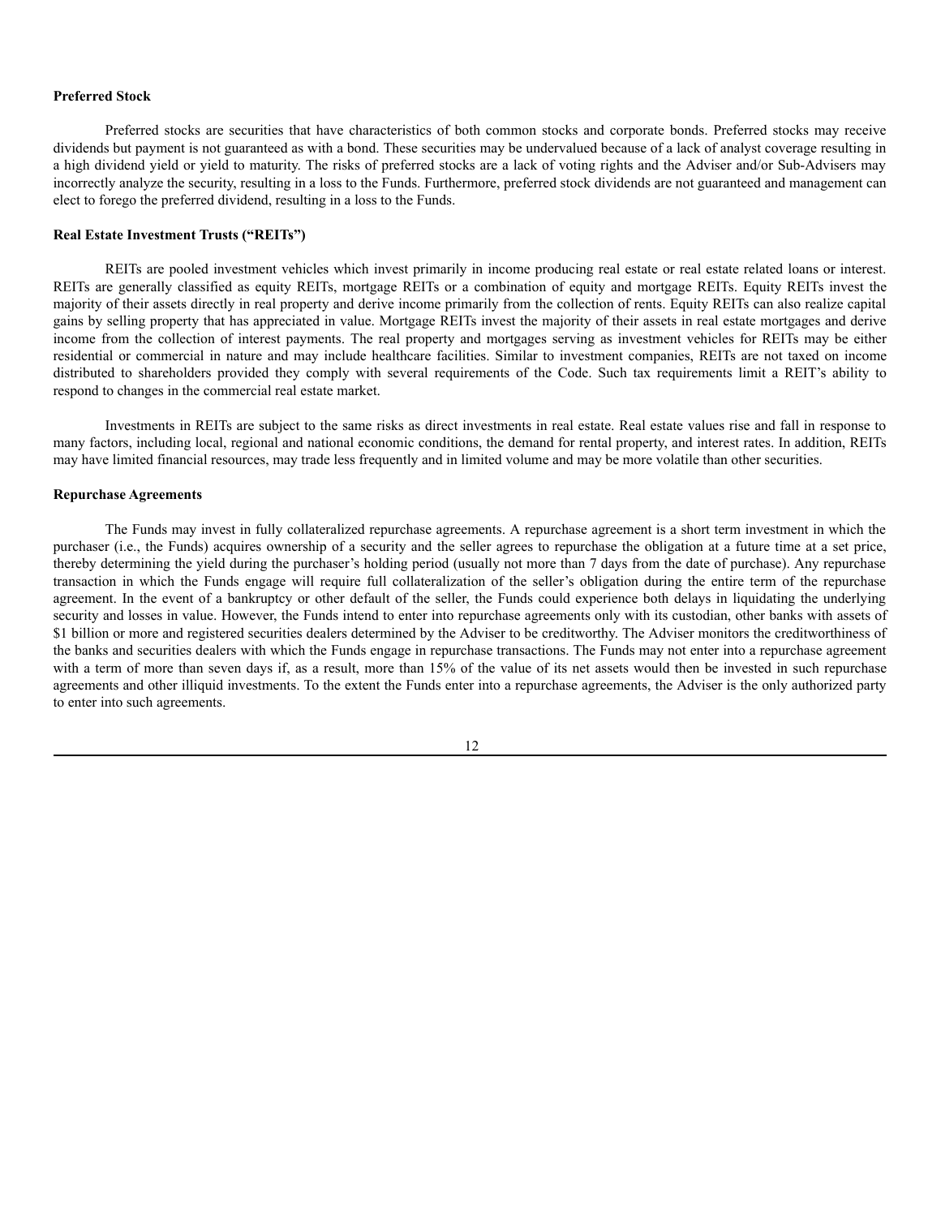**Preferred Stock**

Preferred stocks are securities that have characteristics of both common stocks and corporate bonds. Preferred stocks may receive dividends but payment is not guaranteed as with a bond. These securities may be undervalued because of a lack of analyst coverage resulting in a high dividend yield or yield to maturity. The risks of preferred stocks are a lack of voting rights and the Adviser and/or Sub-Advisers may incorrectly analyze the security, resulting in a loss to the Funds. Furthermore, preferred stock dividends are not guaranteed and management can elect to forego the preferred dividend, resulting in a loss to the Funds.

**Real Estate Investment Trusts ("REITs")**

REITs are pooled investment vehicles which invest primarily in income producing real estate or real estate related loans or interest. REITs are generally classified as equity REITs, mortgage REITs or a combination of equity and mortgage REITs. Equity REITs invest the majority of their assets directly in real property and derive income primarily from the collection of rents. Equity REITs can also realize capital gains by selling property that has appreciated in value. Mortgage REITs invest the majority of their assets in real estate mortgages and derive income from the collection of interest payments. The real property and mortgages serving as investment vehicles for REITs may be either residential or commercial in nature and may include healthcare facilities. Similar to investment companies, REITs are not taxed on income distributed to shareholders provided they comply with several requirements of the Code. Such tax requirements limit a REIT's ability to respond to changes in the commercial real estate market.

Investments in REITs are subject to the same risks as direct investments in real estate. Real estate values rise and fall in response to many factors, including local, regional and national economic conditions, the demand for rental property, and interest rates. In addition, REITs may have limited financial resources, may trade less frequently and in limited volume and may be more volatile than other securities.

**Repurchase Agreements**

The Funds may invest in fully collateralized repurchase agreements. A repurchase agreement is a short term investment in which the purchaser (i.e., the Funds) acquires ownership of a security and the seller agrees to repurchase the obligation at a future time at a set price, thereby determining the yield during the purchaser's holding period (usually not more than 7 days from the date of purchase). Any repurchase transaction in which the Funds engage will require full collateralization of the seller's obligation during the entire term of the repurchase agreement. In the event of a bankruptcy or other default of the seller, the Funds could experience both delays in liquidating the underlying security and losses in value. However, the Funds intend to enter into repurchase agreements only with its custodian, other banks with assets of $1 billion or more and registered securities dealers determined by the Adviser to be creditworthy. The Adviser monitors the creditworthiness of the banks and securities dealers with which the Funds engage in repurchase transactions. The Funds may not enter into a repurchase agreement with a term of more than seven days if, as a result, more than 15% of the value of its net assets would then be invested in such repurchase agreements and other illiquid investments. To the extent the Funds enter into a repurchase agreements, the Adviser is the only authorized party to enter into such agreements.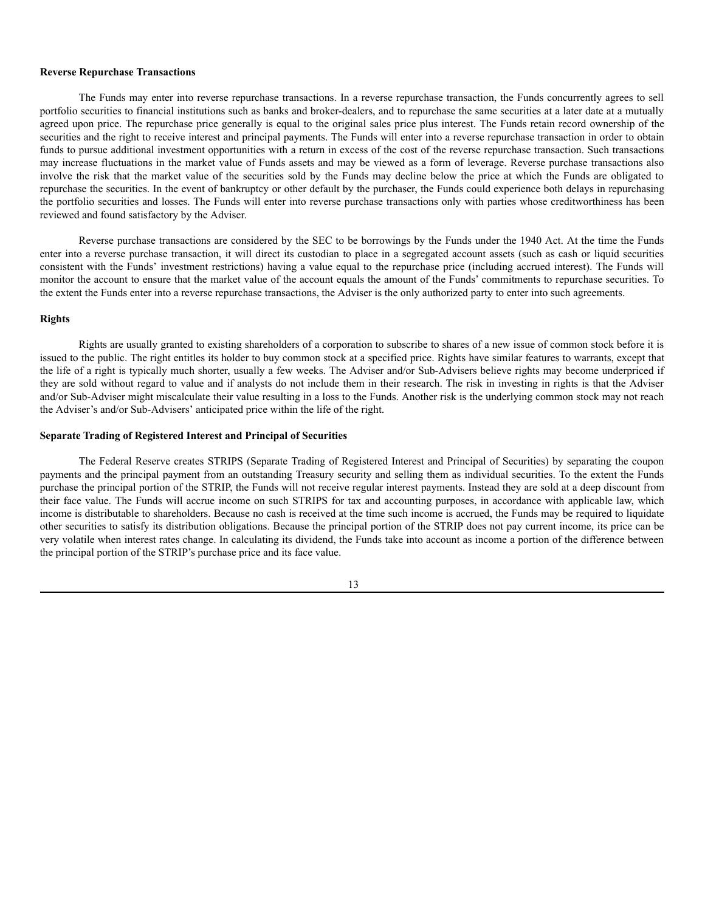**Reverse Repurchase Transactions**

The Funds may enter into reverse repurchase transactions. In a reverse repurchase transaction, the Funds concurrently agrees to sell portfolio securities to financial institutions such as banks and broker-dealers, and to repurchase the same securities at a later date at a mutually agreed upon price. The repurchase price generally is equal to the original sales price plus interest. The Funds retain record ownership of the securities and the right to receive interest and principal payments. The Funds will enter into a reverse repurchase transaction in order to obtain funds to pursue additional investment opportunities with a return in excess of the cost of the reverse repurchase transaction. Such transactions may increase fluctuations in the market value of Funds assets and may be viewed as a form of leverage. Reverse purchase transactions also involve the risk that the market value of the securities sold by the Funds may decline below the price at which the Funds are obligated to repurchase the securities. In the event of bankruptcy or other default by the purchaser, the Funds could experience both delays in repurchasing the portfolio securities and losses. The Funds will enter into reverse purchase transactions only with parties whose creditworthiness has been reviewed and found satisfactory by the Adviser.

Reverse purchase transactions are considered by the SEC to be borrowings by the Funds under the 1940 Act. At the time the Funds enter into a reverse purchase transaction, it will direct its custodian to place in a segregated account assets (such as cash or liquid securities consistent with the Funds' investment restrictions) having a value equal to the repurchase price (including accrued interest). The Funds will monitor the account to ensure that the market value of the account equals the amount of the Funds' commitments to repurchase securities. To the extent the Funds enter into a reverse repurchase transactions, the Adviser is the only authorized party to enter into such agreements.

**Rights**

Rights are usually granted to existing shareholders of a corporation to subscribe to shares of a new issue of common stock before it is issued to the public. The right entitles its holder to buy common stock at a specified price. Rights have similar features to warrants, except that the life of a right is typically much shorter, usually a few weeks. The Adviser and/or Sub-Advisers believe rights may become underpriced if they are sold without regard to value and if analysts do not include them in their research. The risk in investing in rights is that the Adviser and/or Sub-Adviser might miscalculate their value resulting in a loss to the Funds. Another risk is the underlying common stock may not reach the Adviser's and/or Sub-Advisers' anticipated price within the life of the right.

**Separate Trading of Registered Interest and Principal of Securities**

The Federal Reserve creates STRIPS (Separate Trading of Registered Interest and Principal of Securities) by separating the coupon payments and the principal payment from an outstanding Treasury security and selling them as individual securities. To the extent the Funds purchase the principal portion of the STRIP, the Funds will not receive regular interest payments. Instead they are sold at a deep discount from their face value. The Funds will accrue income on such STRIPS for tax and accounting purposes, in accordance with applicable law, which income is distributable to shareholders. Because no cash is received at the time such income is accrued, the Funds may be required to liquidate other securities to satisfy its distribution obligations. Because the principal portion of the STRIP does not pay current income, its price can be very volatile when interest rates change. In calculating its dividend, the Funds take into account as income a portion of the difference between the principal portion of the STRIP's purchase price and its face value.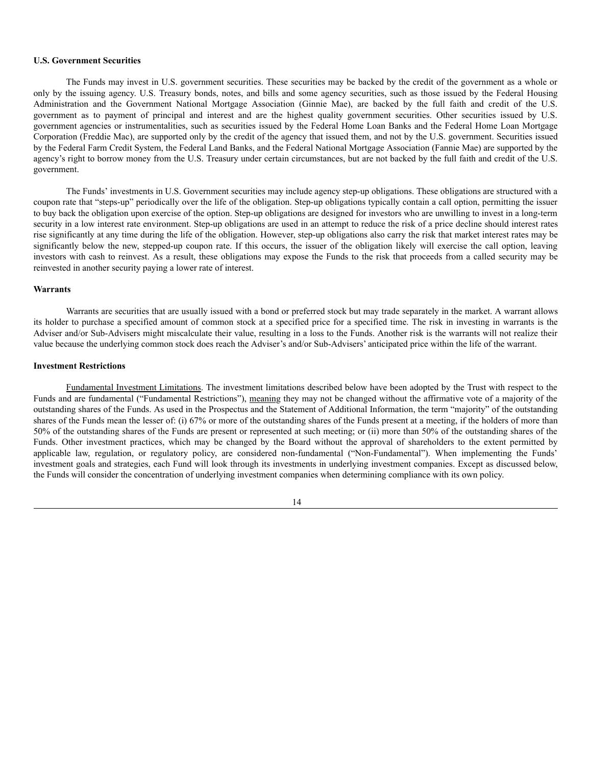**U.S. Government Securities**

The Funds may invest in U.S. government securities. These securities may be backed by the credit of the government as a whole or only by the issuing agency. U.S. Treasury bonds, notes, and bills and some agency securities, such as those issued by the Federal Housing Administration and the Government National Mortgage Association (Ginnie Mae), are backed by the full faith and credit of the U.S. government as to payment of principal and interest and are the highest quality government securities. Other securities issued by U.S. government agencies or instrumentalities, such as securities issued by the Federal Home Loan Banks and the Federal Home Loan Mortgage Corporation (Freddie Mac), are supported only by the credit of the agency that issued them, and not by the U.S. government. Securities issued by the Federal Farm Credit System, the Federal Land Banks, and the Federal National Mortgage Association (Fannie Mae) are supported by the agency's right to borrow money from the U.S. Treasury under certain circumstances, but are not backed by the full faith and credit of the U.S. government.

The Funds' investments in U.S. Government securities may include agency step-up obligations. These obligations are structured with a coupon rate that "steps-up" periodically over the life of the obligation. Step-up obligations typically contain a call option, permitting the issuer to buy back the obligation upon exercise of the option. Step-up obligations are designed for investors who are unwilling to invest in a long-term security in a low interest rate environment. Step-up obligations are used in an attempt to reduce the risk of a price decline should interest rates rise significantly at any time during the life of the obligation. However, step-up obligations also carry the risk that market interest rates may be significantly below the new, stepped-up coupon rate. If this occurs, the issuer of the obligation likely will exercise the call option, leaving investors with cash to reinvest. As a result, these obligations may expose the Funds to the risk that proceeds from a called security may be reinvested in another security paying a lower rate of interest.

**Warrants**

Warrants are securities that are usually issued with a bond or preferred stock but may trade separately in the market. A warrant allows its holder to purchase a specified amount of common stock at a specified price for a specified time. The risk in investing in warrants is the Adviser and/or Sub-Advisers might miscalculate their value, resulting in a loss to the Funds. Another risk is the warrants will not realize their value because the underlying common stock does reach the Adviser's and/or Sub-Advisers' anticipated price within the life of the warrant.

**Investment Restrictions**

Fundamental Investment Limitations. The investment limitations described below have been adopted by the Trust with respect to the Funds and are fundamental ("Fundamental Restrictions"), meaning they may not be changed without the affirmative vote of a majority of the outstanding shares of the Funds. As used in the Prospectus and the Statement of Additional Information, the term "majority" of the outstanding shares of the Funds mean the lesser of: (i) 67% or more of the outstanding shares of the Funds present at a meeting, if the holders of more than 50% of the outstanding shares of the Funds are present or represented at such meeting; or (ii) more than 50% of the outstanding shares of the Funds. Other investment practices, which may be changed by the Board without the approval of shareholders to the extent permitted by applicable law, regulation, or regulatory policy, are considered non-fundamental ("Non-Fundamental"). When implementing the Funds' investment goals and strategies, each Fund will look through its investments in underlying investment companies. Except as discussed below, the Funds will consider the concentration of underlying investment companies when determining compliance with its own policy.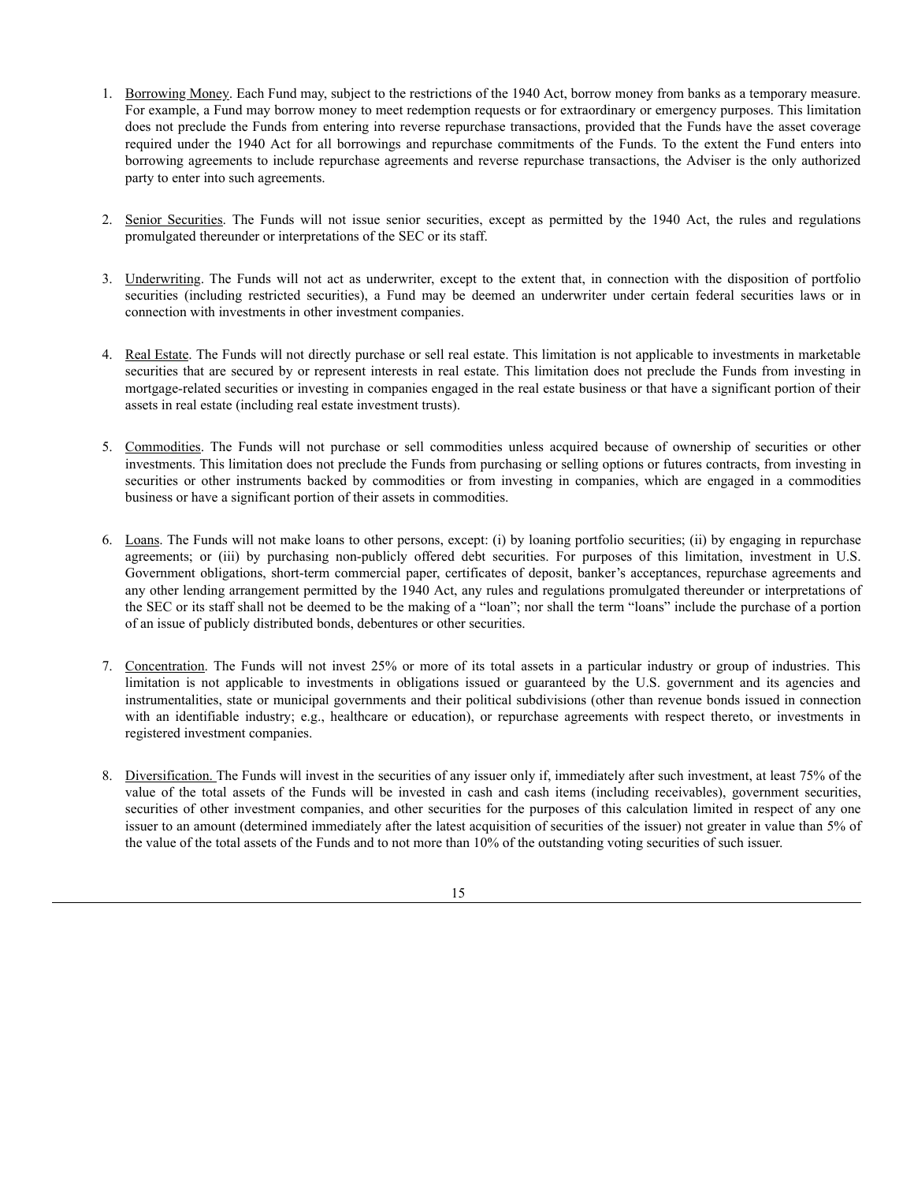1. Borrowing Money. Each Fund may, subject to the restrictions of the 1940 Act, borrow money from banks as a temporary measure. For example, a Fund may borrow money to meet redemption requests or for extraordinary or emergency purposes. This limitation does not preclude the Funds from entering into reverse repurchase transactions, provided that the Funds have the asset coverage required under the 1940 Act for all borrowings and repurchase commitments of the Funds. To the extent the Fund enters into borrowing agreements to include repurchase agreements and reverse repurchase transactions, the Adviser is the only authorized party to enter into such agreements.

2. Senior Securities. The Funds will not issue senior securities, except as permitted by the 1940 Act, the rules and regulations promulgated thereunder or interpretations of the SEC or its staff.

3. Underwriting. The Funds will not act as underwriter, except to the extent that, in connection with the disposition of portfolio securities (including restricted securities), a Fund may be deemed an underwriter under certain federal securities laws or in connection with investments in other investment companies.

4. Real Estate. The Funds will not directly purchase or sell real estate. This limitation is not applicable to investments in marketable securities that are secured by or represent interests in real estate. This limitation does not preclude the Funds from investing in mortgage-related securities or investing in companies engaged in the real estate business or that have a significant portion of their assets in real estate (including real estate investment trusts).

5. Commodities. The Funds will not purchase or sell commodities unless acquired because of ownership of securities or other investments. This limitation does not preclude the Funds from purchasing or selling options or futures contracts, from investing in securities or other instruments backed by commodities or from investing in companies, which are engaged in a commodities business or have a significant portion of their assets in commodities.

6. Loans. The Funds will not make loans to other persons, except: (i) by loaning portfolio securities; (ii) by engaging in repurchase agreements; or (iii) by purchasing non-publicly offered debt securities. For purposes of this limitation, investment in U.S. Government obligations, short-term commercial paper, certificates of deposit, banker's acceptances, repurchase agreements and any other lending arrangement permitted by the 1940 Act, any rules and regulations promulgated thereunder or interpretations of the SEC or its staff shall not be deemed to be the making of a "loan"; nor shall the term "loans" include the purchase of a portion of an issue of publicly distributed bonds, debentures or other securities.

7. Concentration. The Funds will not invest 25% or more of its total assets in a particular industry or group of industries. This limitation is not applicable to investments in obligations issued or guaranteed by the U.S. government and its agencies and instrumentalities, state or municipal governments and their political subdivisions (other than revenue bonds issued in connection with an identifiable industry; e.g., healthcare or education), or repurchase agreements with respect thereto, or investments in registered investment companies.

8. Diversification. The Funds will invest in the securities of any issuer only if, immediately after such investment, at least 75% of the value of the total assets of the Funds will be invested in cash and cash items (including receivables), government securities, securities of other investment companies, and other securities for the purposes of this calculation limited in respect of any one issuer to an amount (determined immediately after the latest acquisition of securities of the issuer) not greater in value than 5% of the value of the total assets of the Funds and to not more than 10% of the outstanding voting securities of such issuer.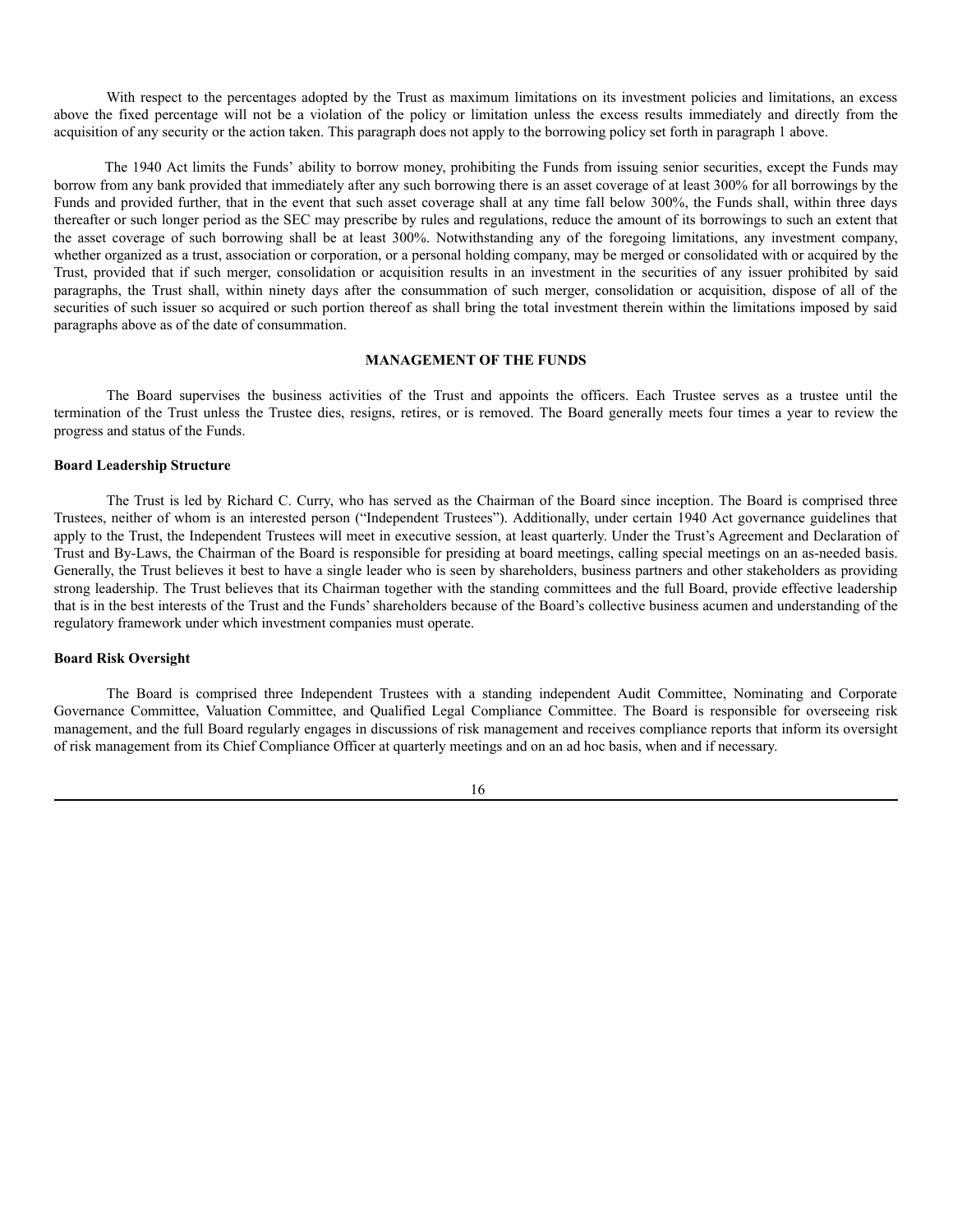With respect to the percentages adopted by the Trust as maximum limitations on its investment policies and limitations, an excess above the fixed percentage will not be a violation of the policy or limitation unless the excess results immediately and directly from the acquisition of any security or the action taken. This paragraph does not apply to the borrowing policy set forth in paragraph 1 above.

The 1940 Act limits the Funds' ability to borrow money, prohibiting the Funds from issuing senior securities, except the Funds may borrow from any bank provided that immediately after any such borrowing there is an asset coverage of at least 300% for all borrowings by the Funds and provided further, that in the event that such asset coverage shall at any time fall below 300%, the Funds shall, within three days thereafter or such longer period as the SEC may prescribe by rules and regulations, reduce the amount of its borrowings to such an extent that the asset coverage of such borrowing shall be at least 300%. Notwithstanding any of the foregoing limitations, any investment company, whether organized as a trust, association or corporation, or a personal holding company, may be merged or consolidated with or acquired by the Trust, provided that if such merger, consolidation or acquisition results in an investment in the securities of any issuer prohibited by said paragraphs, the Trust shall, within ninety days after the consummation of such merger, consolidation or acquisition, dispose of all of the securities of such issuer so acquired or such portion thereof as shall bring the total investment therein within the limitations imposed by said paragraphs above as of the date of consummation.

## MANAGEMENT OF THE FUNDS

The Board supervises the business activities of the Trust and appoints the officers. Each Trustee serves as a trustee until the termination of the Trust unless the Trustee dies, resigns, retires, or is removed. The Board generally meets four times a year to review the progress and status of the Funds.

### Board Leadership Structure

The Trust is led by Richard C. Curry, who has served as the Chairman of the Board since inception. The Board is comprised three Trustees, neither of whom is an interested person ("Independent Trustees"). Additionally, under certain 1940 Act governance guidelines that apply to the Trust, the Independent Trustees will meet in executive session, at least quarterly. Under the Trust's Agreement and Declaration of Trust and By-Laws, the Chairman of the Board is responsible for presiding at board meetings, calling special meetings on an as-needed basis. Generally, the Trust believes it best to have a single leader who is seen by shareholders, business partners and other stakeholders as providing strong leadership. The Trust believes that its Chairman together with the standing committees and the full Board, provide effective leadership that is in the best interests of the Trust and the Funds' shareholders because of the Board's collective business acumen and understanding of the regulatory framework under which investment companies must operate.

### Board Risk Oversight

The Board is comprised three Independent Trustees with a standing independent Audit Committee, Nominating and Corporate Governance Committee, Valuation Committee, and Qualified Legal Compliance Committee. The Board is responsible for overseeing risk management, and the full Board regularly engages in discussions of risk management and receives compliance reports that inform its oversight of risk management from its Chief Compliance Officer at quarterly meetings and on an ad hoc basis, when and if necessary.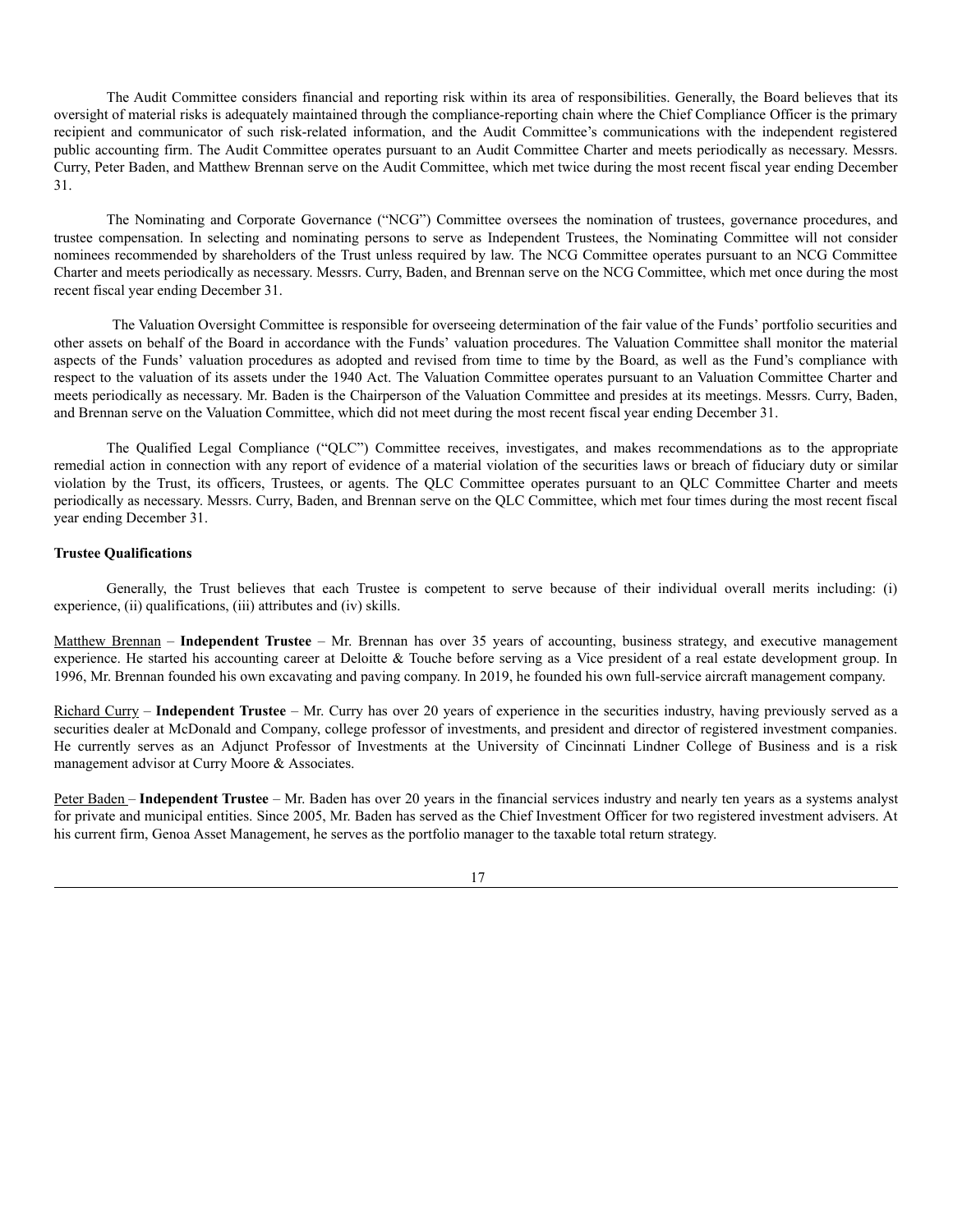The Audit Committee considers financial and reporting risk within its area of responsibilities. Generally, the Board believes that its oversight of material risks is adequately maintained through the compliance-reporting chain where the Chief Compliance Officer is the primary recipient and communicator of such risk-related information, and the Audit Committee's communications with the independent registered public accounting firm. The Audit Committee operates pursuant to an Audit Committee Charter and meets periodically as necessary. Messrs. Curry, Peter Baden, and Matthew Brennan serve on the Audit Committee, which met twice during the most recent fiscal year ending December 31.

The Nominating and Corporate Governance ("NCG") Committee oversees the nomination of trustees, governance procedures, and trustee compensation. In selecting and nominating persons to serve as Independent Trustees, the Nominating Committee will not consider nominees recommended by shareholders of the Trust unless required by law. The NCG Committee operates pursuant to an NCG Committee Charter and meets periodically as necessary. Messrs. Curry, Baden, and Brennan serve on the NCG Committee, which met once during the most recent fiscal year ending December 31.

The Valuation Oversight Committee is responsible for overseeing determination of the fair value of the Funds' portfolio securities and other assets on behalf of the Board in accordance with the Funds' valuation procedures. The Valuation Committee shall monitor the material aspects of the Funds' valuation procedures as adopted and revised from time to time by the Board, as well as the Fund's compliance with respect to the valuation of its assets under the 1940 Act. The Valuation Committee operates pursuant to an Valuation Committee Charter and meets periodically as necessary. Mr. Baden is the Chairperson of the Valuation Committee and presides at its meetings. Messrs. Curry, Baden, and Brennan serve on the Valuation Committee, which did not meet during the most recent fiscal year ending December 31.

The Qualified Legal Compliance ("QLC") Committee receives, investigates, and makes recommendations as to the appropriate remedial action in connection with any report of evidence of a material violation of the securities laws or breach of fiduciary duty or similar violation by the Trust, its officers, Trustees, or agents. The QLC Committee operates pursuant to an QLC Committee Charter and meets periodically as necessary. Messrs. Curry, Baden, and Brennan serve on the QLC Committee, which met four times during the most recent fiscal year ending December 31.

**Trustee Qualifications**

Generally, the Trust believes that each Trustee is competent to serve because of their individual overall merits including: (i) experience, (ii) qualifications, (iii) attributes and (iv) skills.

Matthew Brennan – **Independent Trustee** – Mr. Brennan has over 35 years of accounting, business strategy, and executive management experience. He started his accounting career at Deloitte & Touche before serving as a Vice president of a real estate development group. In 1996, Mr. Brennan founded his own excavating and paving company. In 2019, he founded his own full-service aircraft management company.

Richard Curry – **Independent Trustee** – Mr. Curry has over 20 years of experience in the securities industry, having previously served as a securities dealer at McDonald and Company, college professor of investments, and president and director of registered investment companies. He currently serves as an Adjunct Professor of Investments at the University of Cincinnati Lindner College of Business and is a risk management advisor at Curry Moore & Associates.

Peter Baden – **Independent Trustee** – Mr. Baden has over 20 years in the financial services industry and nearly ten years as a systems analyst for private and municipal entities. Since 2005, Mr. Baden has served as the Chief Investment Officer for two registered investment advisers. At his current firm, Genoa Asset Management, he serves as the portfolio manager to the taxable total return strategy.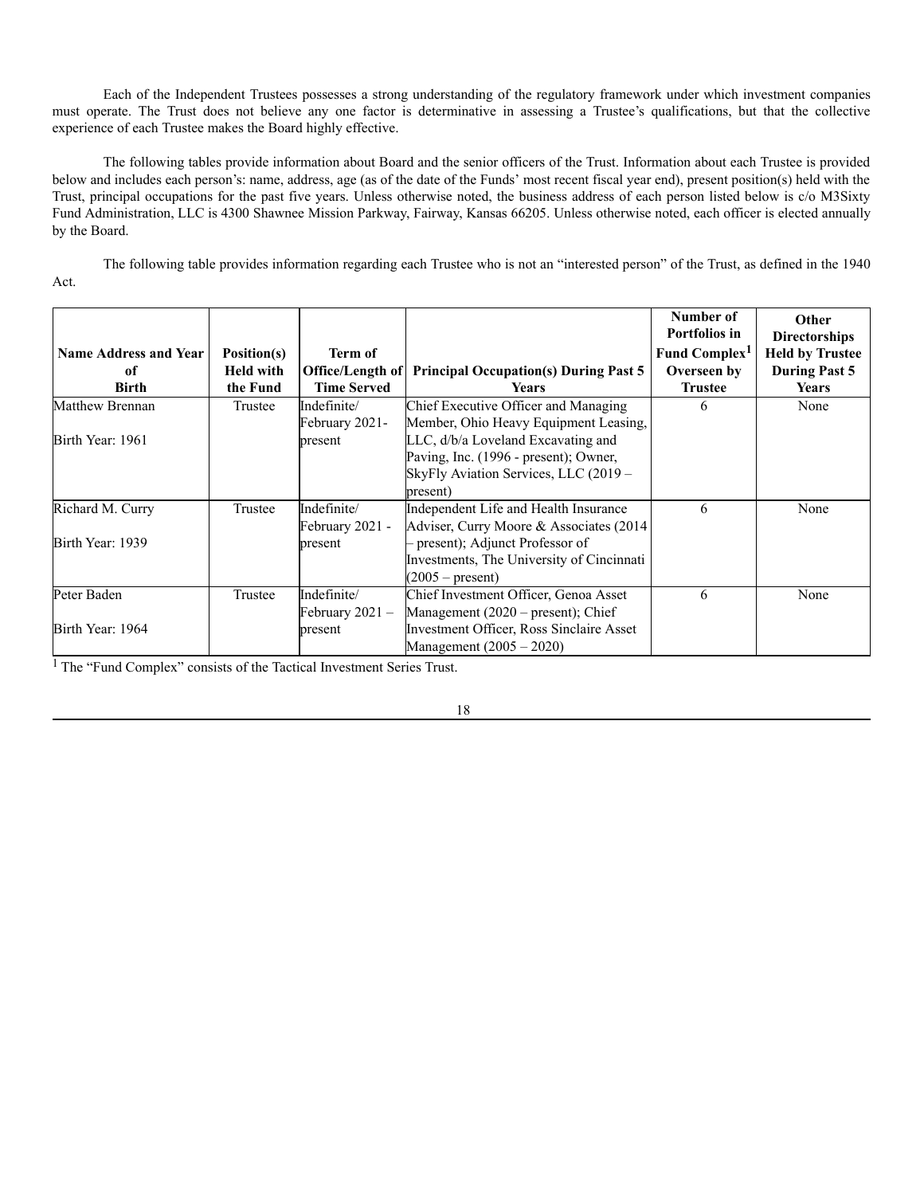Each of the Independent Trustees possesses a strong understanding of the regulatory framework under which investment companies must operate. The Trust does not believe any one factor is determinative in assessing a Trustee's qualifications, but that the collective experience of each Trustee makes the Board highly effective.

The following tables provide information about Board and the senior officers of the Trust. Information about each Trustee is provided below and includes each person's: name, address, age (as of the date of the Funds' most recent fiscal year end), present position(s) held with the Trust, principal occupations for the past five years. Unless otherwise noted, the business address of each person listed below is c/o M3Sixty Fund Administration, LLC is 4300 Shawnee Mission Parkway, Fairway, Kansas 66205. Unless otherwise noted, each officer is elected annually by the Board.

The following table provides information regarding each Trustee who is not an "interested person" of the Trust, as defined in the 1940 Act.

| Name Address and Year of Birth | Position(s) Held with the Fund | Term of Office/Length of Time Served | Principal Occupation(s) During Past 5 Years | Number of Portfolios in Fund Complex[1] Overseen by Trustee | Other Directorships Held by Trustee During Past 5 Years |
|---|---|---|---|---|---|
| Matthew Brennan<br><br>Birth Year: 1961 | Trustee | Indefinite/ February 2021-present | Chief Executive Officer and Managing Member, Ohio Heavy Equipment Leasing, LLC, d/b/a Loveland Excavating and Paving, Inc. (1996 - present); Owner, SkyFly Aviation Services, LLC (2019 – present) | 6 | None |
| Richard M. Curry<br><br>Birth Year: 1939 | Trustee | Indefinite/ February 2021 - present | Independent Life and Health Insurance Adviser, Curry Moore & Associates (2014 – present); Adjunct Professor of Investments, The University of Cincinnati (2005 – present) | 6 | None |
| Peter Baden<br><br>Birth Year: 1964 | Trustee | Indefinite/ February 2021 – present | Chief Investment Officer, Genoa Asset Management (2020 – present); Chief Investment Officer, Ross Sinclaire Asset Management (2005 – 2020) | 6 | None |

[1] The "Fund Complex" consists of the Tactical Investment Series Trust.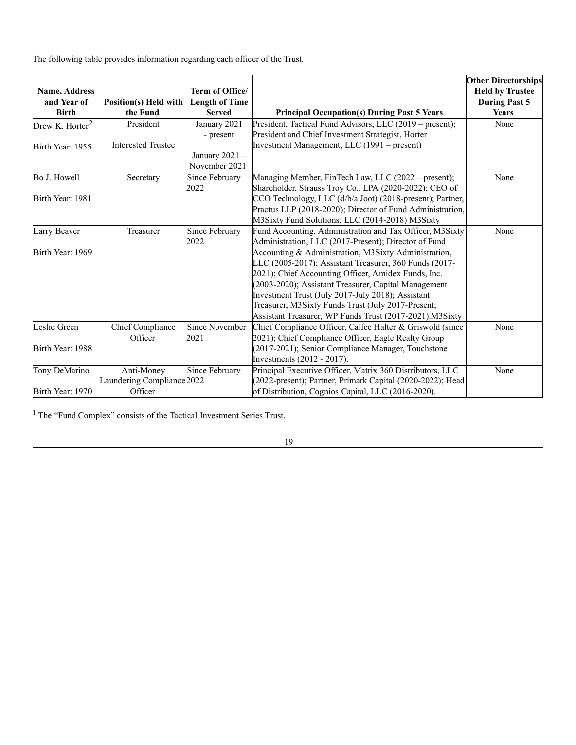The following table provides information regarding each officer of the Trust.

| Name, Address and Year of Birth | Position(s) Held with the Fund | Term of Office/ Length of Time Served | Principal Occupation(s) During Past 5 Years | Other Directorships Held by Trustee During Past 5 Years |
|---|---|---|---|---|
| Drew K. Horter[2]<br><br>Birth Year: 1955 | President<br><br>Interested Trustee | January 2021 - present<br><br>January 2021 – November 2021 | President, Tactical Fund Advisors, LLC (2019 – present); President and Chief Investment Strategist, Horter Investment Management, LLC (1991 – present) | None |
| Bo J. Howell<br><br>Birth Year: 1981 | Secretary | Since February 2022 | Managing Member, FinTech Law, LLC (2022—present); Shareholder, Strauss Troy Co., LPA (2020-2022); CEO of CCO Technology, LLC (d/b/a Joot) (2018-present); Partner, Practus LLP (2018-2020); Director of Fund Administration, M3Sixty Fund Solutions, LLC (2014-2018) M3Sixty | None |
| Larry Beaver<br><br>Birth Year: 1969 | Treasurer | Since February 2022 | Fund Accounting, Administration and Tax Officer, M3Sixty Administration, LLC (2017-Present); Director of Fund Accounting & Administration, M3Sixty Administration, LLC (2005-2017); Assistant Treasurer, 360 Funds (2017-2021); Chief Accounting Officer, Amidex Funds, Inc. (2003-2020); Assistant Treasurer, Capital Management Investment Trust (July 2017-July 2018); Assistant Treasurer, M3Sixty Funds Trust (July 2017-Present; Assistant Treasurer, WP Funds Trust (2017-2021).M3Sixty | None |
| Leslie Green<br><br>Birth Year: 1988 | Chief Compliance Officer | Since November 2021 | Chief Compliance Officer, Calfee Halter & Griswold (since 2021); Chief Compliance Officer, Eagle Realty Group (2017-2021); Senior Compliance Manager, Touchstone Investments (2012 - 2017). | None |
| Tony DeMarino<br><br>Birth Year: 1970 | Anti-Money Laundering Compliance Officer | Since February 2022 | Principal Executive Officer, Matrix 360 Distributors, LLC (2022-present); Partner, Primark Capital (2020-2022); Head of Distribution, Cognios Capital, LLC (2016-2020). | None |

[1] The "Fund Complex" consists of the Tactical Investment Series Trust.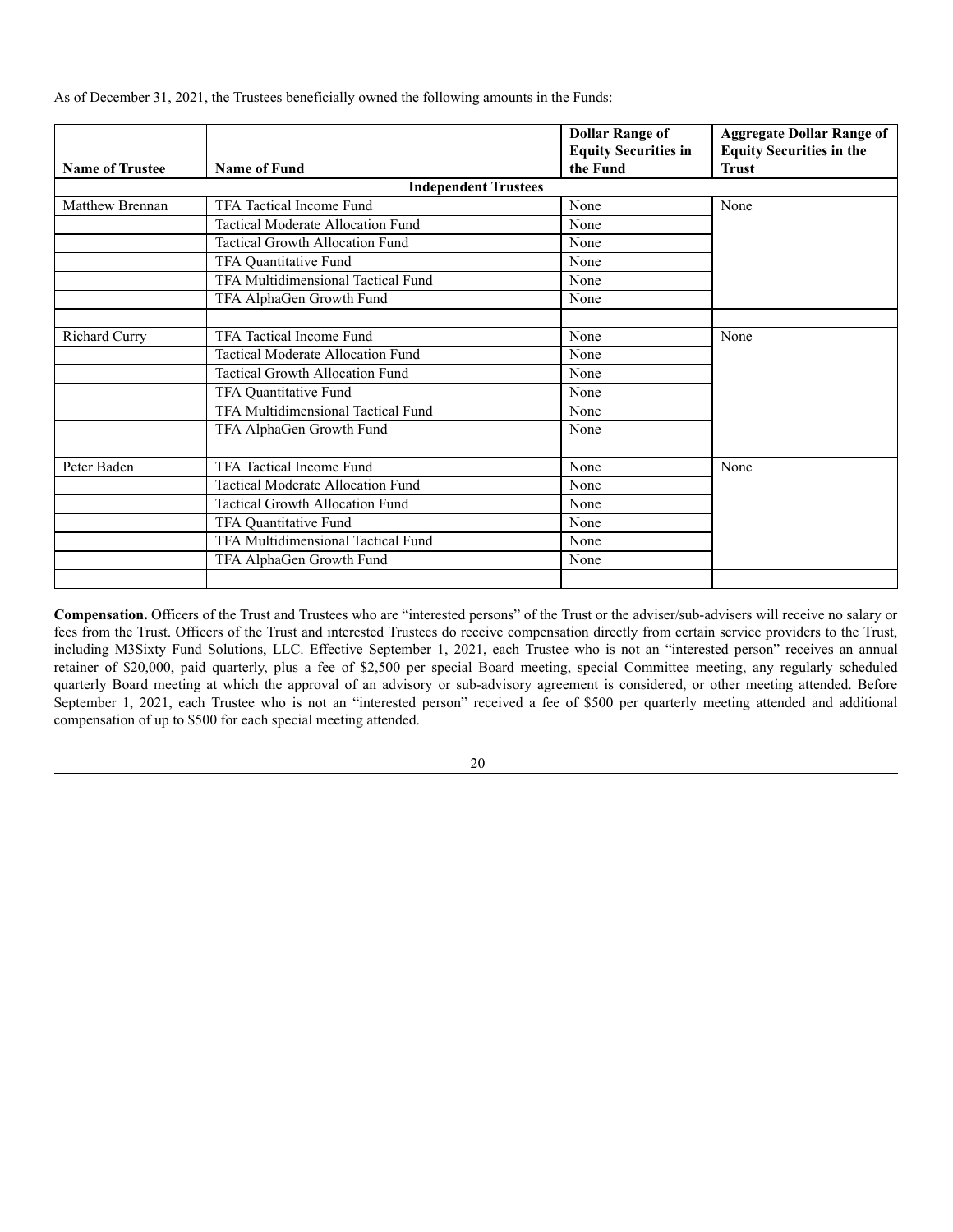As of December 31, 2021, the Trustees beneficially owned the following amounts in the Funds:

| Name of Trustee | Name of Fund | Dollar Range of Equity Securities in the Fund | Aggregate Dollar Range of Equity Securities in the Trust |
|---|---|---|---|
| **Independent Trustees** | | | |
| Matthew Brennan | TFA Tactical Income Fund | None | None |
| | Tactical Moderate Allocation Fund | None | |
| | Tactical Growth Allocation Fund | None | |
| | TFA Quantitative Fund | None | |
| | TFA Multidimensional Tactical Fund | None | |
| | TFA AlphaGen Growth Fund | None | |
| | | | |
| Richard Curry | TFA Tactical Income Fund | None | None |
| | Tactical Moderate Allocation Fund | None | |
| | Tactical Growth Allocation Fund | None | |
| | TFA Quantitative Fund | None | |
| | TFA Multidimensional Tactical Fund | None | |
| | TFA AlphaGen Growth Fund | None | |
| | | | |
| Peter Baden | TFA Tactical Income Fund | None | None |
| | Tactical Moderate Allocation Fund | None | |
| | Tactical Growth Allocation Fund | None | |
| | TFA Quantitative Fund | None | |
| | TFA Multidimensional Tactical Fund | None | |
| | TFA AlphaGen Growth Fund | None | |
| | | | |

**Compensation.** Officers of the Trust and Trustees who are "interested persons" of the Trust or the adviser/sub-advisers will receive no salary or fees from the Trust. Officers of the Trust and interested Trustees do receive compensation directly from certain service providers to the Trust, including M3Sixty Fund Solutions, LLC. Effective September 1, 2021, each Trustee who is not an "interested person" receives an annual retainer of $20,000, paid quarterly, plus a fee of $2,500 per special Board meeting, special Committee meeting, any regularly scheduled quarterly Board meeting at which the approval of an advisory or sub-advisory agreement is considered, or other meeting attended. Before September 1, 2021, each Trustee who is not an "interested person" received a fee of $500 per quarterly meeting attended and additional compensation of up to $500 for each special meeting attended.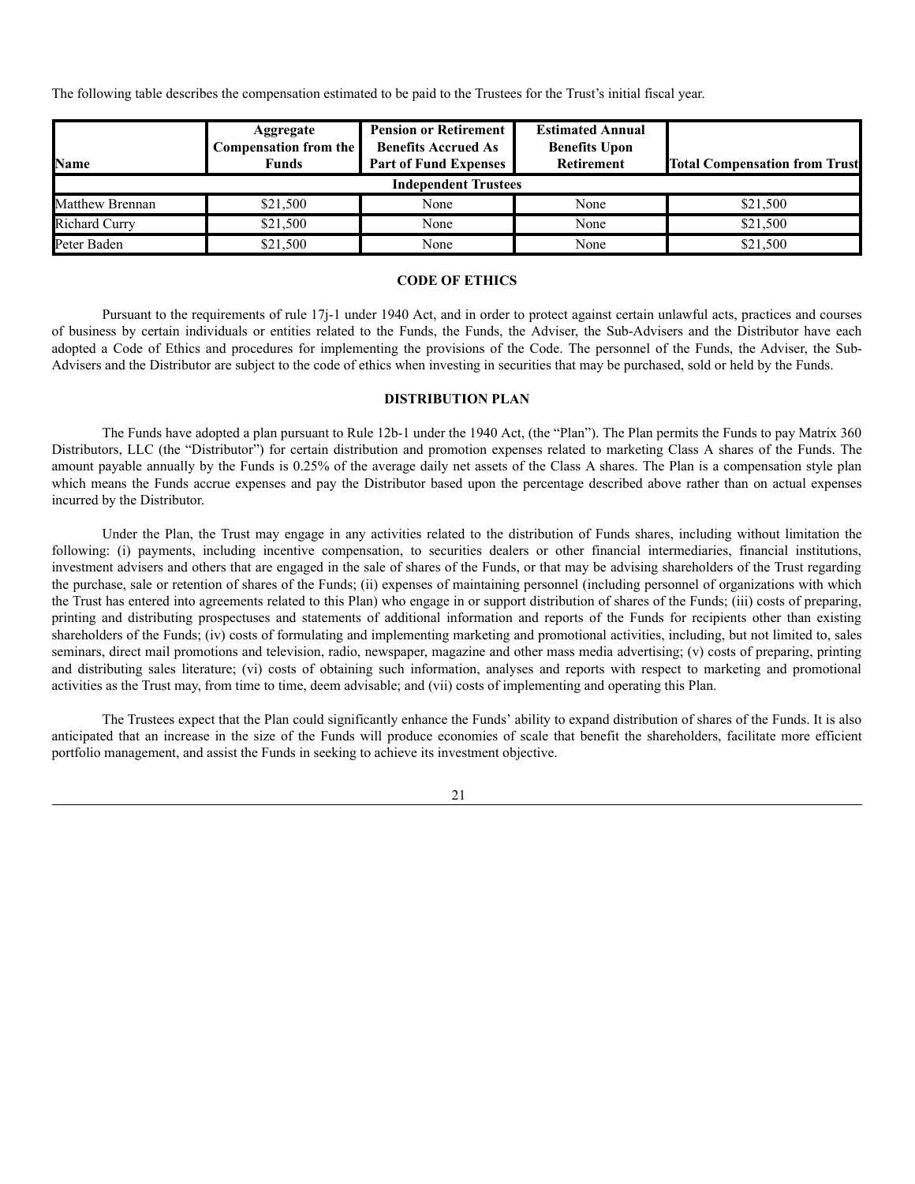The following table describes the compensation estimated to be paid to the Trustees for the Trust's initial fiscal year.

| Name | Aggregate Compensation from the Funds | Pension or Retirement Benefits Accrued As Part of Fund Expenses | Estimated Annual Benefits Upon Retirement | Total Compensation from Trust |
|---|---|---|---|---|
| **Independent Trustees** | | | | |
| Matthew Brennan | $21,500 | None | None | $21,500 |
| Richard Curry | $21,500 | None | None | $21,500 |
| Peter Baden | $21,500 | None | None | $21,500 |

## CODE OF ETHICS

Pursuant to the requirements of rule 17j-1 under 1940 Act, and in order to protect against certain unlawful acts, practices and courses of business by certain individuals or entities related to the Funds, the Funds, the Adviser, the Sub-Advisers and the Distributor have each adopted a Code of Ethics and procedures for implementing the provisions of the Code. The personnel of the Funds, the Adviser, the Sub-Advisers and the Distributor are subject to the code of ethics when investing in securities that may be purchased, sold or held by the Funds.

## DISTRIBUTION PLAN

The Funds have adopted a plan pursuant to Rule 12b-1 under the 1940 Act, (the "Plan"). The Plan permits the Funds to pay Matrix 360 Distributors, LLC (the "Distributor") for certain distribution and promotion expenses related to marketing Class A shares of the Funds. The amount payable annually by the Funds is 0.25% of the average daily net assets of the Class A shares. The Plan is a compensation style plan which means the Funds accrue expenses and pay the Distributor based upon the percentage described above rather than on actual expenses incurred by the Distributor.

Under the Plan, the Trust may engage in any activities related to the distribution of Funds shares, including without limitation the following: (i) payments, including incentive compensation, to securities dealers or other financial intermediaries, financial institutions, investment advisers and others that are engaged in the sale of shares of the Funds, or that may be advising shareholders of the Trust regarding the purchase, sale or retention of shares of the Funds; (ii) expenses of maintaining personnel (including personnel of organizations with which the Trust has entered into agreements related to this Plan) who engage in or support distribution of shares of the Funds; (iii) costs of preparing, printing and distributing prospectuses and statements of additional information and reports of the Funds for recipients other than existing shareholders of the Funds; (iv) costs of formulating and implementing marketing and promotional activities, including, but not limited to, sales seminars, direct mail promotions and television, radio, newspaper, magazine and other mass media advertising; (v) costs of preparing, printing and distributing sales literature; (vi) costs of obtaining such information, analyses and reports with respect to marketing and promotional activities as the Trust may, from time to time, deem advisable; and (vii) costs of implementing and operating this Plan.

The Trustees expect that the Plan could significantly enhance the Funds' ability to expand distribution of shares of the Funds. It is also anticipated that an increase in the size of the Funds will produce economies of scale that benefit the shareholders, facilitate more efficient portfolio management, and assist the Funds in seeking to achieve its investment objective.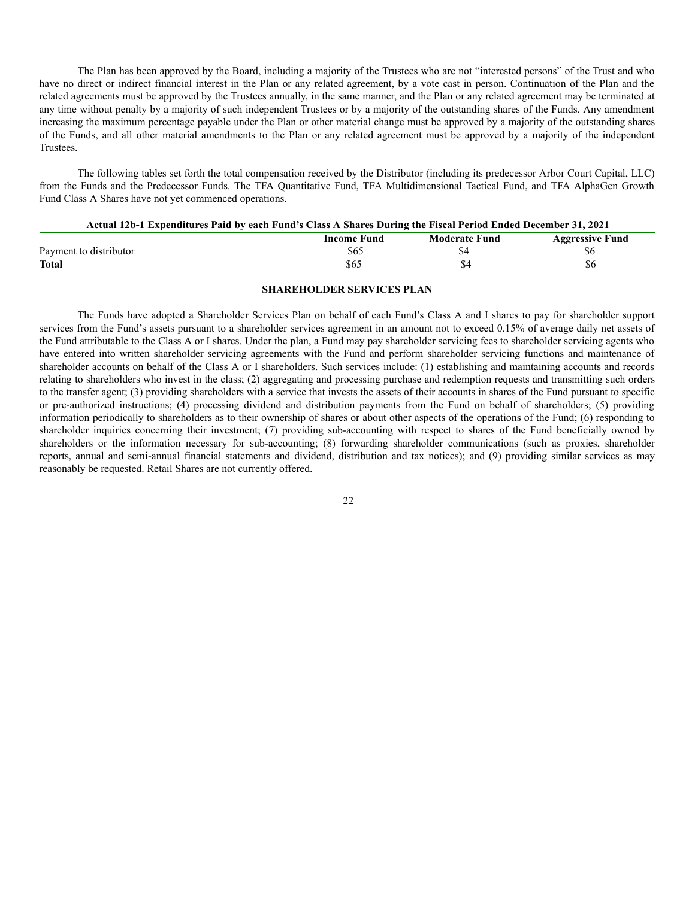The Plan has been approved by the Board, including a majority of the Trustees who are not "interested persons" of the Trust and who have no direct or indirect financial interest in the Plan or any related agreement, by a vote cast in person. Continuation of the Plan and the related agreements must be approved by the Trustees annually, in the same manner, and the Plan or any related agreement may be terminated at any time without penalty by a majority of such independent Trustees or by a majority of the outstanding shares of the Funds. Any amendment increasing the maximum percentage payable under the Plan or other material change must be approved by a majority of the outstanding shares of the Funds, and all other material amendments to the Plan or any related agreement must be approved by a majority of the independent Trustees.

The following tables set forth the total compensation received by the Distributor (including its predecessor Arbor Court Capital, LLC) from the Funds and the Predecessor Funds. The TFA Quantitative Fund, TFA Multidimensional Tactical Fund, and TFA AlphaGen Growth Fund Class A Shares have not yet commenced operations.

| Actual 12b-1 Expenditures Paid by each Fund's Class A Shares During the Fiscal Period Ended December 31, 2021 | | | |
|---|---|---|---|
| | **Income Fund** | **Moderate Fund** | **Aggressive Fund** |
| Payment to distributor | $65 | $4 | $6 |
| **Total** | $65 | $4 | $6 |

## SHAREHOLDER SERVICES PLAN

The Funds have adopted a Shareholder Services Plan on behalf of each Fund's Class A and I shares to pay for shareholder support services from the Fund's assets pursuant to a shareholder services agreement in an amount not to exceed 0.15% of average daily net assets of the Fund attributable to the Class A or I shares. Under the plan, a Fund may pay shareholder servicing fees to shareholder servicing agents who have entered into written shareholder servicing agreements with the Fund and perform shareholder servicing functions and maintenance of shareholder accounts on behalf of the Class A or I shareholders. Such services include: (1) establishing and maintaining accounts and records relating to shareholders who invest in the class; (2) aggregating and processing purchase and redemption requests and transmitting such orders to the transfer agent; (3) providing shareholders with a service that invests the assets of their accounts in shares of the Fund pursuant to specific or pre-authorized instructions; (4) processing dividend and distribution payments from the Fund on behalf of shareholders; (5) providing information periodically to shareholders as to their ownership of shares or about other aspects of the operations of the Fund; (6) responding to shareholder inquiries concerning their investment; (7) providing sub-accounting with respect to shares of the Fund beneficially owned by shareholders or the information necessary for sub-accounting; (8) forwarding shareholder communications (such as proxies, shareholder reports, annual and semi-annual financial statements and dividend, distribution and tax notices); and (9) providing similar services as may reasonably be requested. Retail Shares are not currently offered.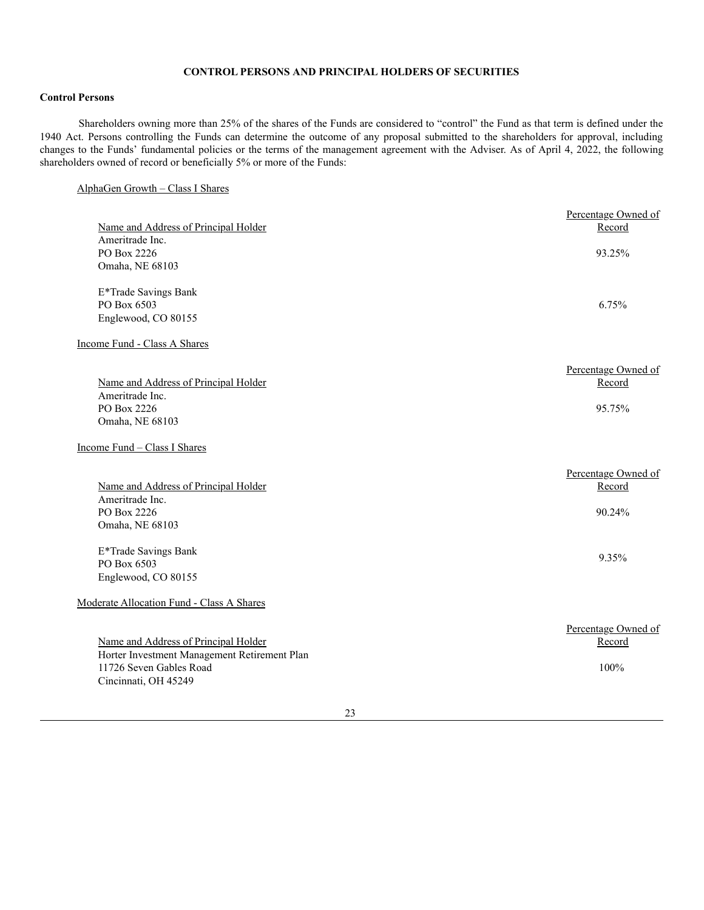## CONTROL PERSONS AND PRINCIPAL HOLDERS OF SECURITIES

### Control Persons

Shareholders owning more than 25% of the shares of the Funds are considered to "control" the Fund as that term is defined under the 1940 Act. Persons controlling the Funds can determine the outcome of any proposal submitted to the shareholders for approval, including changes to the Funds' fundamental policies or the terms of the management agreement with the Adviser. As of April 4, 2022, the following shareholders owned of record or beneficially 5% or more of the Funds:

AlphaGen Growth – Class I Shares

| Name and Address of Principal Holder | Percentage Owned of Record |
|---|---|
| Ameritrade Inc.<br>PO Box 2226<br>Omaha, NE 68103 | 93.25% |
| E*Trade Savings Bank<br>PO Box 6503<br>Englewood, CO 80155 | 6.75% |

Income Fund - Class A Shares

| Name and Address of Principal Holder | Percentage Owned of Record |
|---|---|
| Ameritrade Inc.<br>PO Box 2226<br>Omaha, NE 68103 | 95.75% |

Income Fund – Class I Shares

| Name and Address of Principal Holder | Percentage Owned of Record |
|---|---|
| Ameritrade Inc.<br>PO Box 2226<br>Omaha, NE 68103 | 90.24% |
| E*Trade Savings Bank<br>PO Box 6503<br>Englewood, CO 80155 | 9.35% |

Moderate Allocation Fund - Class A Shares

| Name and Address of Principal Holder | Percentage Owned of Record |
|---|---|
| Horter Investment Management Retirement Plan<br>11726 Seven Gables Road<br>Cincinnati, OH 45249 | 100% |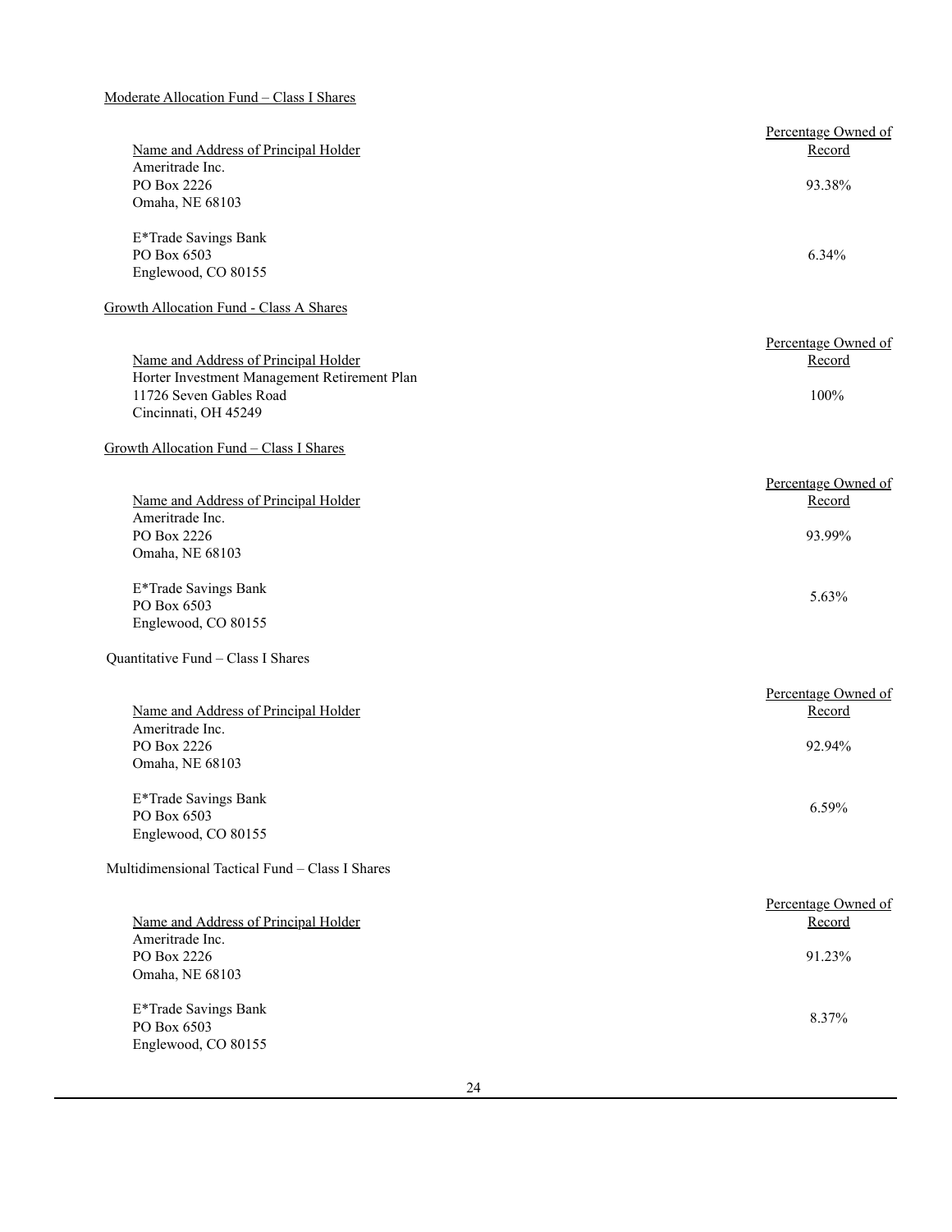Moderate Allocation Fund – Class I Shares

| Name and Address of Principal Holder | Percentage Owned of Record |
| --- | --- |
| Ameritrade Inc.<br>PO Box 2226<br>Omaha, NE 68103 | 93.38% |
| E*Trade Savings Bank<br>PO Box 6503<br>Englewood, CO 80155 | 6.34% |

Growth Allocation Fund - Class A Shares

| Name and Address of Principal Holder | Percentage Owned of Record |
| --- | --- |
| Horter Investment Management Retirement Plan<br>11726 Seven Gables Road<br>Cincinnati, OH 45249 | 100% |

Growth Allocation Fund – Class I Shares

| Name and Address of Principal Holder | Percentage Owned of Record |
| --- | --- |
| Ameritrade Inc.<br>PO Box 2226<br>Omaha, NE 68103 | 93.99% |
| E*Trade Savings Bank<br>PO Box 6503<br>Englewood, CO 80155 | 5.63% |

Quantitative Fund – Class I Shares

| Name and Address of Principal Holder | Percentage Owned of Record |
| --- | --- |
| Ameritrade Inc.<br>PO Box 2226<br>Omaha, NE 68103 | 92.94% |
| E*Trade Savings Bank<br>PO Box 6503<br>Englewood, CO 80155 | 6.59% |

Multidimensional Tactical Fund – Class I Shares

| Name and Address of Principal Holder | Percentage Owned of Record |
| --- | --- |
| Ameritrade Inc.<br>PO Box 2226<br>Omaha, NE 68103 | 91.23% |
| E*Trade Savings Bank<br>PO Box 6503<br>Englewood, CO 80155 | 8.37% |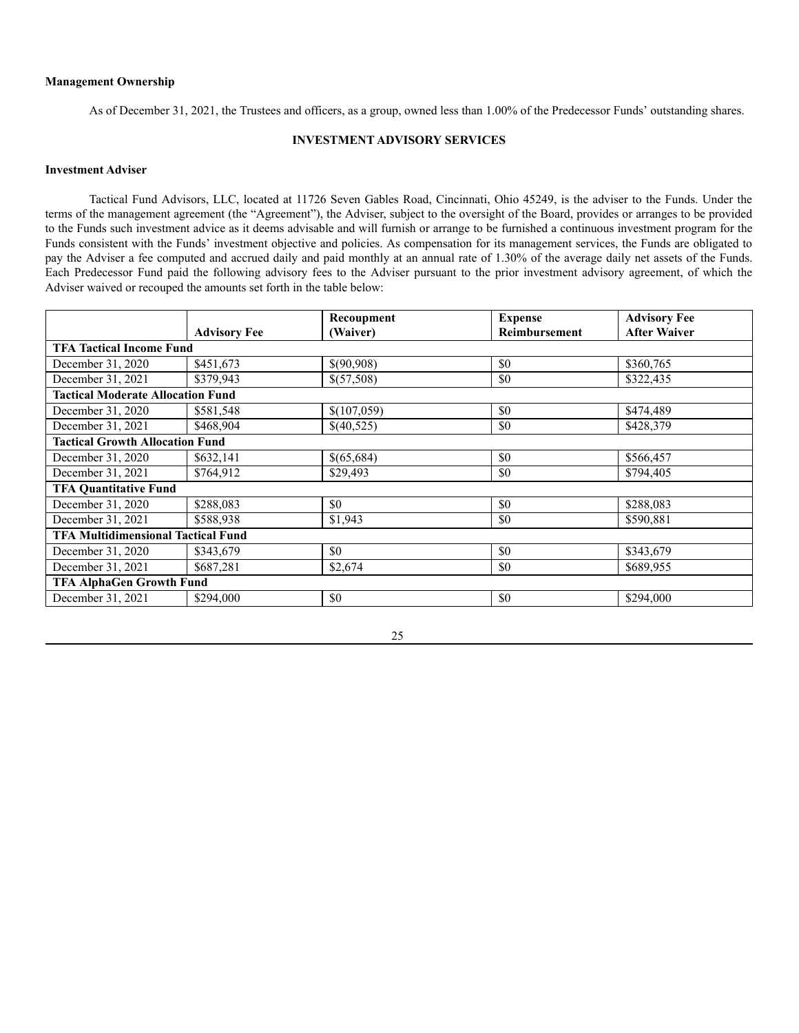**Management Ownership**

As of December 31, 2021, the Trustees and officers, as a group, owned less than 1.00% of the Predecessor Funds' outstanding shares.

## INVESTMENT ADVISORY SERVICES

**Investment Adviser**

Tactical Fund Advisors, LLC, located at 11726 Seven Gables Road, Cincinnati, Ohio 45249, is the adviser to the Funds. Under the terms of the management agreement (the "Agreement"), the Adviser, subject to the oversight of the Board, provides or arranges to be provided to the Funds such investment advice as it deems advisable and will furnish or arrange to be furnished a continuous investment program for the Funds consistent with the Funds' investment objective and policies. As compensation for its management services, the Funds are obligated to pay the Adviser a fee computed and accrued daily and paid monthly at an annual rate of 1.30% of the average daily net assets of the Funds. Each Predecessor Fund paid the following advisory fees to the Adviser pursuant to the prior investment advisory agreement, of which the Adviser waived or recouped the amounts set forth in the table below:

| | Advisory Fee | Recoupment (Waiver) | Expense Reimbursement | Advisory Fee After Waiver |
|---|---|---|---|---|
| **TFA Tactical Income Fund** | | | | |
| December 31, 2020 | $451,673 | $(90,908) | $0 | $360,765 |
| December 31, 2021 | $379,943 | $(57,508) | $0 | $322,435 |
| **Tactical Moderate Allocation Fund** | | | | |
| December 31, 2020 | $581,548 | $(107,059) | $0 | $474,489 |
| December 31, 2021 | $468,904 | $(40,525) | $0 | $428,379 |
| **Tactical Growth Allocation Fund** | | | | |
| December 31, 2020 | $632,141 | $(65,684) | $0 | $566,457 |
| December 31, 2021 | $764,912 | $29,493 | $0 | $794,405 |
| **TFA Quantitative Fund** | | | | |
| December 31, 2020 | $288,083 | $0 | $0 | $288,083 |
| December 31, 2021 | $588,938 | $1,943 | $0 | $590,881 |
| **TFA Multidimensional Tactical Fund** | | | | |
| December 31, 2020 | $343,679 | $0 | $0 | $343,679 |
| December 31, 2021 | $687,281 | $2,674 | $0 | $689,955 |
| **TFA AlphaGen Growth Fund** | | | | |
| December 31, 2021 | $294,000 | $0 | $0 | $294,000 |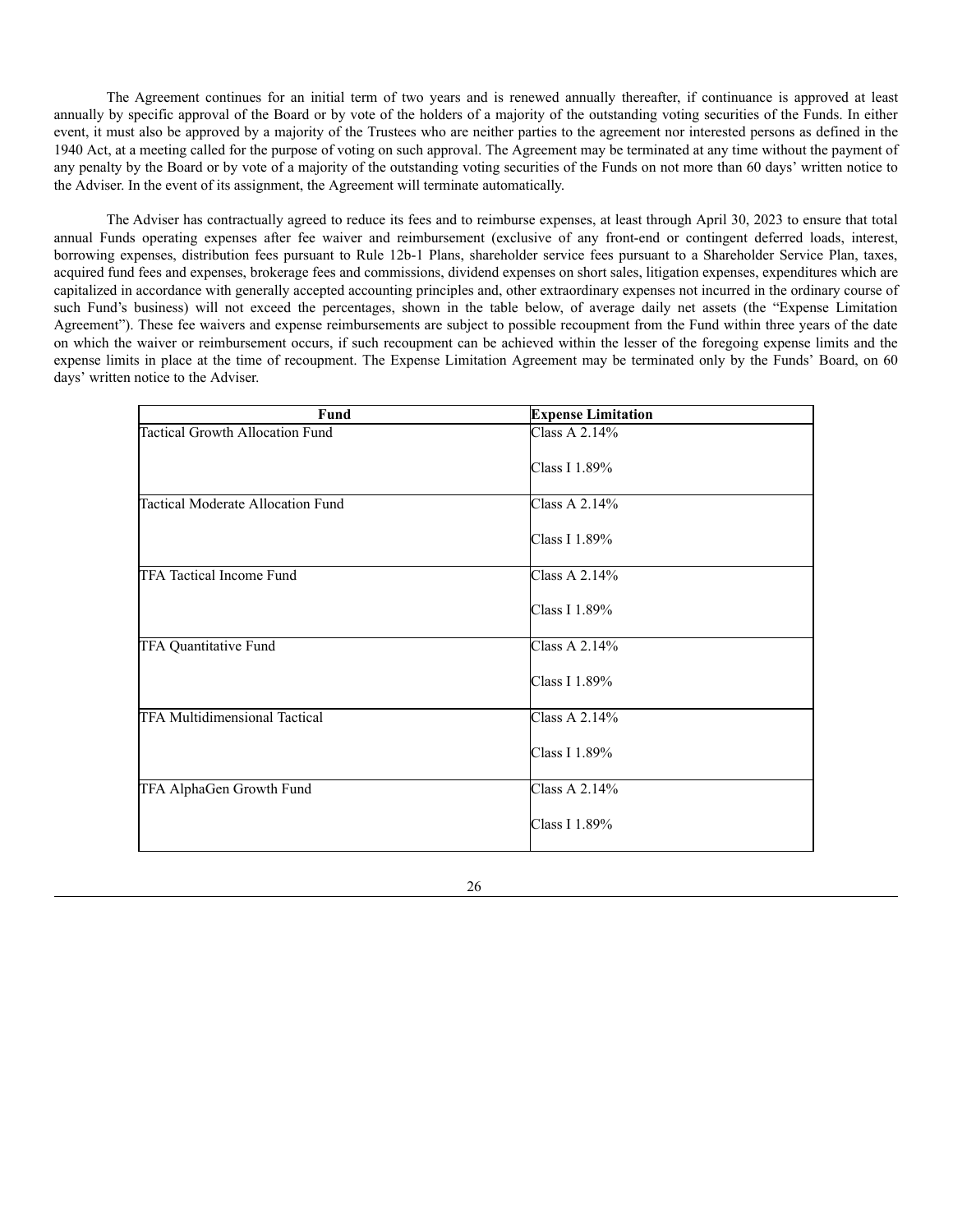The Agreement continues for an initial term of two years and is renewed annually thereafter, if continuance is approved at least annually by specific approval of the Board or by vote of the holders of a majority of the outstanding voting securities of the Funds. In either event, it must also be approved by a majority of the Trustees who are neither parties to the agreement nor interested persons as defined in the 1940 Act, at a meeting called for the purpose of voting on such approval. The Agreement may be terminated at any time without the payment of any penalty by the Board or by vote of a majority of the outstanding voting securities of the Funds on not more than 60 days' written notice to the Adviser. In the event of its assignment, the Agreement will terminate automatically.

The Adviser has contractually agreed to reduce its fees and to reimburse expenses, at least through April 30, 2023 to ensure that total annual Funds operating expenses after fee waiver and reimbursement (exclusive of any front-end or contingent deferred loads, interest, borrowing expenses, distribution fees pursuant to Rule 12b-1 Plans, shareholder service fees pursuant to a Shareholder Service Plan, taxes, acquired fund fees and expenses, brokerage fees and commissions, dividend expenses on short sales, litigation expenses, expenditures which are capitalized in accordance with generally accepted accounting principles and, other extraordinary expenses not incurred in the ordinary course of such Fund's business) will not exceed the percentages, shown in the table below, of average daily net assets (the "Expense Limitation Agreement"). These fee waivers and expense reimbursements are subject to possible recoupment from the Fund within three years of the date on which the waiver or reimbursement occurs, if such recoupment can be achieved within the lesser of the foregoing expense limits and the expense limits in place at the time of recoupment. The Expense Limitation Agreement may be terminated only by the Funds' Board, on 60 days' written notice to the Adviser.

| Fund | Expense Limitation |
|---|---|
| Tactical Growth Allocation Fund | Class A 2.14%<br>Class I 1.89% |
| Tactical Moderate Allocation Fund | Class A 2.14%<br>Class I 1.89% |
| TFA Tactical Income Fund | Class A 2.14%<br>Class I 1.89% |
| TFA Quantitative Fund | Class A 2.14%<br>Class I 1.89% |
| TFA Multidimensional Tactical | Class A 2.14%<br>Class I 1.89% |
| TFA AlphaGen Growth Fund | Class A 2.14%<br>Class I 1.89% |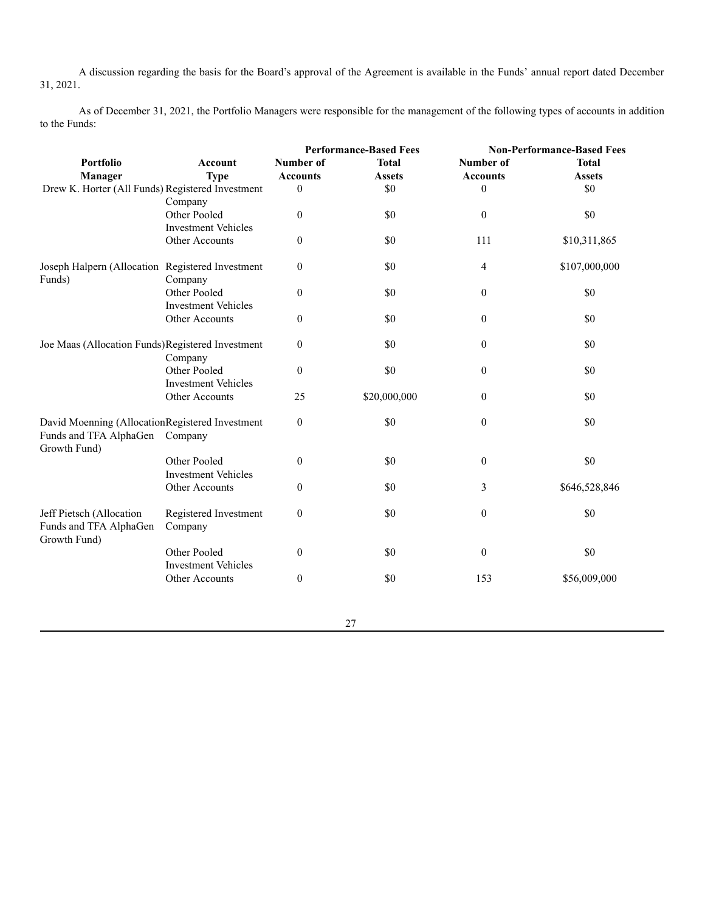A discussion regarding the basis for the Board's approval of the Agreement is available in the Funds' annual report dated December 31, 2021.

As of December 31, 2021, the Portfolio Managers were responsible for the management of the following types of accounts in addition to the Funds:

| | | Performance-Based Fees | | Non-Performance-Based Fees | |
|---|---|---|---|---|---|
| **Portfolio Manager** | **Account Type** | **Number of Accounts** | **Total Assets** | **Number of Accounts** | **Total Assets** |
| Drew K. Horter (All Funds) | Registered Investment Company | 0 | $0 | 0 | $0 |
| | Other Pooled Investment Vehicles | 0 | $0 | 0 | $0 |
| | Other Accounts | 0 | $0 | 111 | $10,311,865 |
| Joseph Halpern (Allocation Funds) | Registered Investment Company | 0 | $0 | 4 | $107,000,000 |
| | Other Pooled Investment Vehicles | 0 | $0 | 0 | $0 |
| | Other Accounts | 0 | $0 | 0 | $0 |
| Joe Maas (Allocation Funds) | Registered Investment Company | 0 | $0 | 0 | $0 |
| | Other Pooled Investment Vehicles | 0 | $0 | 0 | $0 |
| | Other Accounts | 25 | $20,000,000 | 0 | $0 |
| David Moenning (Allocation Funds and TFA AlphaGen Growth Fund) | Registered Investment Company | 0 | $0 | 0 | $0 |
| | Other Pooled Investment Vehicles | 0 | $0 | 0 | $0 |
| | Other Accounts | 0 | $0 | 3 | $646,528,846 |
| Jeff Pietsch (Allocation Funds and TFA AlphaGen Growth Fund) | Registered Investment Company | 0 | $0 | 0 | $0 |
| | Other Pooled Investment Vehicles | 0 | $0 | 0 | $0 |
| | Other Accounts | 0 | $0 | 153 | $56,009,000 |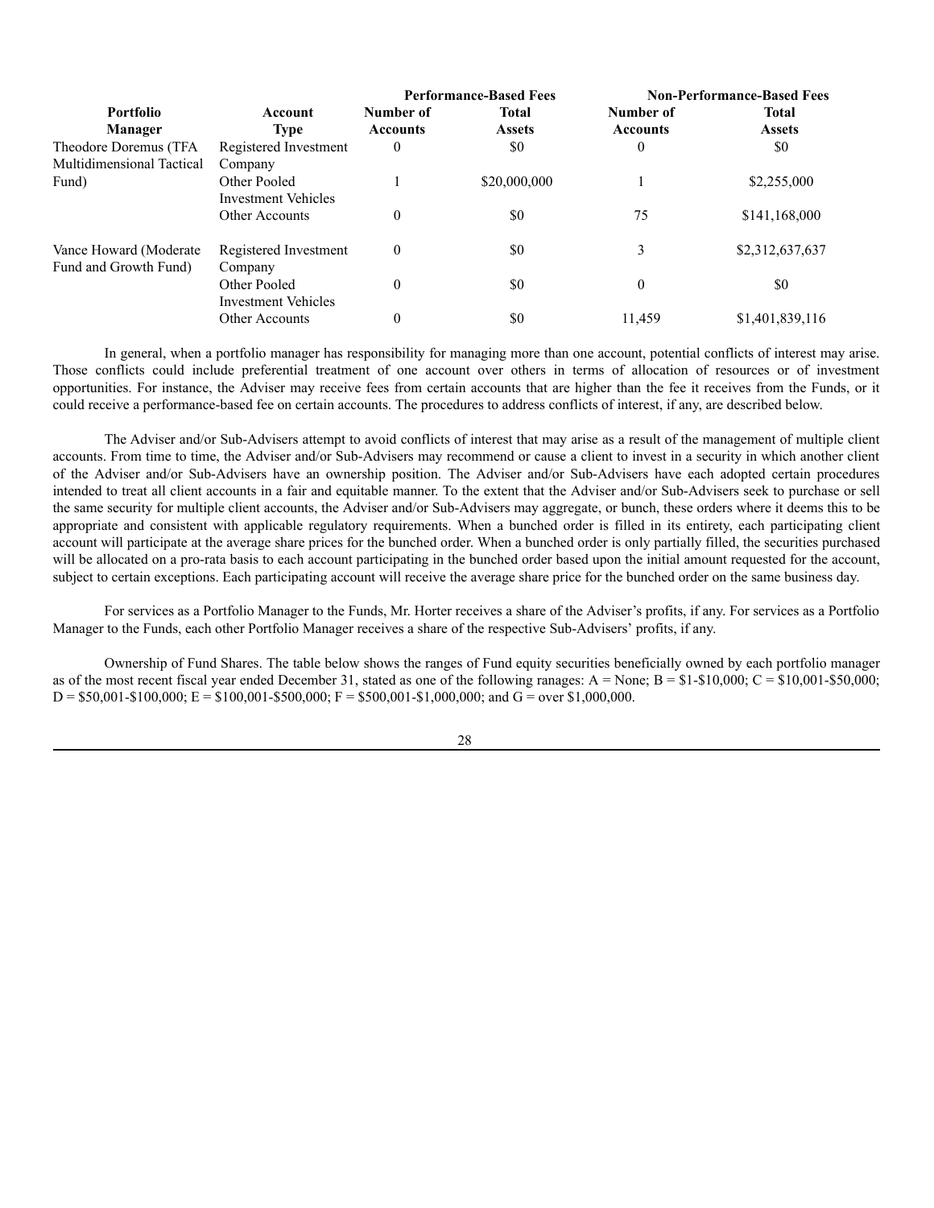| Portfolio Manager | Account Type | Performance-Based Fees | | Non-Performance-Based Fees | |
|---|---|---|---|---|---|
| | | Number of Accounts | Total Assets | Number of Accounts | Total Assets |
| Theodore Doremus (TFA Multidimensional Tactical Fund) | Registered Investment Company | 0 | $0 | 0 | $0 |
| | Other Pooled Investment Vehicles | 1 | $20,000,000 | 1 | $2,255,000 |
| | Other Accounts | 0 | $0 | 75 | $141,168,000 |
| Vance Howard (Moderate Fund and Growth Fund) | Registered Investment Company | 0 | $0 | 3 | $2,312,637,637 |
| | Other Pooled Investment Vehicles | 0 | $0 | 0 | $0 |
| | Other Accounts | 0 | $0 | 11,459 | $1,401,839,116 |

In general, when a portfolio manager has responsibility for managing more than one account, potential conflicts of interest may arise. Those conflicts could include preferential treatment of one account over others in terms of allocation of resources or of investment opportunities. For instance, the Adviser may receive fees from certain accounts that are higher than the fee it receives from the Funds, or it could receive a performance-based fee on certain accounts. The procedures to address conflicts of interest, if any, are described below.

The Adviser and/or Sub-Advisers attempt to avoid conflicts of interest that may arise as a result of the management of multiple client accounts. From time to time, the Adviser and/or Sub-Advisers may recommend or cause a client to invest in a security in which another client of the Adviser and/or Sub-Advisers have an ownership position. The Adviser and/or Sub-Advisers have each adopted certain procedures intended to treat all client accounts in a fair and equitable manner. To the extent that the Adviser and/or Sub-Advisers seek to purchase or sell the same security for multiple client accounts, the Adviser and/or Sub-Advisers may aggregate, or bunch, these orders where it deems this to be appropriate and consistent with applicable regulatory requirements. When a bunched order is filled in its entirety, each participating client account will participate at the average share prices for the bunched order. When a bunched order is only partially filled, the securities purchased will be allocated on a pro-rata basis to each account participating in the bunched order based upon the initial amount requested for the account, subject to certain exceptions. Each participating account will receive the average share price for the bunched order on the same business day.

For services as a Portfolio Manager to the Funds, Mr. Horter receives a share of the Adviser's profits, if any. For services as a Portfolio Manager to the Funds, each other Portfolio Manager receives a share of the respective Sub-Advisers' profits, if any.

Ownership of Fund Shares. The table below shows the ranges of Fund equity securities beneficially owned by each portfolio manager as of the most recent fiscal year ended December 31, stated as one of the following ranages: A = None; B = $1-$10,000; C = $10,001-$50,000; D = $50,001-$100,000; E = $100,001-$500,000; F = $500,001-$1,000,000; and G = over $1,000,000.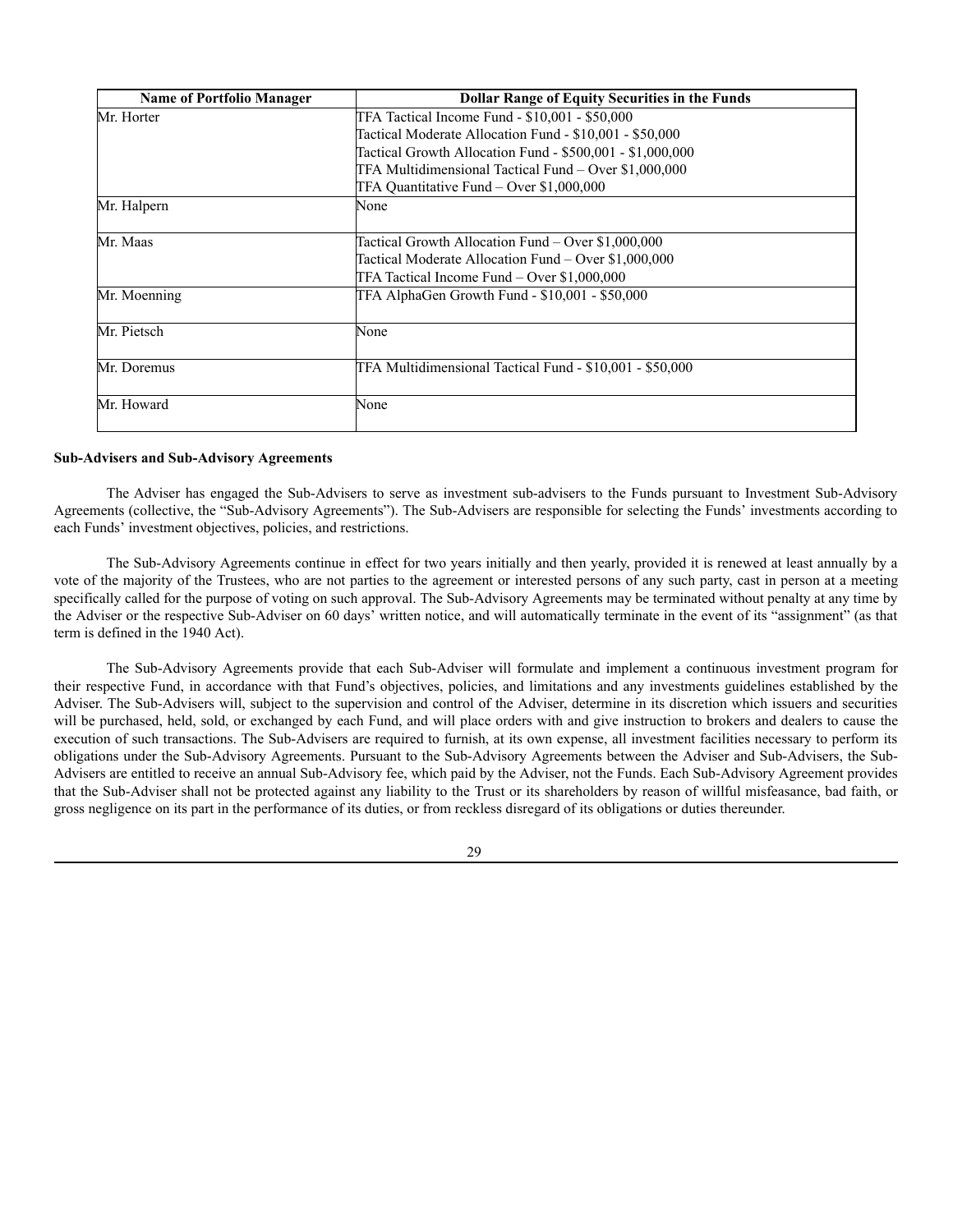| Name of Portfolio Manager | Dollar Range of Equity Securities in the Funds |
| --- | --- |
| Mr. Horter | TFA Tactical Income Fund - $10,001 - $50,000<br>Tactical Moderate Allocation Fund - $10,001 - $50,000<br>Tactical Growth Allocation Fund - $500,001 - $1,000,000<br>TFA Multidimensional Tactical Fund – Over $1,000,000<br>TFA Quantitative Fund – Over $1,000,000 |
| Mr. Halpern | None |
| Mr. Maas | Tactical Growth Allocation Fund – Over $1,000,000<br>Tactical Moderate Allocation Fund – Over $1,000,000<br>TFA Tactical Income Fund – Over $1,000,000 |
| Mr. Moenning | TFA AlphaGen Growth Fund - $10,001 - $50,000 |
| Mr. Pietsch | None |
| Mr. Doremus | TFA Multidimensional Tactical Fund - $10,001 - $50,000 |
| Mr. Howard | None |

**Sub-Advisers and Sub-Advisory Agreements**

The Adviser has engaged the Sub-Advisers to serve as investment sub-advisers to the Funds pursuant to Investment Sub-Advisory Agreements (collective, the "Sub-Advisory Agreements"). The Sub-Advisers are responsible for selecting the Funds' investments according to each Funds' investment objectives, policies, and restrictions.

The Sub-Advisory Agreements continue in effect for two years initially and then yearly, provided it is renewed at least annually by a vote of the majority of the Trustees, who are not parties to the agreement or interested persons of any such party, cast in person at a meeting specifically called for the purpose of voting on such approval. The Sub-Advisory Agreements may be terminated without penalty at any time by the Adviser or the respective Sub-Adviser on 60 days' written notice, and will automatically terminate in the event of its "assignment" (as that term is defined in the 1940 Act).

The Sub-Advisory Agreements provide that each Sub-Adviser will formulate and implement a continuous investment program for their respective Fund, in accordance with that Fund's objectives, policies, and limitations and any investments guidelines established by the Adviser. The Sub-Advisers will, subject to the supervision and control of the Adviser, determine in its discretion which issuers and securities will be purchased, held, sold, or exchanged by each Fund, and will place orders with and give instruction to brokers and dealers to cause the execution of such transactions. The Sub-Advisers are required to furnish, at its own expense, all investment facilities necessary to perform its obligations under the Sub-Advisory Agreements. Pursuant to the Sub-Advisory Agreements between the Adviser and Sub-Advisers, the Sub-Advisers are entitled to receive an annual Sub-Advisory fee, which paid by the Adviser, not the Funds. Each Sub-Advisory Agreement provides that the Sub-Adviser shall not be protected against any liability to the Trust or its shareholders by reason of willful misfeasance, bad faith, or gross negligence on its part in the performance of its duties, or from reckless disregard of its obligations or duties thereunder.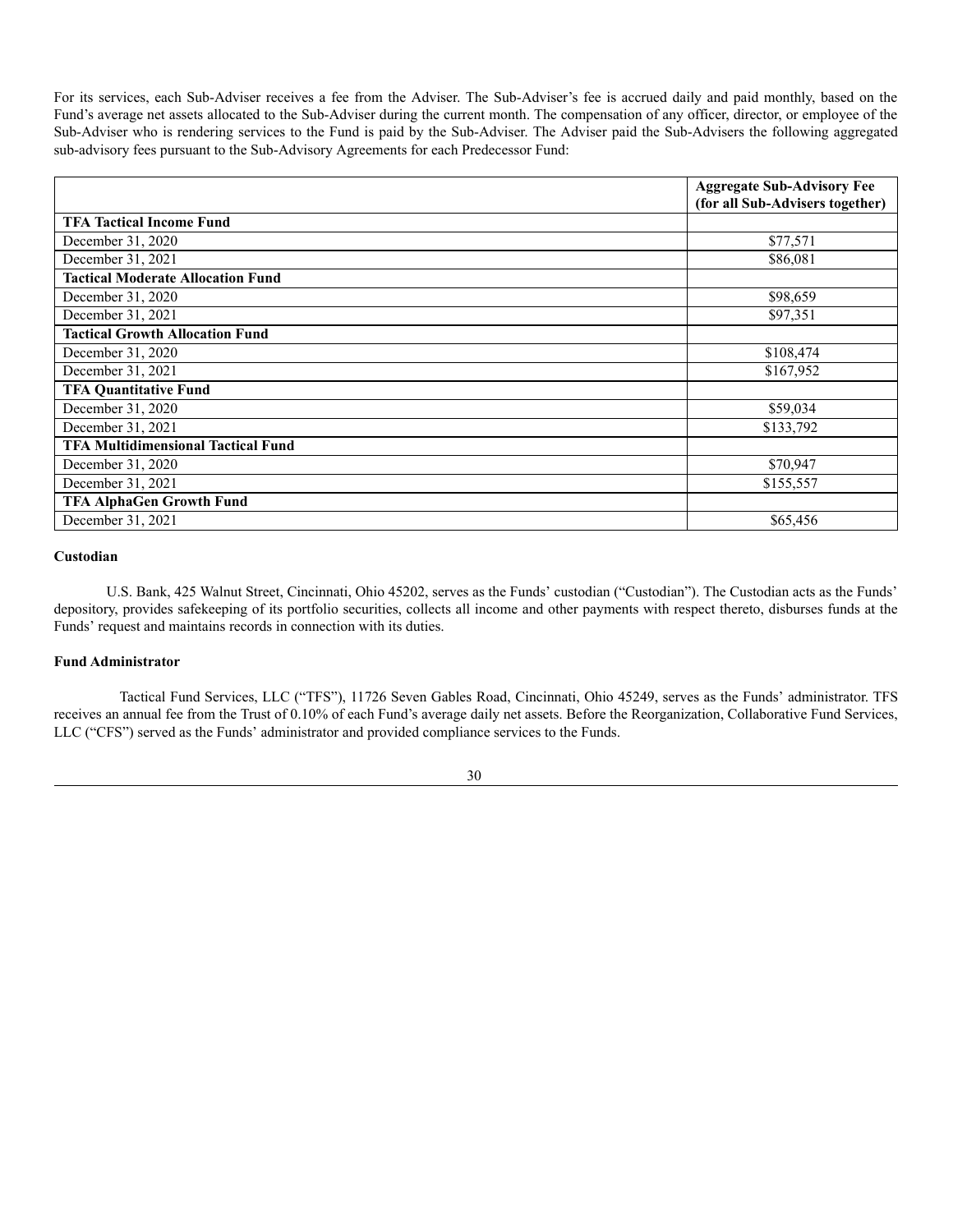For its services, each Sub-Adviser receives a fee from the Adviser. The Sub-Adviser's fee is accrued daily and paid monthly, based on the Fund's average net assets allocated to the Sub-Adviser during the current month. The compensation of any officer, director, or employee of the Sub-Adviser who is rendering services to the Fund is paid by the Sub-Adviser. The Adviser paid the Sub-Advisers the following aggregated sub-advisory fees pursuant to the Sub-Advisory Agreements for each Predecessor Fund:

| | **Aggregate Sub-Advisory Fee (for all Sub-Advisers together)** |
|---|---|
| **TFA Tactical Income Fund** | |
| December 31, 2020 | $77,571 |
| December 31, 2021 | $86,081 |
| **Tactical Moderate Allocation Fund** | |
| December 31, 2020 | $98,659 |
| December 31, 2021 | $97,351 |
| **Tactical Growth Allocation Fund** | |
| December 31, 2020 | $108,474 |
| December 31, 2021 | $167,952 |
| **TFA Quantitative Fund** | |
| December 31, 2020 | $59,034 |
| December 31, 2021 | $133,792 |
| **TFA Multidimensional Tactical Fund** | |
| December 31, 2020 | $70,947 |
| December 31, 2021 | $155,557 |
| **TFA AlphaGen Growth Fund** | |
| December 31, 2021 | $65,456 |

**Custodian**

U.S. Bank, 425 Walnut Street, Cincinnati, Ohio 45202, serves as the Funds' custodian ("Custodian"). The Custodian acts as the Funds' depository, provides safekeeping of its portfolio securities, collects all income and other payments with respect thereto, disburses funds at the Funds' request and maintains records in connection with its duties.

**Fund Administrator**

Tactical Fund Services, LLC ("TFS"), 11726 Seven Gables Road, Cincinnati, Ohio 45249, serves as the Funds' administrator. TFS receives an annual fee from the Trust of 0.10% of each Fund's average daily net assets. Before the Reorganization, Collaborative Fund Services, LLC ("CFS") served as the Funds' administrator and provided compliance services to the Funds.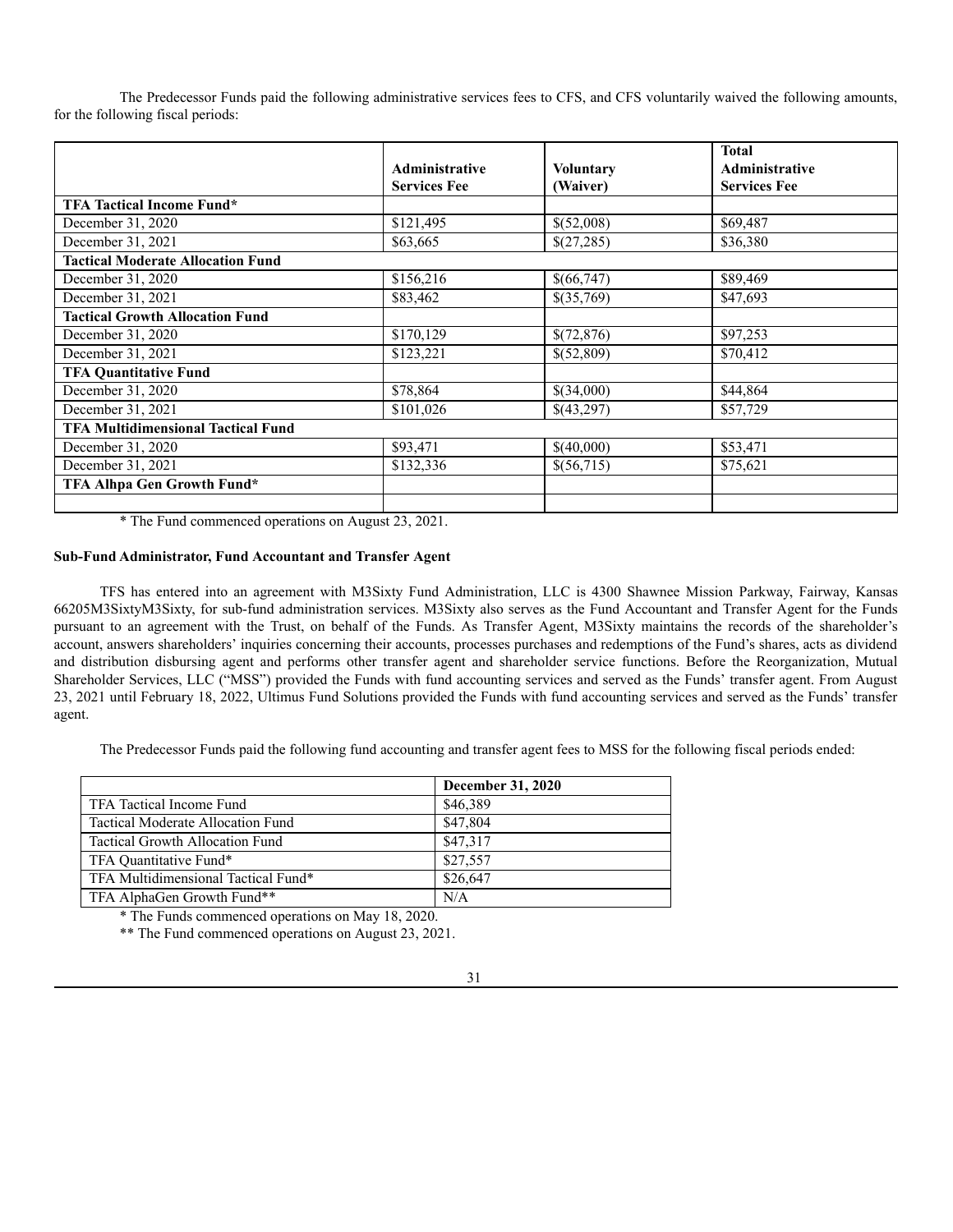The Predecessor Funds paid the following administrative services fees to CFS, and CFS voluntarily waived the following amounts, for the following fiscal periods:

| | Administrative Services Fee | Voluntary (Waiver) | Total Administrative Services Fee |
|---|---|---|---|
| **TFA Tactical Income Fund*** | | | |
| December 31, 2020 | $121,495 | $(52,008) | $69,487 |
| December 31, 2021 | $63,665 | $(27,285) | $36,380 |
| **Tactical Moderate Allocation Fund** | | | |
| December 31, 2020 | $156,216 | $(66,747) | $89,469 |
| December 31, 2021 | $83,462 | $(35,769) | $47,693 |
| **Tactical Growth Allocation Fund** | | | |
| December 31, 2020 | $170,129 | $(72,876) | $97,253 |
| December 31, 2021 | $123,221 | $(52,809) | $70,412 |
| **TFA Quantitative Fund** | | | |
| December 31, 2020 | $78,864 | $(34,000) | $44,864 |
| December 31, 2021 | $101,026 | $(43,297) | $57,729 |
| **TFA Multidimensional Tactical Fund** | | | |
| December 31, 2020 | $93,471 | $(40,000) | $53,471 |
| December 31, 2021 | $132,336 | $(56,715) | $75,621 |
| **TFA Alhpa Gen Growth Fund*** | | | |
| | | | |

\* The Fund commenced operations on August 23, 2021.

**Sub-Fund Administrator, Fund Accountant and Transfer Agent**

TFS has entered into an agreement with M3Sixty Fund Administration, LLC is 4300 Shawnee Mission Parkway, Fairway, Kansas 66205M3SixtyM3Sixty, for sub-fund administration services. M3Sixty also serves as the Fund Accountant and Transfer Agent for the Funds pursuant to an agreement with the Trust, on behalf of the Funds. As Transfer Agent, M3Sixty maintains the records of the shareholder's account, answers shareholders' inquiries concerning their accounts, processes purchases and redemptions of the Fund's shares, acts as dividend and distribution disbursing agent and performs other transfer agent and shareholder service functions. Before the Reorganization, Mutual Shareholder Services, LLC ("MSS") provided the Funds with fund accounting services and served as the Funds' transfer agent. From August 23, 2021 until February 18, 2022, Ultimus Fund Solutions provided the Funds with fund accounting services and served as the Funds' transfer agent.

The Predecessor Funds paid the following fund accounting and transfer agent fees to MSS for the following fiscal periods ended:

| | December 31, 2020 |
|---|---|
| TFA Tactical Income Fund | $46,389 |
| Tactical Moderate Allocation Fund | $47,804 |
| Tactical Growth Allocation Fund | $47,317 |
| TFA Quantitative Fund* | $27,557 |
| TFA Multidimensional Tactical Fund* | $26,647 |
| TFA AlphaGen Growth Fund** | N/A |

\* The Funds commenced operations on May 18, 2020.

\*\* The Fund commenced operations on August 23, 2021.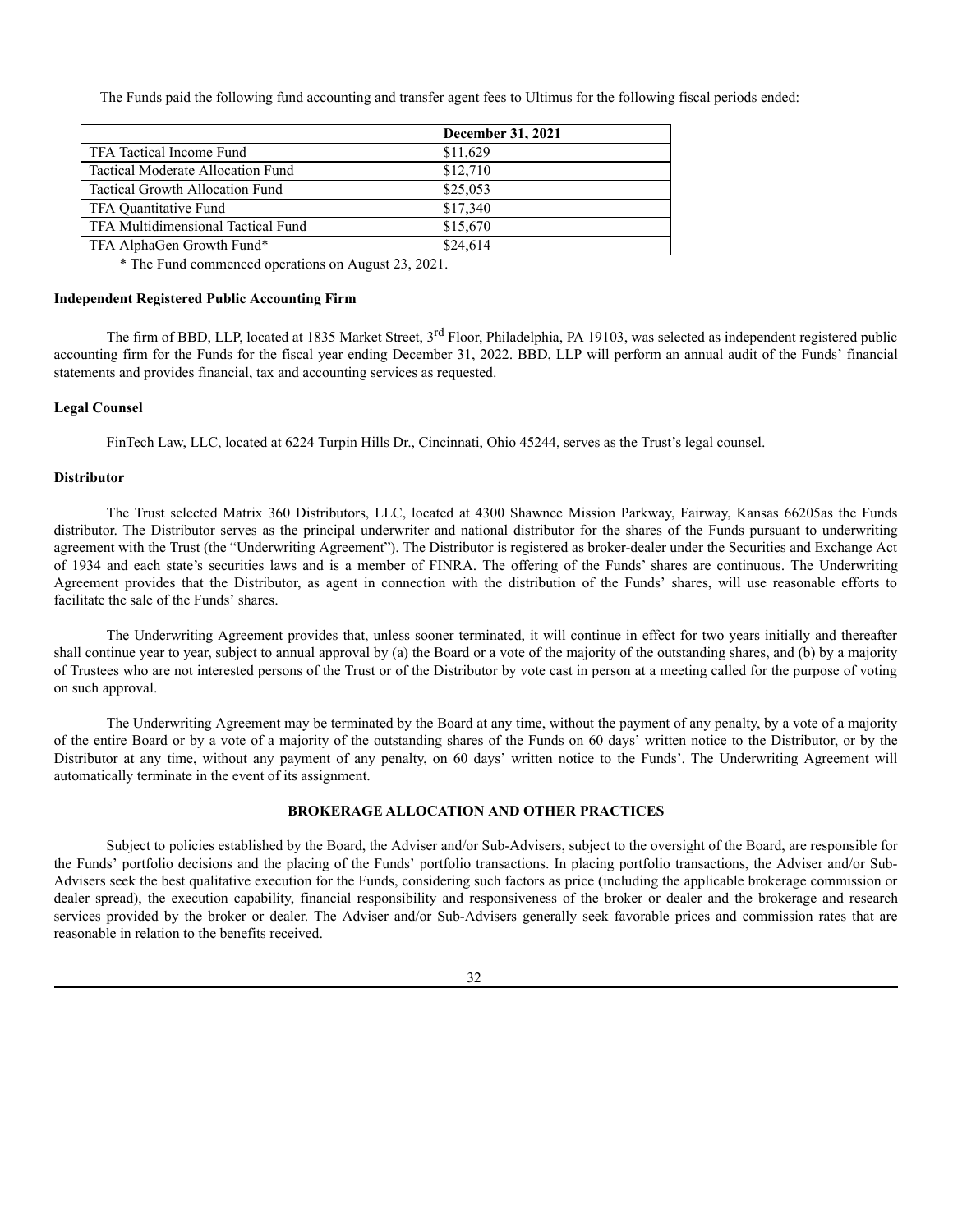The Funds paid the following fund accounting and transfer agent fees to Ultimus for the following fiscal periods ended:

| | December 31, 2021 |
|---|---|
| TFA Tactical Income Fund | $11,629 |
| Tactical Moderate Allocation Fund | $12,710 |
| Tactical Growth Allocation Fund | $25,053 |
| TFA Quantitative Fund | $17,340 |
| TFA Multidimensional Tactical Fund | $15,670 |
| TFA AlphaGen Growth Fund* | $24,614 |

\* The Fund commenced operations on August 23, 2021.

**Independent Registered Public Accounting Firm**

The firm of BBD, LLP, located at 1835 Market Street, 3rd Floor, Philadelphia, PA 19103, was selected as independent registered public accounting firm for the Funds for the fiscal year ending December 31, 2022. BBD, LLP will perform an annual audit of the Funds' financial statements and provides financial, tax and accounting services as requested.

**Legal Counsel**

FinTech Law, LLC, located at 6224 Turpin Hills Dr., Cincinnati, Ohio 45244, serves as the Trust's legal counsel.

**Distributor**

The Trust selected Matrix 360 Distributors, LLC, located at 4300 Shawnee Mission Parkway, Fairway, Kansas 66205as the Funds distributor. The Distributor serves as the principal underwriter and national distributor for the shares of the Funds pursuant to underwriting agreement with the Trust (the "Underwriting Agreement"). The Distributor is registered as broker-dealer under the Securities and Exchange Act of 1934 and each state's securities laws and is a member of FINRA. The offering of the Funds' shares are continuous. The Underwriting Agreement provides that the Distributor, as agent in connection with the distribution of the Funds' shares, will use reasonable efforts to facilitate the sale of the Funds' shares.

The Underwriting Agreement provides that, unless sooner terminated, it will continue in effect for two years initially and thereafter shall continue year to year, subject to annual approval by (a) the Board or a vote of the majority of the outstanding shares, and (b) by a majority of Trustees who are not interested persons of the Trust or of the Distributor by vote cast in person at a meeting called for the purpose of voting on such approval.

The Underwriting Agreement may be terminated by the Board at any time, without the payment of any penalty, by a vote of a majority of the entire Board or by a vote of a majority of the outstanding shares of the Funds on 60 days' written notice to the Distributor, or by the Distributor at any time, without any payment of any penalty, on 60 days' written notice to the Funds'. The Underwriting Agreement will automatically terminate in the event of its assignment.

## BROKERAGE ALLOCATION AND OTHER PRACTICES

Subject to policies established by the Board, the Adviser and/or Sub-Advisers, subject to the oversight of the Board, are responsible for the Funds' portfolio decisions and the placing of the Funds' portfolio transactions. In placing portfolio transactions, the Adviser and/or Sub-Advisers seek the best qualitative execution for the Funds, considering such factors as price (including the applicable brokerage commission or dealer spread), the execution capability, financial responsibility and responsiveness of the broker or dealer and the brokerage and research services provided by the broker or dealer. The Adviser and/or Sub-Advisers generally seek favorable prices and commission rates that are reasonable in relation to the benefits received.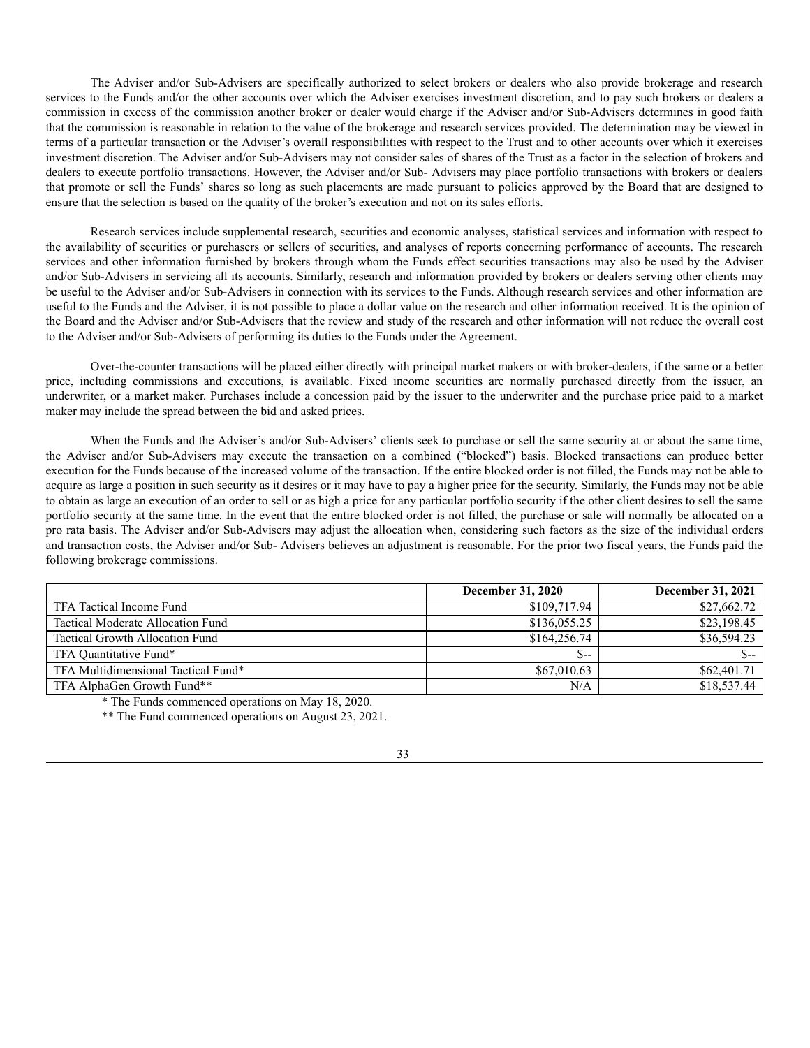The Adviser and/or Sub-Advisers are specifically authorized to select brokers or dealers who also provide brokerage and research services to the Funds and/or the other accounts over which the Adviser exercises investment discretion, and to pay such brokers or dealers a commission in excess of the commission another broker or dealer would charge if the Adviser and/or Sub-Advisers determines in good faith that the commission is reasonable in relation to the value of the brokerage and research services provided. The determination may be viewed in terms of a particular transaction or the Adviser's overall responsibilities with respect to the Trust and to other accounts over which it exercises investment discretion. The Adviser and/or Sub-Advisers may not consider sales of shares of the Trust as a factor in the selection of brokers and dealers to execute portfolio transactions. However, the Adviser and/or Sub- Advisers may place portfolio transactions with brokers or dealers that promote or sell the Funds' shares so long as such placements are made pursuant to policies approved by the Board that are designed to ensure that the selection is based on the quality of the broker's execution and not on its sales efforts.

Research services include supplemental research, securities and economic analyses, statistical services and information with respect to the availability of securities or purchasers or sellers of securities, and analyses of reports concerning performance of accounts. The research services and other information furnished by brokers through whom the Funds effect securities transactions may also be used by the Adviser and/or Sub-Advisers in servicing all its accounts. Similarly, research and information provided by brokers or dealers serving other clients may be useful to the Adviser and/or Sub-Advisers in connection with its services to the Funds. Although research services and other information are useful to the Funds and the Adviser, it is not possible to place a dollar value on the research and other information received. It is the opinion of the Board and the Adviser and/or Sub-Advisers that the review and study of the research and other information will not reduce the overall cost to the Adviser and/or Sub-Advisers of performing its duties to the Funds under the Agreement.

Over-the-counter transactions will be placed either directly with principal market makers or with broker-dealers, if the same or a better price, including commissions and executions, is available. Fixed income securities are normally purchased directly from the issuer, an underwriter, or a market maker. Purchases include a concession paid by the issuer to the underwriter and the purchase price paid to a market maker may include the spread between the bid and asked prices.

When the Funds and the Adviser's and/or Sub-Advisers' clients seek to purchase or sell the same security at or about the same time, the Adviser and/or Sub-Advisers may execute the transaction on a combined ("blocked") basis. Blocked transactions can produce better execution for the Funds because of the increased volume of the transaction. If the entire blocked order is not filled, the Funds may not be able to acquire as large a position in such security as it desires or it may have to pay a higher price for the security. Similarly, the Funds may not be able to obtain as large an execution of an order to sell or as high a price for any particular portfolio security if the other client desires to sell the same portfolio security at the same time. In the event that the entire blocked order is not filled, the purchase or sale will normally be allocated on a pro rata basis. The Adviser and/or Sub-Advisers may adjust the allocation when, considering such factors as the size of the individual orders and transaction costs, the Adviser and/or Sub- Advisers believes an adjustment is reasonable. For the prior two fiscal years, the Funds paid the following brokerage commissions.

| | **December 31, 2020** | **December 31, 2021** |
|---|---|---|
| TFA Tactical Income Fund | $109,717.94 | $27,662.72 |
| Tactical Moderate Allocation Fund | $136,055.25 | $23,198.45 |
| Tactical Growth Allocation Fund | $164,256.74 | $36,594.23 |
| TFA Quantitative Fund* | $-- | $-- |
| TFA Multidimensional Tactical Fund* | $67,010.63 | $62,401.71 |
| TFA AlphaGen Growth Fund** | N/A | $18,537.44 |

\* The Funds commenced operations on May 18, 2020.

\*\* The Fund commenced operations on August 23, 2021.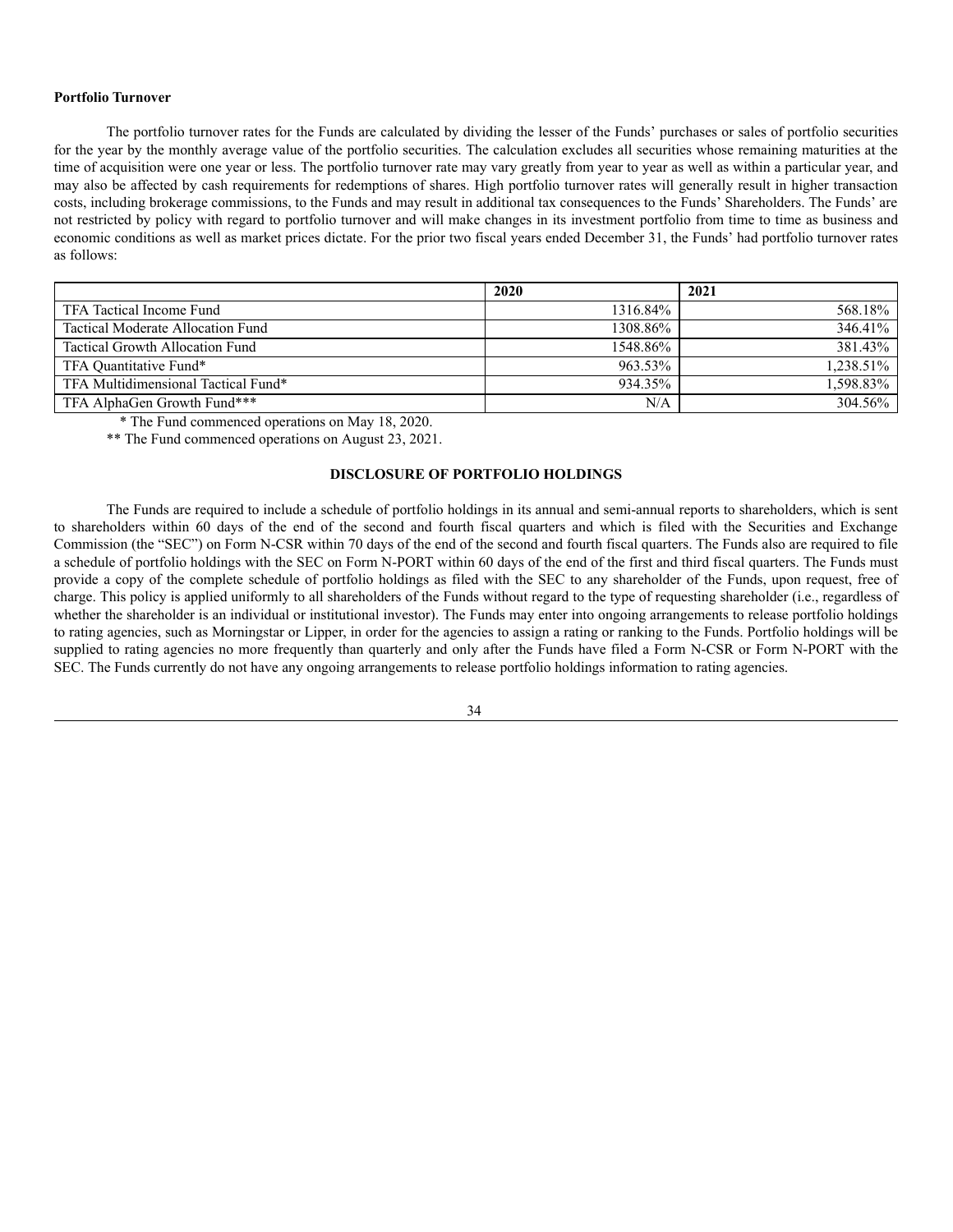**Portfolio Turnover**

The portfolio turnover rates for the Funds are calculated by dividing the lesser of the Funds' purchases or sales of portfolio securities for the year by the monthly average value of the portfolio securities. The calculation excludes all securities whose remaining maturities at the time of acquisition were one year or less. The portfolio turnover rate may vary greatly from year to year as well as within a particular year, and may also be affected by cash requirements for redemptions of shares. High portfolio turnover rates will generally result in higher transaction costs, including brokerage commissions, to the Funds and may result in additional tax consequences to the Funds' Shareholders. The Funds' are not restricted by policy with regard to portfolio turnover and will make changes in its investment portfolio from time to time as business and economic conditions as well as market prices dictate. For the prior two fiscal years ended December 31, the Funds' had portfolio turnover rates as follows:

| | 2020 | 2021 |
|---|---|---|
| TFA Tactical Income Fund | 1316.84% | 568.18% |
| Tactical Moderate Allocation Fund | 1308.86% | 346.41% |
| Tactical Growth Allocation Fund | 1548.86% | 381.43% |
| TFA Quantitative Fund* | 963.53% | 1,238.51% |
| TFA Multidimensional Tactical Fund* | 934.35% | 1,598.83% |
| TFA AlphaGen Growth Fund*** | N/A | 304.56% |

\* The Fund commenced operations on May 18, 2020.

\** The Fund commenced operations on August 23, 2021.

## DISCLOSURE OF PORTFOLIO HOLDINGS

The Funds are required to include a schedule of portfolio holdings in its annual and semi-annual reports to shareholders, which is sent to shareholders within 60 days of the end of the second and fourth fiscal quarters and which is filed with the Securities and Exchange Commission (the "SEC") on Form N-CSR within 70 days of the end of the second and fourth fiscal quarters. The Funds also are required to file a schedule of portfolio holdings with the SEC on Form N-PORT within 60 days of the end of the first and third fiscal quarters. The Funds must provide a copy of the complete schedule of portfolio holdings as filed with the SEC to any shareholder of the Funds, upon request, free of charge. This policy is applied uniformly to all shareholders of the Funds without regard to the type of requesting shareholder (i.e., regardless of whether the shareholder is an individual or institutional investor). The Funds may enter into ongoing arrangements to release portfolio holdings to rating agencies, such as Morningstar or Lipper, in order for the agencies to assign a rating or ranking to the Funds. Portfolio holdings will be supplied to rating agencies no more frequently than quarterly and only after the Funds have filed a Form N-CSR or Form N-PORT with the SEC. The Funds currently do not have any ongoing arrangements to release portfolio holdings information to rating agencies.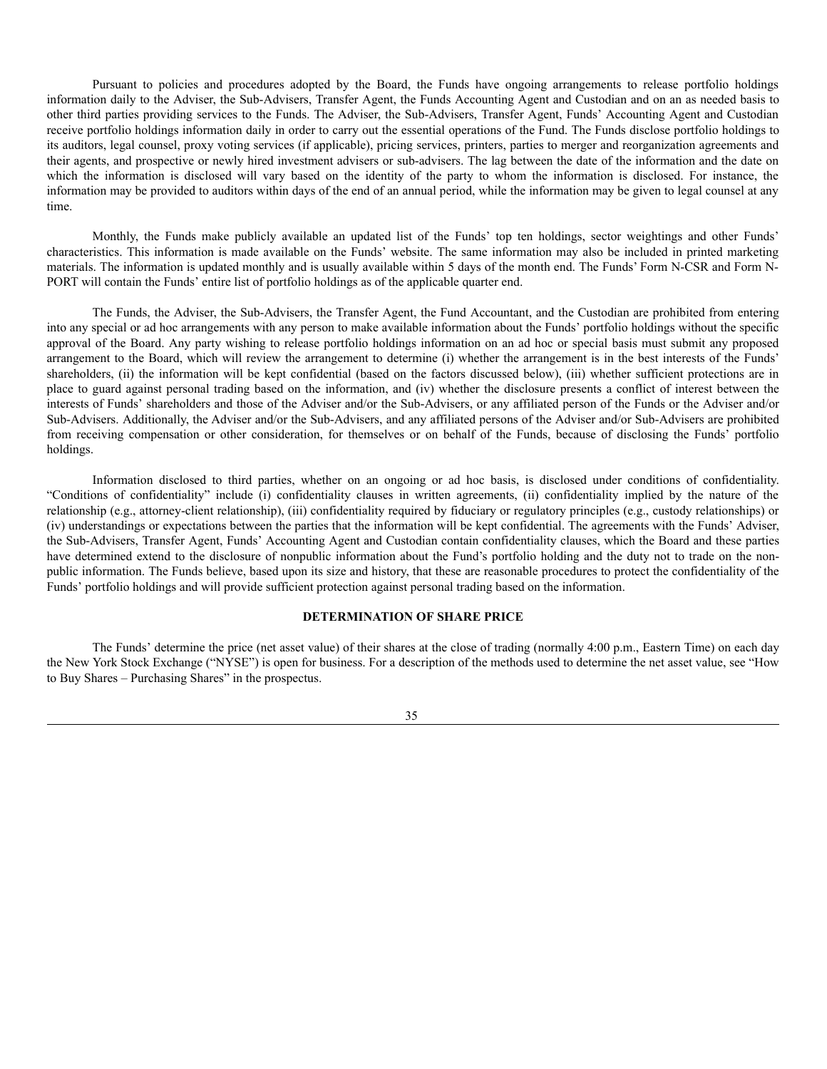Pursuant to policies and procedures adopted by the Board, the Funds have ongoing arrangements to release portfolio holdings information daily to the Adviser, the Sub-Advisers, Transfer Agent, the Funds Accounting Agent and Custodian and on an as needed basis to other third parties providing services to the Funds. The Adviser, the Sub-Advisers, Transfer Agent, Funds' Accounting Agent and Custodian receive portfolio holdings information daily in order to carry out the essential operations of the Fund. The Funds disclose portfolio holdings to its auditors, legal counsel, proxy voting services (if applicable), pricing services, printers, parties to merger and reorganization agreements and their agents, and prospective or newly hired investment advisers or sub-advisers. The lag between the date of the information and the date on which the information is disclosed will vary based on the identity of the party to whom the information is disclosed. For instance, the information may be provided to auditors within days of the end of an annual period, while the information may be given to legal counsel at any time.

Monthly, the Funds make publicly available an updated list of the Funds' top ten holdings, sector weightings and other Funds' characteristics. This information is made available on the Funds' website. The same information may also be included in printed marketing materials. The information is updated monthly and is usually available within 5 days of the month end. The Funds' Form N-CSR and Form N-PORT will contain the Funds' entire list of portfolio holdings as of the applicable quarter end.

The Funds, the Adviser, the Sub-Advisers, the Transfer Agent, the Fund Accountant, and the Custodian are prohibited from entering into any special or ad hoc arrangements with any person to make available information about the Funds' portfolio holdings without the specific approval of the Board. Any party wishing to release portfolio holdings information on an ad hoc or special basis must submit any proposed arrangement to the Board, which will review the arrangement to determine (i) whether the arrangement is in the best interests of the Funds' shareholders, (ii) the information will be kept confidential (based on the factors discussed below), (iii) whether sufficient protections are in place to guard against personal trading based on the information, and (iv) whether the disclosure presents a conflict of interest between the interests of Funds' shareholders and those of the Adviser and/or the Sub-Advisers, or any affiliated person of the Funds or the Adviser and/or Sub-Advisers. Additionally, the Adviser and/or the Sub-Advisers, and any affiliated persons of the Adviser and/or Sub-Advisers are prohibited from receiving compensation or other consideration, for themselves or on behalf of the Funds, because of disclosing the Funds' portfolio holdings.

Information disclosed to third parties, whether on an ongoing or ad hoc basis, is disclosed under conditions of confidentiality. "Conditions of confidentiality" include (i) confidentiality clauses in written agreements, (ii) confidentiality implied by the nature of the relationship (e.g., attorney-client relationship), (iii) confidentiality required by fiduciary or regulatory principles (e.g., custody relationships) or (iv) understandings or expectations between the parties that the information will be kept confidential. The agreements with the Funds' Adviser, the Sub-Advisers, Transfer Agent, Funds' Accounting Agent and Custodian contain confidentiality clauses, which the Board and these parties have determined extend to the disclosure of nonpublic information about the Fund's portfolio holding and the duty not to trade on the non-public information. The Funds believe, based upon its size and history, that these are reasonable procedures to protect the confidentiality of the Funds' portfolio holdings and will provide sufficient protection against personal trading based on the information.

## DETERMINATION OF SHARE PRICE

The Funds' determine the price (net asset value) of their shares at the close of trading (normally 4:00 p.m., Eastern Time) on each day the New York Stock Exchange ("NYSE") is open for business. For a description of the methods used to determine the net asset value, see "How to Buy Shares – Purchasing Shares" in the prospectus.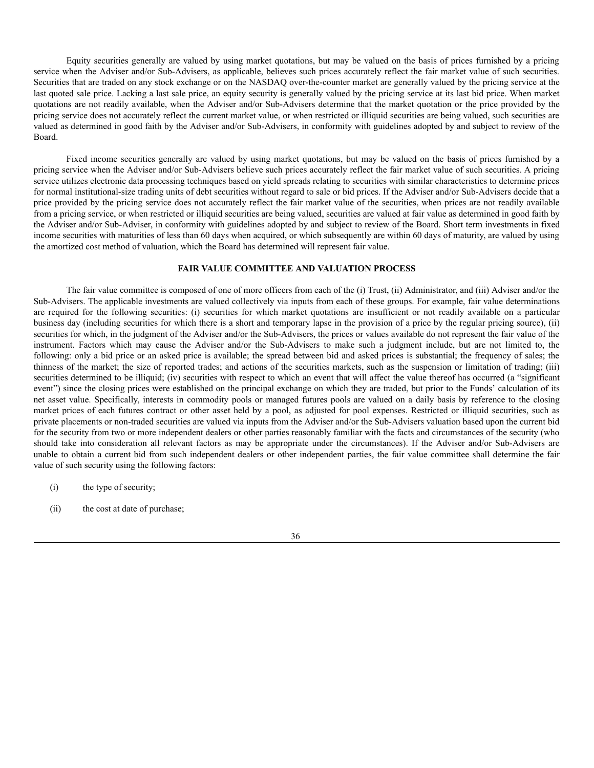Equity securities generally are valued by using market quotations, but may be valued on the basis of prices furnished by a pricing service when the Adviser and/or Sub-Advisers, as applicable, believes such prices accurately reflect the fair market value of such securities. Securities that are traded on any stock exchange or on the NASDAQ over-the-counter market are generally valued by the pricing service at the last quoted sale price. Lacking a last sale price, an equity security is generally valued by the pricing service at its last bid price. When market quotations are not readily available, when the Adviser and/or Sub-Advisers determine that the market quotation or the price provided by the pricing service does not accurately reflect the current market value, or when restricted or illiquid securities are being valued, such securities are valued as determined in good faith by the Adviser and/or Sub-Advisers, in conformity with guidelines adopted by and subject to review of the Board.

Fixed income securities generally are valued by using market quotations, but may be valued on the basis of prices furnished by a pricing service when the Adviser and/or Sub-Advisers believe such prices accurately reflect the fair market value of such securities. A pricing service utilizes electronic data processing techniques based on yield spreads relating to securities with similar characteristics to determine prices for normal institutional-size trading units of debt securities without regard to sale or bid prices. If the Adviser and/or Sub-Advisers decide that a price provided by the pricing service does not accurately reflect the fair market value of the securities, when prices are not readily available from a pricing service, or when restricted or illiquid securities are being valued, securities are valued at fair value as determined in good faith by the Adviser and/or Sub-Adviser, in conformity with guidelines adopted by and subject to review of the Board. Short term investments in fixed income securities with maturities of less than 60 days when acquired, or which subsequently are within 60 days of maturity, are valued by using the amortized cost method of valuation, which the Board has determined will represent fair value.

## FAIR VALUE COMMITTEE AND VALUATION PROCESS

The fair value committee is composed of one of more officers from each of the (i) Trust, (ii) Administrator, and (iii) Adviser and/or the Sub-Advisers. The applicable investments are valued collectively via inputs from each of these groups. For example, fair value determinations are required for the following securities: (i) securities for which market quotations are insufficient or not readily available on a particular business day (including securities for which there is a short and temporary lapse in the provision of a price by the regular pricing source), (ii) securities for which, in the judgment of the Adviser and/or the Sub-Advisers, the prices or values available do not represent the fair value of the instrument. Factors which may cause the Adviser and/or the Sub-Advisers to make such a judgment include, but are not limited to, the following: only a bid price or an asked price is available; the spread between bid and asked prices is substantial; the frequency of sales; the thinness of the market; the size of reported trades; and actions of the securities markets, such as the suspension or limitation of trading; (iii) securities determined to be illiquid; (iv) securities with respect to which an event that will affect the value thereof has occurred (a "significant event") since the closing prices were established on the principal exchange on which they are traded, but prior to the Funds' calculation of its net asset value. Specifically, interests in commodity pools or managed futures pools are valued on a daily basis by reference to the closing market prices of each futures contract or other asset held by a pool, as adjusted for pool expenses. Restricted or illiquid securities, such as private placements or non-traded securities are valued via inputs from the Adviser and/or the Sub-Advisers valuation based upon the current bid for the security from two or more independent dealers or other parties reasonably familiar with the facts and circumstances of the security (who should take into consideration all relevant factors as may be appropriate under the circumstances). If the Adviser and/or Sub-Advisers are unable to obtain a current bid from such independent dealers or other independent parties, the fair value committee shall determine the fair value of such security using the following factors:

(i) the type of security;

(ii) the cost at date of purchase;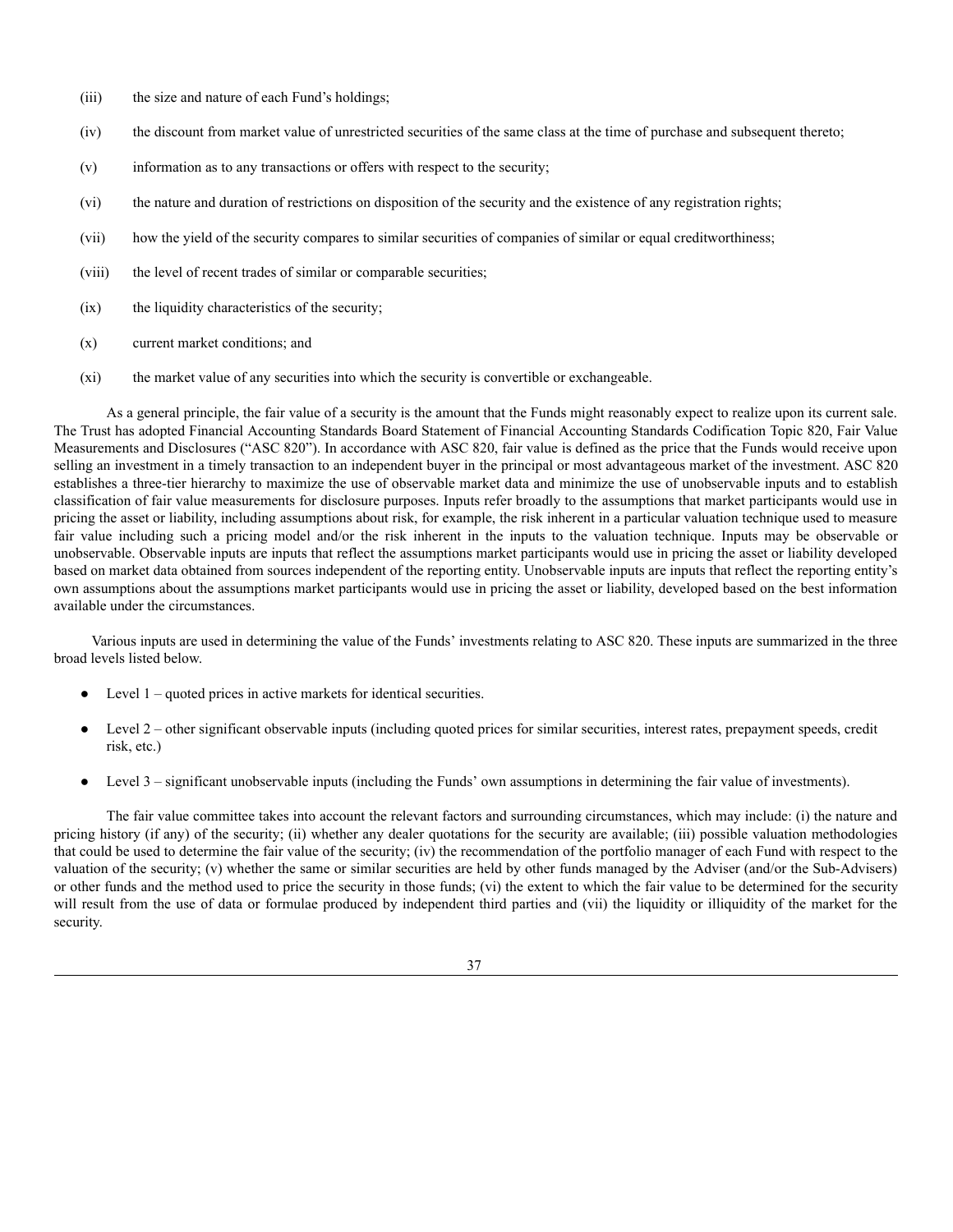(iii) the size and nature of each Fund's holdings;

(iv) the discount from market value of unrestricted securities of the same class at the time of purchase and subsequent thereto;

(v) information as to any transactions or offers with respect to the security;

(vi) the nature and duration of restrictions on disposition of the security and the existence of any registration rights;

(vii) how the yield of the security compares to similar securities of companies of similar or equal creditworthiness;

(viii) the level of recent trades of similar or comparable securities;

(ix) the liquidity characteristics of the security;

(x) current market conditions; and

(xi) the market value of any securities into which the security is convertible or exchangeable.

As a general principle, the fair value of a security is the amount that the Funds might reasonably expect to realize upon its current sale. The Trust has adopted Financial Accounting Standards Board Statement of Financial Accounting Standards Codification Topic 820, Fair Value Measurements and Disclosures ("ASC 820"). In accordance with ASC 820, fair value is defined as the price that the Funds would receive upon selling an investment in a timely transaction to an independent buyer in the principal or most advantageous market of the investment. ASC 820 establishes a three-tier hierarchy to maximize the use of observable market data and minimize the use of unobservable inputs and to establish classification of fair value measurements for disclosure purposes. Inputs refer broadly to the assumptions that market participants would use in pricing the asset or liability, including assumptions about risk, for example, the risk inherent in a particular valuation technique used to measure fair value including such a pricing model and/or the risk inherent in the inputs to the valuation technique. Inputs may be observable or unobservable. Observable inputs are inputs that reflect the assumptions market participants would use in pricing the asset or liability developed based on market data obtained from sources independent of the reporting entity. Unobservable inputs are inputs that reflect the reporting entity's own assumptions about the assumptions market participants would use in pricing the asset or liability, developed based on the best information available under the circumstances.

Various inputs are used in determining the value of the Funds' investments relating to ASC 820. These inputs are summarized in the three broad levels listed below.

- Level 1 – quoted prices in active markets for identical securities.
- Level 2 – other significant observable inputs (including quoted prices for similar securities, interest rates, prepayment speeds, credit risk, etc.)
- Level 3 – significant unobservable inputs (including the Funds' own assumptions in determining the fair value of investments).

The fair value committee takes into account the relevant factors and surrounding circumstances, which may include: (i) the nature and pricing history (if any) of the security; (ii) whether any dealer quotations for the security are available; (iii) possible valuation methodologies that could be used to determine the fair value of the security; (iv) the recommendation of the portfolio manager of each Fund with respect to the valuation of the security; (v) whether the same or similar securities are held by other funds managed by the Adviser (and/or the Sub-Advisers) or other funds and the method used to price the security in those funds; (vi) the extent to which the fair value to be determined for the security will result from the use of data or formulae produced by independent third parties and (vii) the liquidity or illiquidity of the market for the security.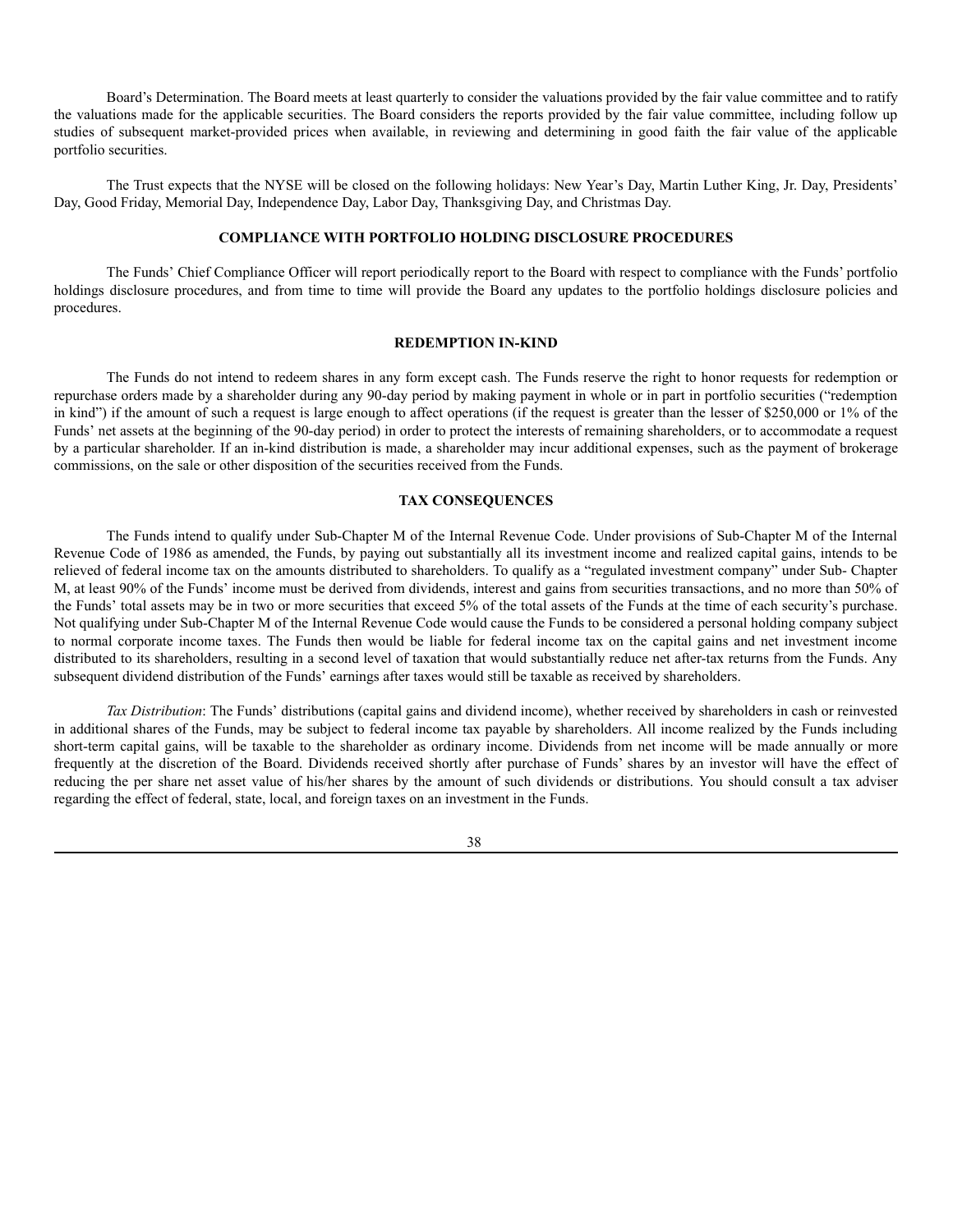Board's Determination. The Board meets at least quarterly to consider the valuations provided by the fair value committee and to ratify the valuations made for the applicable securities. The Board considers the reports provided by the fair value committee, including follow up studies of subsequent market-provided prices when available, in reviewing and determining in good faith the fair value of the applicable portfolio securities.

The Trust expects that the NYSE will be closed on the following holidays: New Year's Day, Martin Luther King, Jr. Day, Presidents' Day, Good Friday, Memorial Day, Independence Day, Labor Day, Thanksgiving Day, and Christmas Day.

## COMPLIANCE WITH PORTFOLIO HOLDING DISCLOSURE PROCEDURES

The Funds' Chief Compliance Officer will report periodically report to the Board with respect to compliance with the Funds' portfolio holdings disclosure procedures, and from time to time will provide the Board any updates to the portfolio holdings disclosure policies and procedures.

## REDEMPTION IN-KIND

The Funds do not intend to redeem shares in any form except cash. The Funds reserve the right to honor requests for redemption or repurchase orders made by a shareholder during any 90-day period by making payment in whole or in part in portfolio securities ("redemption in kind") if the amount of such a request is large enough to affect operations (if the request is greater than the lesser of $250,000 or 1% of the Funds' net assets at the beginning of the 90-day period) in order to protect the interests of remaining shareholders, or to accommodate a request by a particular shareholder. If an in-kind distribution is made, a shareholder may incur additional expenses, such as the payment of brokerage commissions, on the sale or other disposition of the securities received from the Funds.

## TAX CONSEQUENCES

The Funds intend to qualify under Sub-Chapter M of the Internal Revenue Code. Under provisions of Sub-Chapter M of the Internal Revenue Code of 1986 as amended, the Funds, by paying out substantially all its investment income and realized capital gains, intends to be relieved of federal income tax on the amounts distributed to shareholders. To qualify as a "regulated investment company" under Sub- Chapter M, at least 90% of the Funds' income must be derived from dividends, interest and gains from securities transactions, and no more than 50% of the Funds' total assets may be in two or more securities that exceed 5% of the total assets of the Funds at the time of each security's purchase. Not qualifying under Sub-Chapter M of the Internal Revenue Code would cause the Funds to be considered a personal holding company subject to normal corporate income taxes. The Funds then would be liable for federal income tax on the capital gains and net investment income distributed to its shareholders, resulting in a second level of taxation that would substantially reduce net after-tax returns from the Funds. Any subsequent dividend distribution of the Funds' earnings after taxes would still be taxable as received by shareholders.

*Tax Distribution*: The Funds' distributions (capital gains and dividend income), whether received by shareholders in cash or reinvested in additional shares of the Funds, may be subject to federal income tax payable by shareholders. All income realized by the Funds including short-term capital gains, will be taxable to the shareholder as ordinary income. Dividends from net income will be made annually or more frequently at the discretion of the Board. Dividends received shortly after purchase of Funds' shares by an investor will have the effect of reducing the per share net asset value of his/her shares by the amount of such dividends or distributions. You should consult a tax adviser regarding the effect of federal, state, local, and foreign taxes on an investment in the Funds.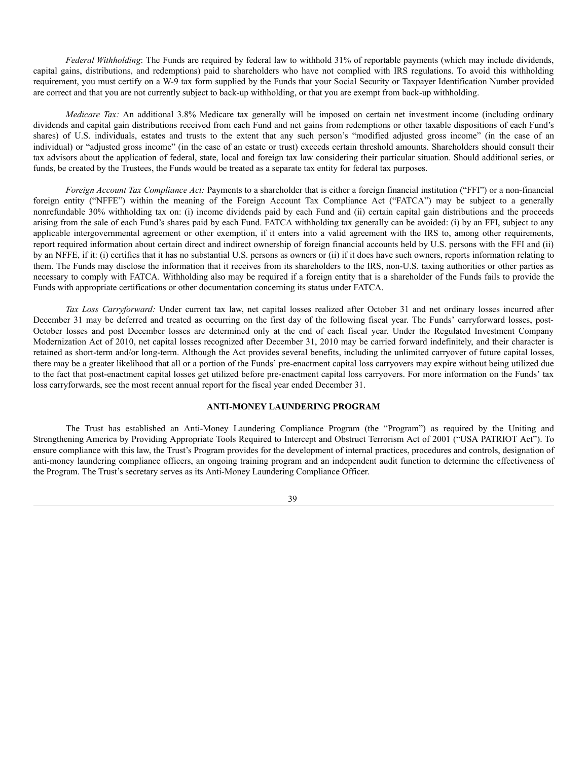*Federal Withholding*: The Funds are required by federal law to withhold 31% of reportable payments (which may include dividends, capital gains, distributions, and redemptions) paid to shareholders who have not complied with IRS regulations. To avoid this withholding requirement, you must certify on a W-9 tax form supplied by the Funds that your Social Security or Taxpayer Identification Number provided are correct and that you are not currently subject to back-up withholding, or that you are exempt from back-up withholding.

*Medicare Tax:* An additional 3.8% Medicare tax generally will be imposed on certain net investment income (including ordinary dividends and capital gain distributions received from each Fund and net gains from redemptions or other taxable dispositions of each Fund's shares) of U.S. individuals, estates and trusts to the extent that any such person's "modified adjusted gross income" (in the case of an individual) or "adjusted gross income" (in the case of an estate or trust) exceeds certain threshold amounts. Shareholders should consult their tax advisors about the application of federal, state, local and foreign tax law considering their particular situation. Should additional series, or funds, be created by the Trustees, the Funds would be treated as a separate tax entity for federal tax purposes.

*Foreign Account Tax Compliance Act:* Payments to a shareholder that is either a foreign financial institution ("FFI") or a non-financial foreign entity ("NFFE") within the meaning of the Foreign Account Tax Compliance Act ("FATCA") may be subject to a generally nonrefundable 30% withholding tax on: (i) income dividends paid by each Fund and (ii) certain capital gain distributions and the proceeds arising from the sale of each Fund's shares paid by each Fund. FATCA withholding tax generally can be avoided: (i) by an FFI, subject to any applicable intergovernmental agreement or other exemption, if it enters into a valid agreement with the IRS to, among other requirements, report required information about certain direct and indirect ownership of foreign financial accounts held by U.S. persons with the FFI and (ii) by an NFFE, if it: (i) certifies that it has no substantial U.S. persons as owners or (ii) if it does have such owners, reports information relating to them. The Funds may disclose the information that it receives from its shareholders to the IRS, non-U.S. taxing authorities or other parties as necessary to comply with FATCA. Withholding also may be required if a foreign entity that is a shareholder of the Funds fails to provide the Funds with appropriate certifications or other documentation concerning its status under FATCA.

*Tax Loss Carryforward:* Under current tax law, net capital losses realized after October 31 and net ordinary losses incurred after December 31 may be deferred and treated as occurring on the first day of the following fiscal year. The Funds' carryforward losses, post-October losses and post December losses are determined only at the end of each fiscal year. Under the Regulated Investment Company Modernization Act of 2010, net capital losses recognized after December 31, 2010 may be carried forward indefinitely, and their character is retained as short-term and/or long-term. Although the Act provides several benefits, including the unlimited carryover of future capital losses, there may be a greater likelihood that all or a portion of the Funds' pre-enactment capital loss carryovers may expire without being utilized due to the fact that post-enactment capital losses get utilized before pre-enactment capital loss carryovers. For more information on the Funds' tax loss carryforwards, see the most recent annual report for the fiscal year ended December 31.

## ANTI-MONEY LAUNDERING PROGRAM

The Trust has established an Anti-Money Laundering Compliance Program (the "Program") as required by the Uniting and Strengthening America by Providing Appropriate Tools Required to Intercept and Obstruct Terrorism Act of 2001 ("USA PATRIOT Act"). To ensure compliance with this law, the Trust's Program provides for the development of internal practices, procedures and controls, designation of anti-money laundering compliance officers, an ongoing training program and an independent audit function to determine the effectiveness of the Program. The Trust's secretary serves as its Anti-Money Laundering Compliance Officer.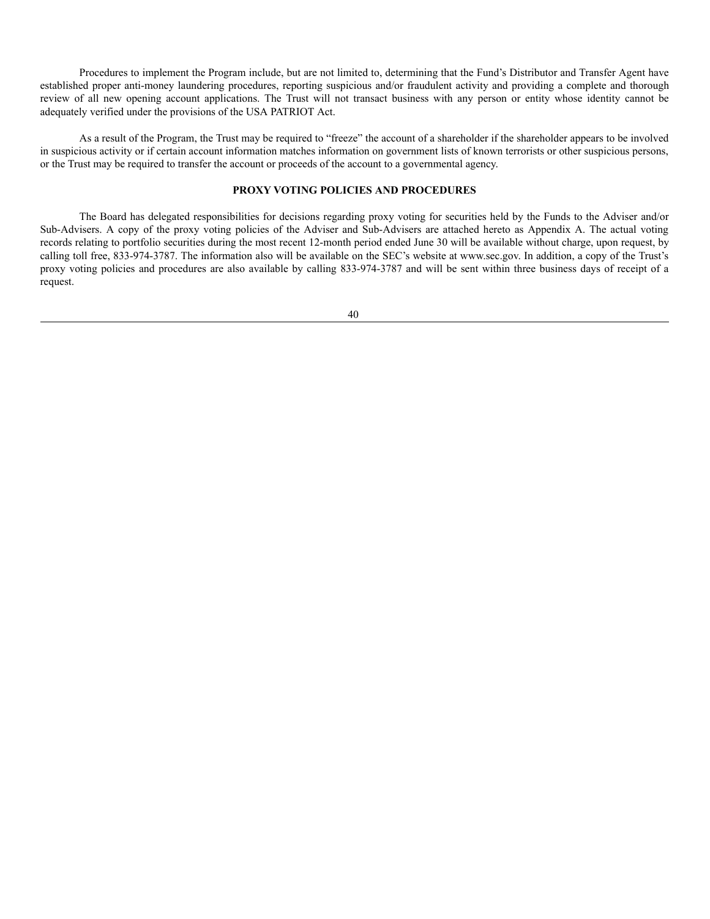Procedures to implement the Program include, but are not limited to, determining that the Fund's Distributor and Transfer Agent have established proper anti-money laundering procedures, reporting suspicious and/or fraudulent activity and providing a complete and thorough review of all new opening account applications. The Trust will not transact business with any person or entity whose identity cannot be adequately verified under the provisions of the USA PATRIOT Act.

As a result of the Program, the Trust may be required to "freeze" the account of a shareholder if the shareholder appears to be involved in suspicious activity or if certain account information matches information on government lists of known terrorists or other suspicious persons, or the Trust may be required to transfer the account or proceeds of the account to a governmental agency.

## PROXY VOTING POLICIES AND PROCEDURES

The Board has delegated responsibilities for decisions regarding proxy voting for securities held by the Funds to the Adviser and/or Sub-Advisers. A copy of the proxy voting policies of the Adviser and Sub-Advisers are attached hereto as Appendix A. The actual voting records relating to portfolio securities during the most recent 12-month period ended June 30 will be available without charge, upon request, by calling toll free, 833-974-3787. The information also will be available on the SEC's website at www.sec.gov. In addition, a copy of the Trust's proxy voting policies and procedures are also available by calling 833-974-3787 and will be sent within three business days of receipt of a request.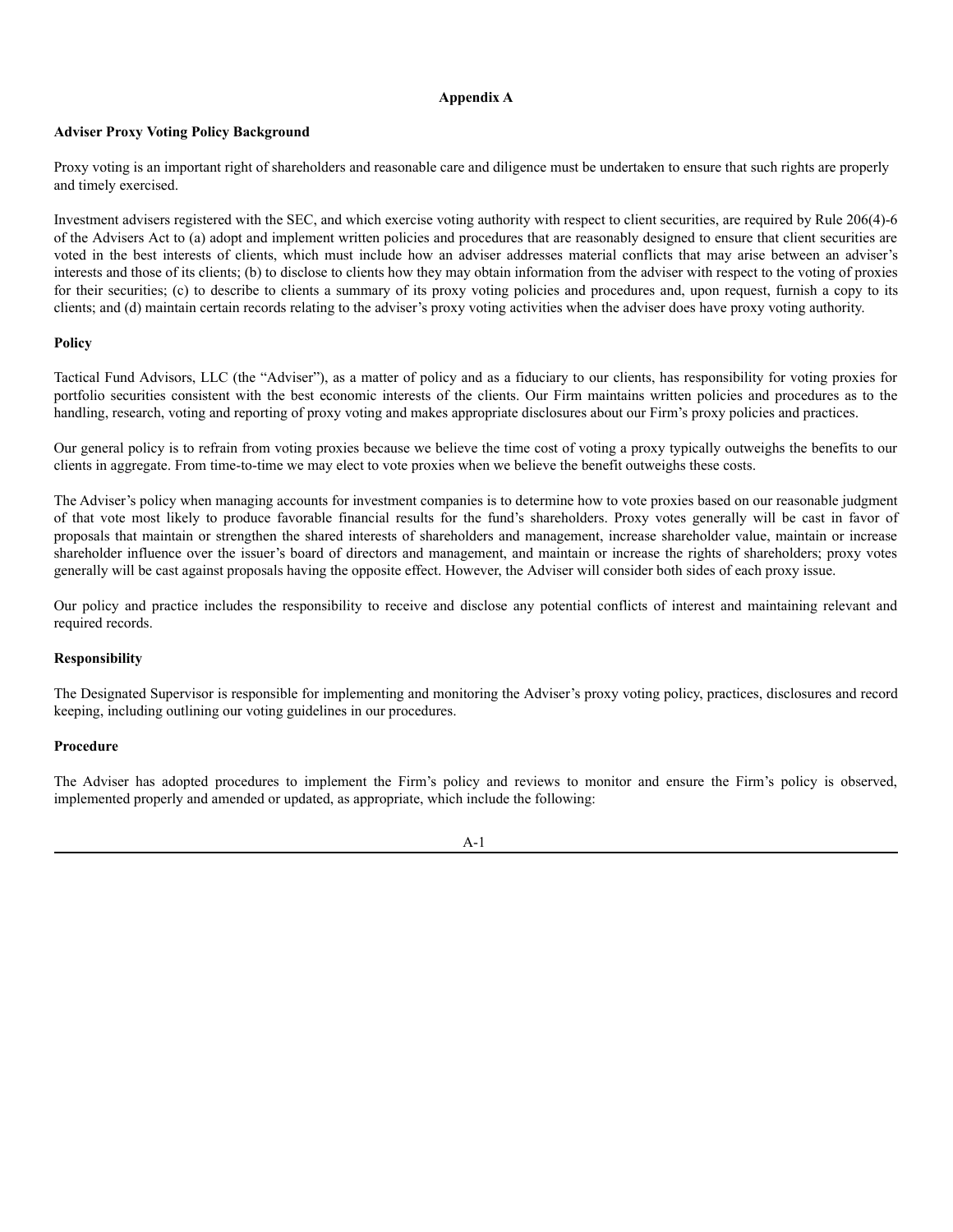## Appendix A

**Adviser Proxy Voting Policy Background**

Proxy voting is an important right of shareholders and reasonable care and diligence must be undertaken to ensure that such rights are properly and timely exercised.

Investment advisers registered with the SEC, and which exercise voting authority with respect to client securities, are required by Rule 206(4)-6 of the Advisers Act to (a) adopt and implement written policies and procedures that are reasonably designed to ensure that client securities are voted in the best interests of clients, which must include how an adviser addresses material conflicts that may arise between an adviser's interests and those of its clients; (b) to disclose to clients how they may obtain information from the adviser with respect to the voting of proxies for their securities; (c) to describe to clients a summary of its proxy voting policies and procedures and, upon request, furnish a copy to its clients; and (d) maintain certain records relating to the adviser's proxy voting activities when the adviser does have proxy voting authority.

**Policy**

Tactical Fund Advisors, LLC (the "Adviser"), as a matter of policy and as a fiduciary to our clients, has responsibility for voting proxies for portfolio securities consistent with the best economic interests of the clients. Our Firm maintains written policies and procedures as to the handling, research, voting and reporting of proxy voting and makes appropriate disclosures about our Firm's proxy policies and practices.

Our general policy is to refrain from voting proxies because we believe the time cost of voting a proxy typically outweighs the benefits to our clients in aggregate. From time-to-time we may elect to vote proxies when we believe the benefit outweighs these costs.

The Adviser's policy when managing accounts for investment companies is to determine how to vote proxies based on our reasonable judgment of that vote most likely to produce favorable financial results for the fund's shareholders. Proxy votes generally will be cast in favor of proposals that maintain or strengthen the shared interests of shareholders and management, increase shareholder value, maintain or increase shareholder influence over the issuer's board of directors and management, and maintain or increase the rights of shareholders; proxy votes generally will be cast against proposals having the opposite effect. However, the Adviser will consider both sides of each proxy issue.

Our policy and practice includes the responsibility to receive and disclose any potential conflicts of interest and maintaining relevant and required records.

**Responsibility**

The Designated Supervisor is responsible for implementing and monitoring the Adviser's proxy voting policy, practices, disclosures and record keeping, including outlining our voting guidelines in our procedures.

**Procedure**

The Adviser has adopted procedures to implement the Firm's policy and reviews to monitor and ensure the Firm's policy is observed, implemented properly and amended or updated, as appropriate, which include the following: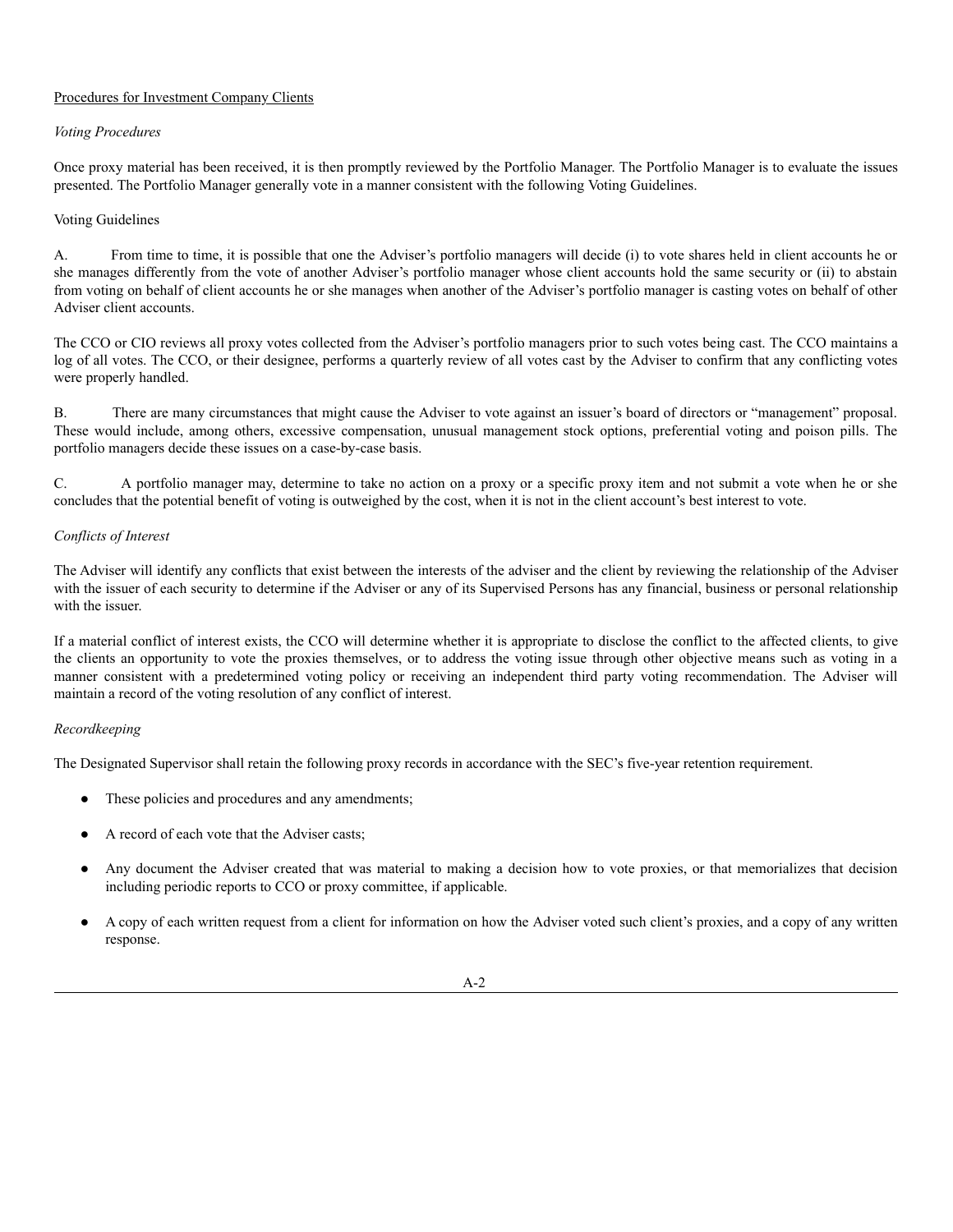Procedures for Investment Company Clients

*Voting Procedures*

Once proxy material has been received, it is then promptly reviewed by the Portfolio Manager. The Portfolio Manager is to evaluate the issues presented. The Portfolio Manager generally vote in a manner consistent with the following Voting Guidelines.

Voting Guidelines

A. From time to time, it is possible that one the Adviser's portfolio managers will decide (i) to vote shares held in client accounts he or she manages differently from the vote of another Adviser's portfolio manager whose client accounts hold the same security or (ii) to abstain from voting on behalf of client accounts he or she manages when another of the Adviser's portfolio manager is casting votes on behalf of other Adviser client accounts.

The CCO or CIO reviews all proxy votes collected from the Adviser's portfolio managers prior to such votes being cast. The CCO maintains a log of all votes. The CCO, or their designee, performs a quarterly review of all votes cast by the Adviser to confirm that any conflicting votes were properly handled.

B. There are many circumstances that might cause the Adviser to vote against an issuer's board of directors or "management" proposal. These would include, among others, excessive compensation, unusual management stock options, preferential voting and poison pills. The portfolio managers decide these issues on a case-by-case basis.

C. A portfolio manager may, determine to take no action on a proxy or a specific proxy item and not submit a vote when he or she concludes that the potential benefit of voting is outweighed by the cost, when it is not in the client account's best interest to vote.

*Conflicts of Interest*

The Adviser will identify any conflicts that exist between the interests of the adviser and the client by reviewing the relationship of the Adviser with the issuer of each security to determine if the Adviser or any of its Supervised Persons has any financial, business or personal relationship with the issuer.

If a material conflict of interest exists, the CCO will determine whether it is appropriate to disclose the conflict to the affected clients, to give the clients an opportunity to vote the proxies themselves, or to address the voting issue through other objective means such as voting in a manner consistent with a predetermined voting policy or receiving an independent third party voting recommendation. The Adviser will maintain a record of the voting resolution of any conflict of interest.

*Recordkeeping*

The Designated Supervisor shall retain the following proxy records in accordance with the SEC's five-year retention requirement.

- These policies and procedures and any amendments;
- A record of each vote that the Adviser casts;
- Any document the Adviser created that was material to making a decision how to vote proxies, or that memorializes that decision including periodic reports to CCO or proxy committee, if applicable.
- A copy of each written request from a client for information on how the Adviser voted such client's proxies, and a copy of any written response.